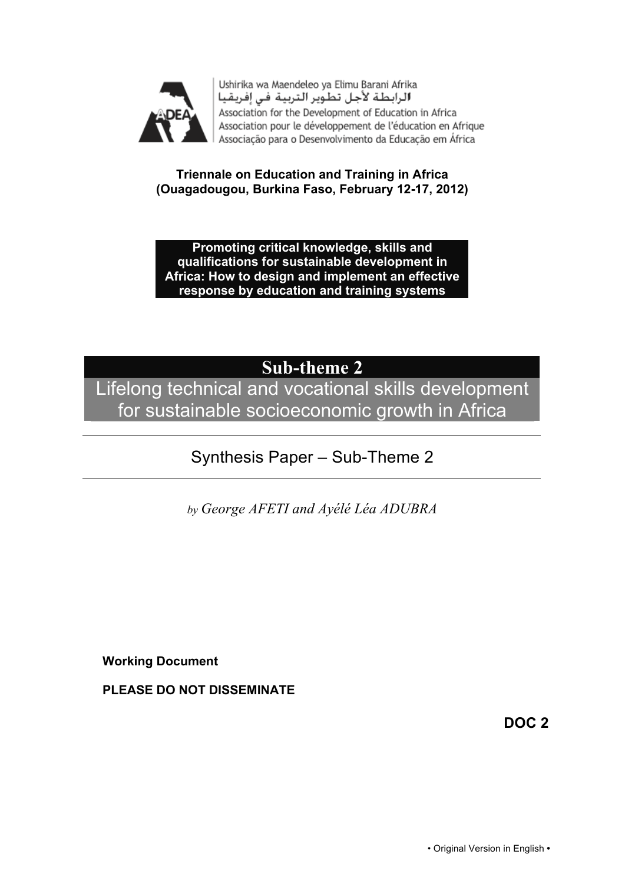Ushirika wa Maendeleo ya Elimu Barani Afrika
الرابطة لأجل تطوير التربية في إفريقيا
Association for the Development of Education in Africa
Association pour le développement de l'éducation en Afrique
Associação para o Desenvolvimento da Educação em África

**Triennale on Education and Training in Africa**
**(Ouagadougou, Burkina Faso, February 12-17, 2012)**

**Promoting critical knowledge, skills and qualifications for sustainable development in Africa: How to design and implement an effective response by education and training systems**

# Sub-theme 2

## Lifelong technical and vocational skills development for sustainable socioeconomic growth in Africa

## Synthesis Paper – Sub-Theme 2

*by George AFETI and Ayélé Léa ADUBRA*

**Working Document**

**PLEASE DO NOT DISSEMINATE**

**DOC 2**

• Original Version in English •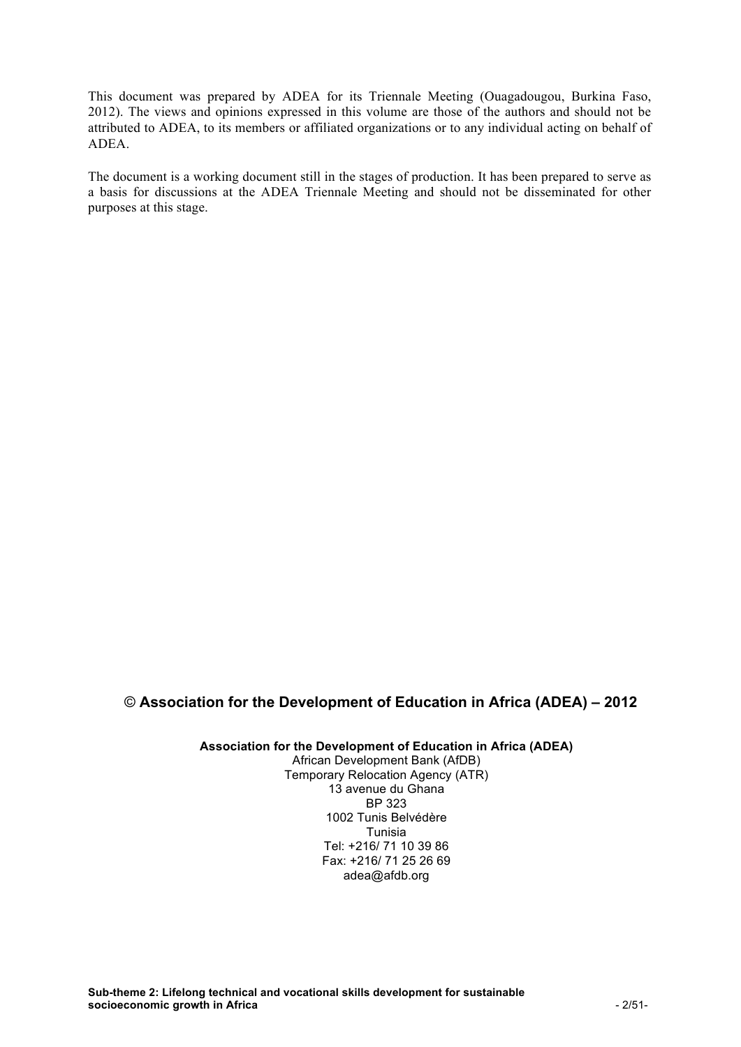This document was prepared by ADEA for its Triennale Meeting (Ouagadougou, Burkina Faso, 2012). The views and opinions expressed in this volume are those of the authors and should not be attributed to ADEA, to its members or affiliated organizations or to any individual acting on behalf of ADEA.

The document is a working document still in the stages of production. It has been prepared to serve as a basis for discussions at the ADEA Triennale Meeting and should not be disseminated for other purposes at this stage.

## © Association for the Development of Education in Africa (ADEA) – 2012

**Association for the Development of Education in Africa (ADEA)**
African Development Bank (AfDB)
Temporary Relocation Agency (ATR)
13 avenue du Ghana
BP 323
1002 Tunis Belvédère
Tunisia
Tel: +216/ 71 10 39 86
Fax: +216/ 71 25 26 69
adea@afdb.org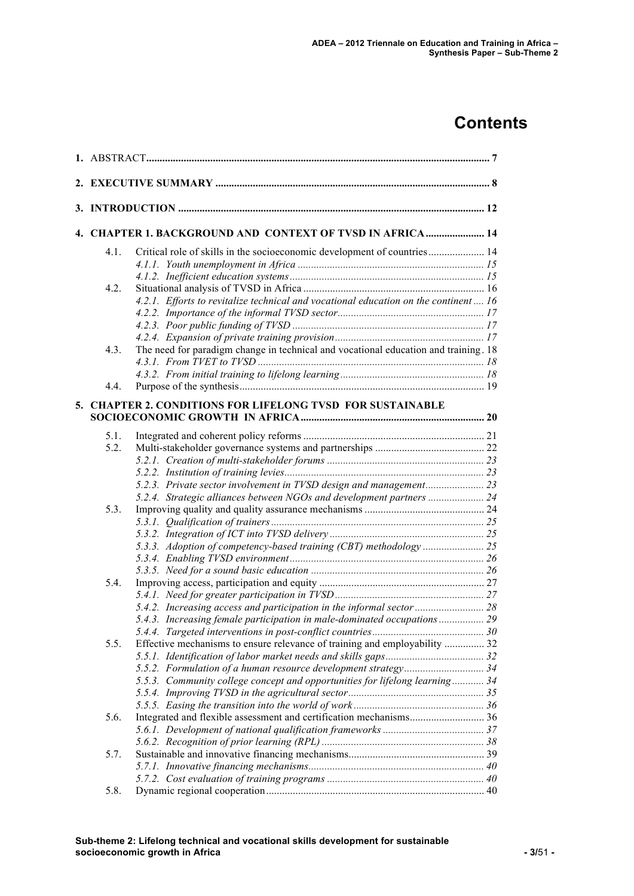# Contents

1. ABSTRACT ... 7
2. **EXECUTIVE SUMMARY** ... 8
3. **INTRODUCTION** ... 12
4. **CHAPTER 1. BACKGROUND AND CONTEXT OF TVSD IN AFRICA** ... 14
   - 4.1. Critical role of skills in the socioeconomic development of countries ... 14
     - *4.1.1. Youth unemployment in Africa* ... 15
     - *4.1.2. Inefficient education systems* ... 15
   - 4.2. Situational analysis of TVSD in Africa ... 16
     - *4.2.1. Efforts to revitalize technical and vocational education on the continent* ... 16
     - *4.2.2. Importance of the informal TVSD sector* ... 17
     - *4.2.3. Poor public funding of TVSD* ... 17
     - *4.2.4. Expansion of private training provision* ... 17
   - 4.3. The need for paradigm change in technical and vocational education and training ... 18
     - *4.3.1. From TVET to TVSD* ... 18
     - *4.3.2. From initial training to lifelong learning* ... 18
   - 4.4. Purpose of the synthesis ... 19
5. **CHAPTER 2. CONDITIONS FOR LIFELONG TVSD FOR SUSTAINABLE SOCIOECONOMIC GROWTH IN AFRICA** ... 20
   - 5.1. Integrated and coherent policy reforms ... 21
   - 5.2. Multi-stakeholder governance systems and partnerships ... 22
     - *5.2.1. Creation of multi-stakeholder forums* ... 23
     - *5.2.2. Institution of training levies* ... 23
     - *5.2.3. Private sector involvement in TVSD design and management* ... 23
     - *5.2.4. Strategic alliances between NGOs and development partners* ... 24
   - 5.3. Improving quality and quality assurance mechanisms ... 24
     - *5.3.1. Qualification of trainers* ... 25
     - *5.3.2. Integration of ICT into TVSD delivery* ... 25
     - *5.3.3. Adoption of competency-based training (CBT) methodology* ... 25
     - *5.3.4. Enabling TVSD environment* ... 26
     - *5.3.5. Need for a sound basic education* ... 26
   - 5.4. Improving access, participation and equity ... 27
     - *5.4.1. Need for greater participation in TVSD* ... 27
     - *5.4.2. Increasing access and participation in the informal sector* ... 28
     - *5.4.3. Increasing female participation in male-dominated occupations* ... 29
     - *5.4.4. Targeted interventions in post-conflict countries* ... 30
   - 5.5. Effective mechanisms to ensure relevance of training and employability ... 32
     - *5.5.1. Identification of labor market needs and skills gaps* ... 32
     - *5.5.2. Formulation of a human resource development strategy* ... 34
     - *5.5.3. Community college concept and opportunities for lifelong learning* ... 34
     - *5.5.4. Improving TVSD in the agricultural sector* ... 35
     - *5.5.5. Easing the transition into the world of work* ... 36
   - 5.6. Integrated and flexible assessment and certification mechanisms ... 36
     - *5.6.1. Development of national qualification frameworks* ... 37
     - *5.6.2. Recognition of prior learning (RPL)* ... 38
   - 5.7. Sustainable and innovative financing mechanisms ... 39
     - *5.7.1. Innovative financing mechanisms* ... 40
     - *5.7.2. Cost evaluation of training programs* ... 40
   - 5.8. Dynamic regional cooperation ... 40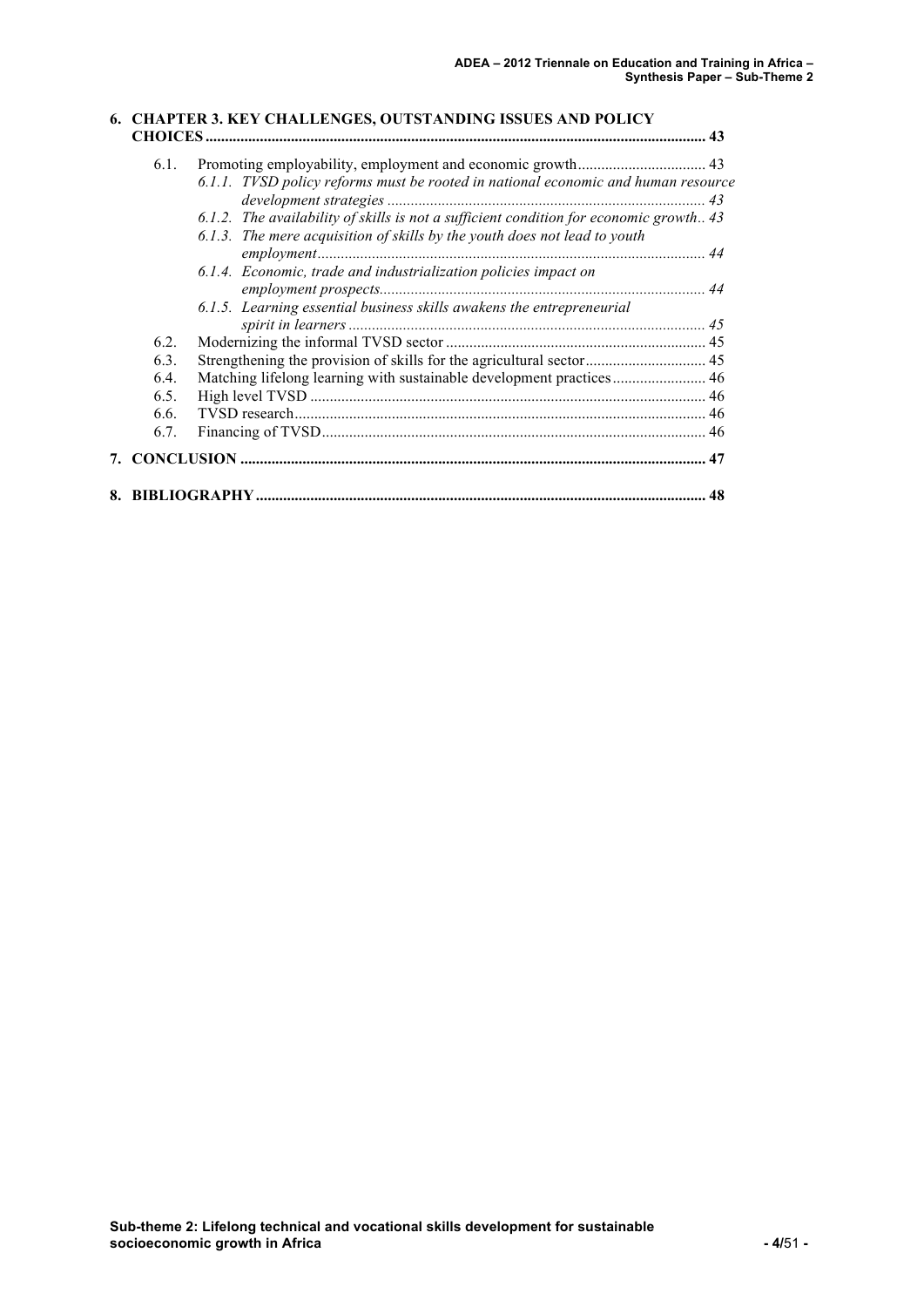**6. CHAPTER 3. KEY CHALLENGES, OUTSTANDING ISSUES AND POLICY CHOICES ............ 43**

- 6.1. Promoting employability, employment and economic growth ............ 43
  - *6.1.1. TVSD policy reforms must be rooted in national economic and human resource development strategies ............ 43*
  - *6.1.2. The availability of skills is not a sufficient condition for economic growth.. 43*
  - *6.1.3. The mere acquisition of skills by the youth does not lead to youth employment ............ 44*
  - *6.1.4. Economic, trade and industrialization policies impact on employment prospects ............ 44*
  - *6.1.5. Learning essential business skills awakens the entrepreneurial spirit in learners ............ 45*
- 6.2. Modernizing the informal TVSD sector ............ 45
- 6.3. Strengthening the provision of skills for the agricultural sector ............ 45
- 6.4. Matching lifelong learning with sustainable development practices ............ 46
- 6.5. High level TVSD ............ 46
- 6.6. TVSD research ............ 46
- 6.7. Financing of TVSD ............ 46

**7. CONCLUSION ............ 47**

**8. BIBLIOGRAPHY ............ 48**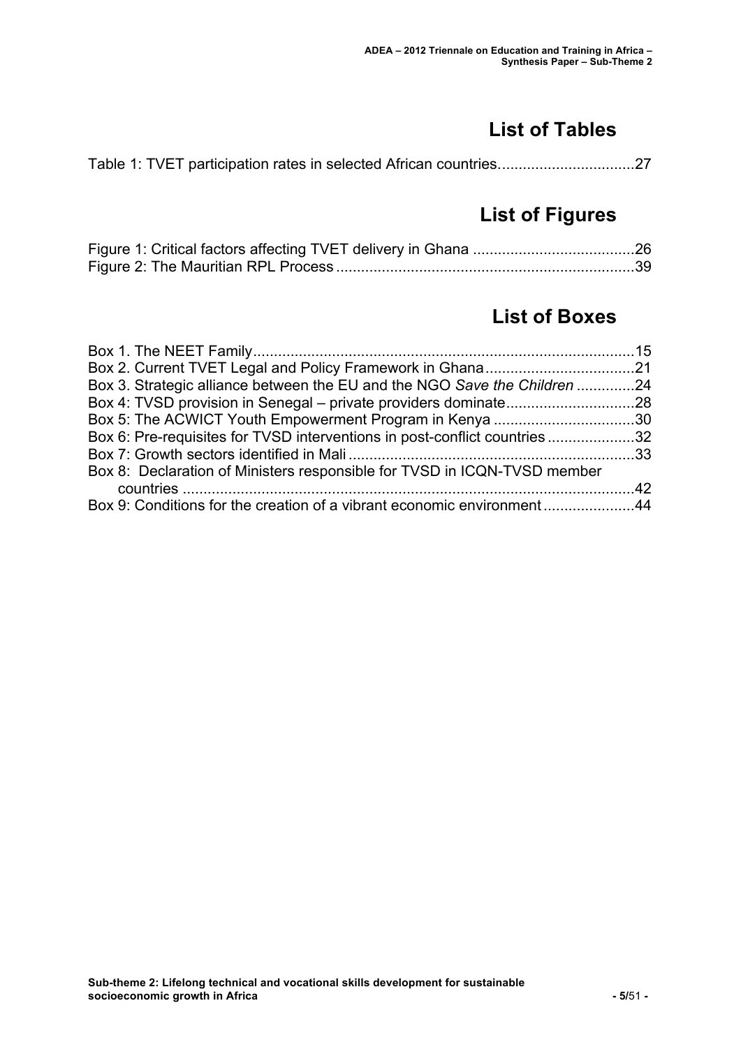# List of Tables

Table 1: TVET participation rates in selected African countries................................27

# List of Figures

Figure 1: Critical factors affecting TVET delivery in Ghana .......................................26
Figure 2: The Mauritian RPL Process .......................................................................39

# List of Boxes

Box 1. The NEET Family...........................................................................................15
Box 2. Current TVET Legal and Policy Framework in Ghana....................................21
Box 3. Strategic alliance between the EU and the NGO *Save the Children* ..............24
Box 4: TVSD provision in Senegal – private providers dominate...............................28
Box 5: The ACWICT Youth Empowerment Program in Kenya ..................................30
Box 6: Pre-requisites for TVSD interventions in post-conflict countries .....................32
Box 7: Growth sectors identified in Mali ....................................................................33
Box 8: Declaration of Ministers responsible for TVSD in ICQN-TVSD member countries ...........................................................................................................42
Box 9: Conditions for the creation of a vibrant economic environment ......................44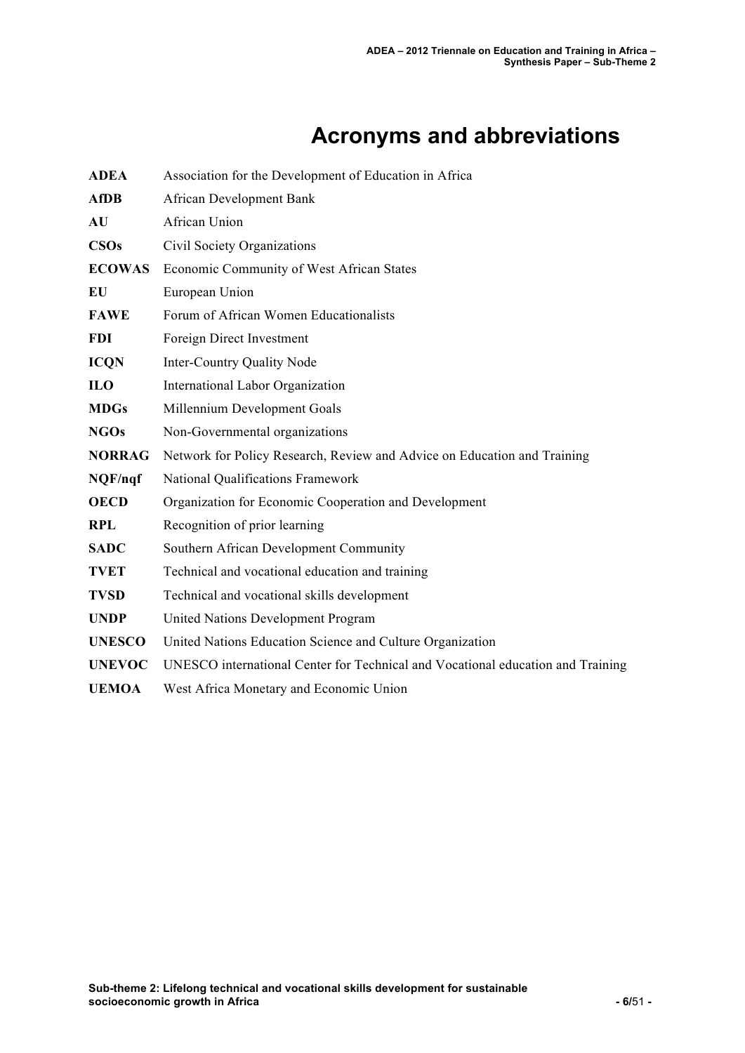# Acronyms and abbreviations

| | |
|---|---|
| **ADEA** | Association for the Development of Education in Africa |
| **AfDB** | African Development Bank |
| **AU** | African Union |
| **CSOs** | Civil Society Organizations |
| **ECOWAS** | Economic Community of West African States |
| **EU** | European Union |
| **FAWE** | Forum of African Women Educationalists |
| **FDI** | Foreign Direct Investment |
| **ICQN** | Inter-Country Quality Node |
| **ILO** | International Labor Organization |
| **MDGs** | Millennium Development Goals |
| **NGOs** | Non-Governmental organizations |
| **NORRAG** | Network for Policy Research, Review and Advice on Education and Training |
| **NQF/nqf** | National Qualifications Framework |
| **OECD** | Organization for Economic Cooperation and Development |
| **RPL** | Recognition of prior learning |
| **SADC** | Southern African Development Community |
| **TVET** | Technical and vocational education and training |
| **TVSD** | Technical and vocational skills development |
| **UNDP** | United Nations Development Program |
| **UNESCO** | United Nations Education Science and Culture Organization |
| **UNEVOC** | UNESCO international Center for Technical and Vocational education and Training |
| **UEMOA** | West Africa Monetary and Economic Union |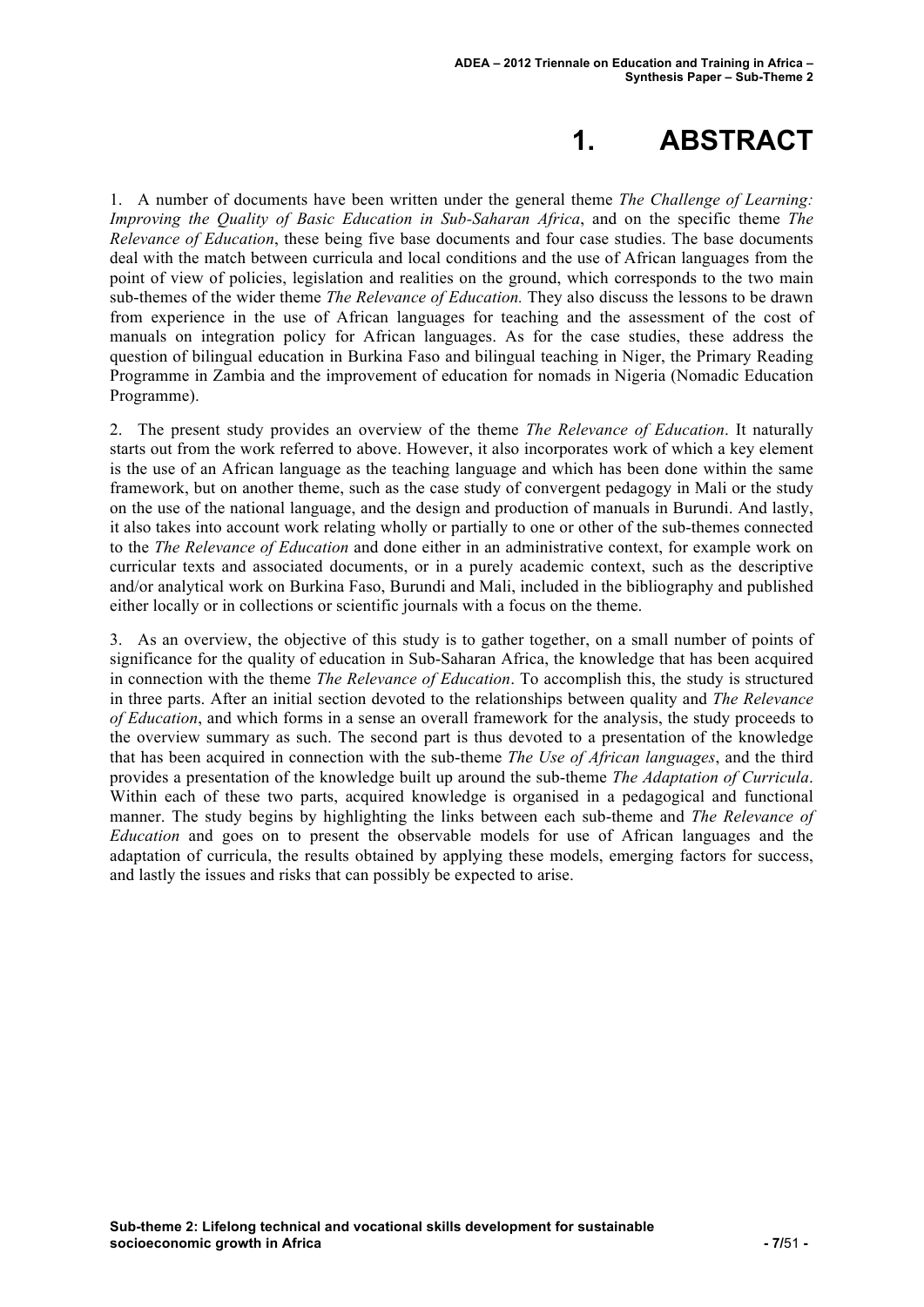# 1. ABSTRACT

1. A number of documents have been written under the general theme *The Challenge of Learning: Improving the Quality of Basic Education in Sub-Saharan Africa*, and on the specific theme *The Relevance of Education*, these being five base documents and four case studies. The base documents deal with the match between curricula and local conditions and the use of African languages from the point of view of policies, legislation and realities on the ground, which corresponds to the two main sub-themes of the wider theme *The Relevance of Education.* They also discuss the lessons to be drawn from experience in the use of African languages for teaching and the assessment of the cost of manuals on integration policy for African languages. As for the case studies, these address the question of bilingual education in Burkina Faso and bilingual teaching in Niger, the Primary Reading Programme in Zambia and the improvement of education for nomads in Nigeria (Nomadic Education Programme).

2. The present study provides an overview of the theme *The Relevance of Education*. It naturally starts out from the work referred to above. However, it also incorporates work of which a key element is the use of an African language as the teaching language and which has been done within the same framework, but on another theme, such as the case study of convergent pedagogy in Mali or the study on the use of the national language, and the design and production of manuals in Burundi. And lastly, it also takes into account work relating wholly or partially to one or other of the sub-themes connected to the *The Relevance of Education* and done either in an administrative context, for example work on curricular texts and associated documents, or in a purely academic context, such as the descriptive and/or analytical work on Burkina Faso, Burundi and Mali, included in the bibliography and published either locally or in collections or scientific journals with a focus on the theme.

3. As an overview, the objective of this study is to gather together, on a small number of points of significance for the quality of education in Sub-Saharan Africa, the knowledge that has been acquired in connection with the theme *The Relevance of Education*. To accomplish this, the study is structured in three parts. After an initial section devoted to the relationships between quality and *The Relevance of Education*, and which forms in a sense an overall framework for the analysis, the study proceeds to the overview summary as such. The second part is thus devoted to a presentation of the knowledge that has been acquired in connection with the sub-theme *The Use of African languages*, and the third provides a presentation of the knowledge built up around the sub-theme *The Adaptation of Curricula*. Within each of these two parts, acquired knowledge is organised in a pedagogical and functional manner. The study begins by highlighting the links between each sub-theme and *The Relevance of Education* and goes on to present the observable models for use of African languages and the adaptation of curricula, the results obtained by applying these models, emerging factors for success, and lastly the issues and risks that can possibly be expected to arise.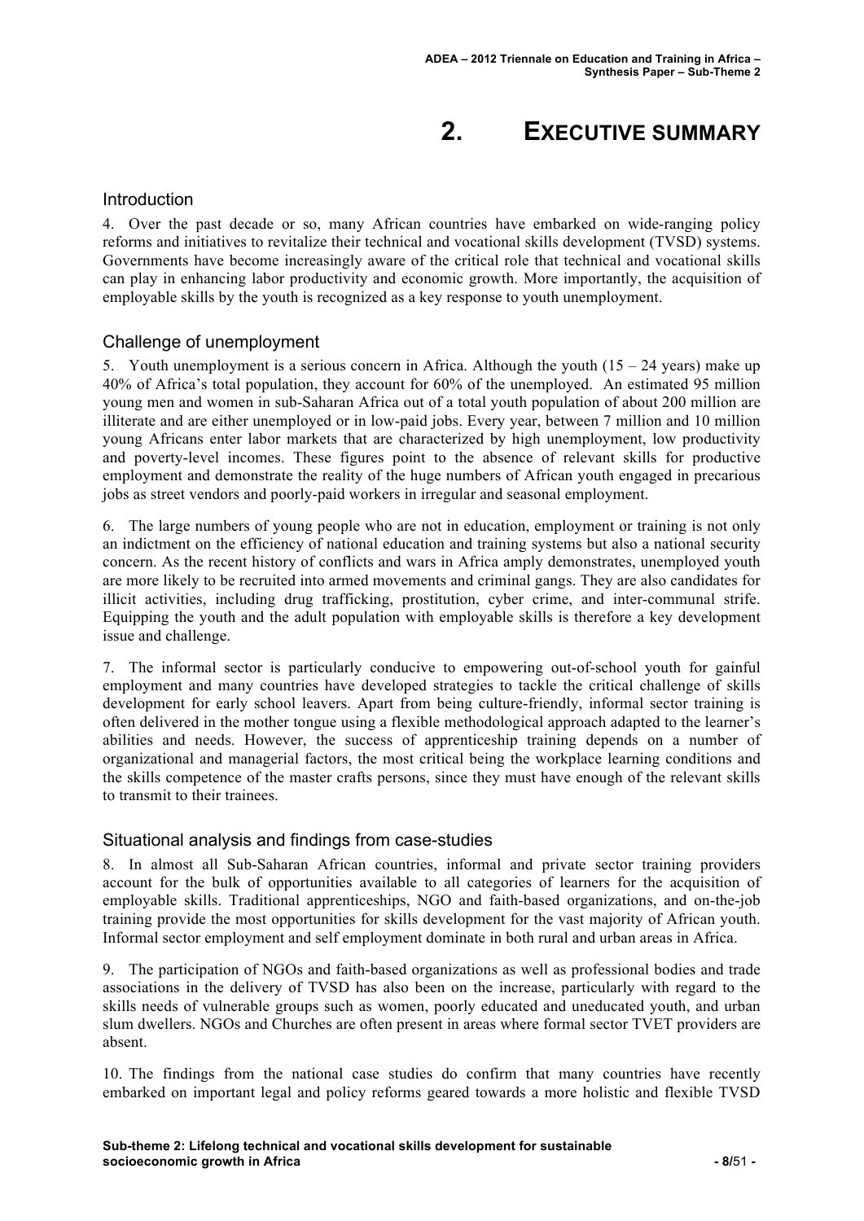# 2. Executive Summary

## Introduction

4. Over the past decade or so, many African countries have embarked on wide-ranging policy reforms and initiatives to revitalize their technical and vocational skills development (TVSD) systems. Governments have become increasingly aware of the critical role that technical and vocational skills can play in enhancing labor productivity and economic growth. More importantly, the acquisition of employable skills by the youth is recognized as a key response to youth unemployment.

## Challenge of unemployment

5. Youth unemployment is a serious concern in Africa. Although the youth (15 – 24 years) make up 40% of Africa's total population, they account for 60% of the unemployed. An estimated 95 million young men and women in sub-Saharan Africa out of a total youth population of about 200 million are illiterate and are either unemployed or in low-paid jobs. Every year, between 7 million and 10 million young Africans enter labor markets that are characterized by high unemployment, low productivity and poverty-level incomes. These figures point to the absence of relevant skills for productive employment and demonstrate the reality of the huge numbers of African youth engaged in precarious jobs as street vendors and poorly-paid workers in irregular and seasonal employment.

6. The large numbers of young people who are not in education, employment or training is not only an indictment on the efficiency of national education and training systems but also a national security concern. As the recent history of conflicts and wars in Africa amply demonstrates, unemployed youth are more likely to be recruited into armed movements and criminal gangs. They are also candidates for illicit activities, including drug trafficking, prostitution, cyber crime, and inter-communal strife. Equipping the youth and the adult population with employable skills is therefore a key development issue and challenge.

7. The informal sector is particularly conducive to empowering out-of-school youth for gainful employment and many countries have developed strategies to tackle the critical challenge of skills development for early school leavers. Apart from being culture-friendly, informal sector training is often delivered in the mother tongue using a flexible methodological approach adapted to the learner's abilities and needs. However, the success of apprenticeship training depends on a number of organizational and managerial factors, the most critical being the workplace learning conditions and the skills competence of the master crafts persons, since they must have enough of the relevant skills to transmit to their trainees.

## Situational analysis and findings from case-studies

8. In almost all Sub-Saharan African countries, informal and private sector training providers account for the bulk of opportunities available to all categories of learners for the acquisition of employable skills. Traditional apprenticeships, NGO and faith-based organizations, and on-the-job training provide the most opportunities for skills development for the vast majority of African youth. Informal sector employment and self employment dominate in both rural and urban areas in Africa.

9. The participation of NGOs and faith-based organizations as well as professional bodies and trade associations in the delivery of TVSD has also been on the increase, particularly with regard to the skills needs of vulnerable groups such as women, poorly educated and uneducated youth, and urban slum dwellers. NGOs and Churches are often present in areas where formal sector TVET providers are absent.

10. The findings from the national case studies do confirm that many countries have recently embarked on important legal and policy reforms geared towards a more holistic and flexible TVSD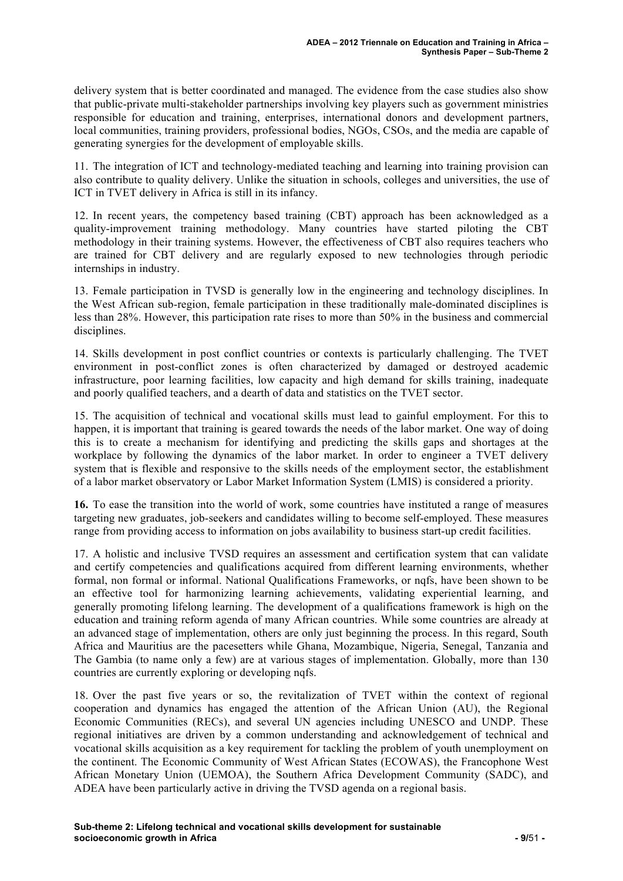delivery system that is better coordinated and managed. The evidence from the case studies also show that public-private multi-stakeholder partnerships involving key players such as government ministries responsible for education and training, enterprises, international donors and development partners, local communities, training providers, professional bodies, NGOs, CSOs, and the media are capable of generating synergies for the development of employable skills.

11. The integration of ICT and technology-mediated teaching and learning into training provision can also contribute to quality delivery. Unlike the situation in schools, colleges and universities, the use of ICT in TVET delivery in Africa is still in its infancy.

12. In recent years, the competency based training (CBT) approach has been acknowledged as a quality-improvement training methodology. Many countries have started piloting the CBT methodology in their training systems. However, the effectiveness of CBT also requires teachers who are trained for CBT delivery and are regularly exposed to new technologies through periodic internships in industry.

13. Female participation in TVSD is generally low in the engineering and technology disciplines. In the West African sub-region, female participation in these traditionally male-dominated disciplines is less than 28%. However, this participation rate rises to more than 50% in the business and commercial disciplines.

14. Skills development in post conflict countries or contexts is particularly challenging. The TVET environment in post-conflict zones is often characterized by damaged or destroyed academic infrastructure, poor learning facilities, low capacity and high demand for skills training, inadequate and poorly qualified teachers, and a dearth of data and statistics on the TVET sector.

15. The acquisition of technical and vocational skills must lead to gainful employment. For this to happen, it is important that training is geared towards the needs of the labor market. One way of doing this is to create a mechanism for identifying and predicting the skills gaps and shortages at the workplace by following the dynamics of the labor market. In order to engineer a TVET delivery system that is flexible and responsive to the skills needs of the employment sector, the establishment of a labor market observatory or Labor Market Information System (LMIS) is considered a priority.

**16.** To ease the transition into the world of work, some countries have instituted a range of measures targeting new graduates, job-seekers and candidates willing to become self-employed. These measures range from providing access to information on jobs availability to business start-up credit facilities.

17. A holistic and inclusive TVSD requires an assessment and certification system that can validate and certify competencies and qualifications acquired from different learning environments, whether formal, non formal or informal. National Qualifications Frameworks, or nqfs, have been shown to be an effective tool for harmonizing learning achievements, validating experiential learning, and generally promoting lifelong learning. The development of a qualifications framework is high on the education and training reform agenda of many African countries. While some countries are already at an advanced stage of implementation, others are only just beginning the process. In this regard, South Africa and Mauritius are the pacesetters while Ghana, Mozambique, Nigeria, Senegal, Tanzania and The Gambia (to name only a few) are at various stages of implementation. Globally, more than 130 countries are currently exploring or developing nqfs.

18. Over the past five years or so, the revitalization of TVET within the context of regional cooperation and dynamics has engaged the attention of the African Union (AU), the Regional Economic Communities (RECs), and several UN agencies including UNESCO and UNDP. These regional initiatives are driven by a common understanding and acknowledgement of technical and vocational skills acquisition as a key requirement for tackling the problem of youth unemployment on the continent. The Economic Community of West African States (ECOWAS), the Francophone West African Monetary Union (UEMOA), the Southern Africa Development Community (SADC), and ADEA have been particularly active in driving the TVSD agenda on a regional basis.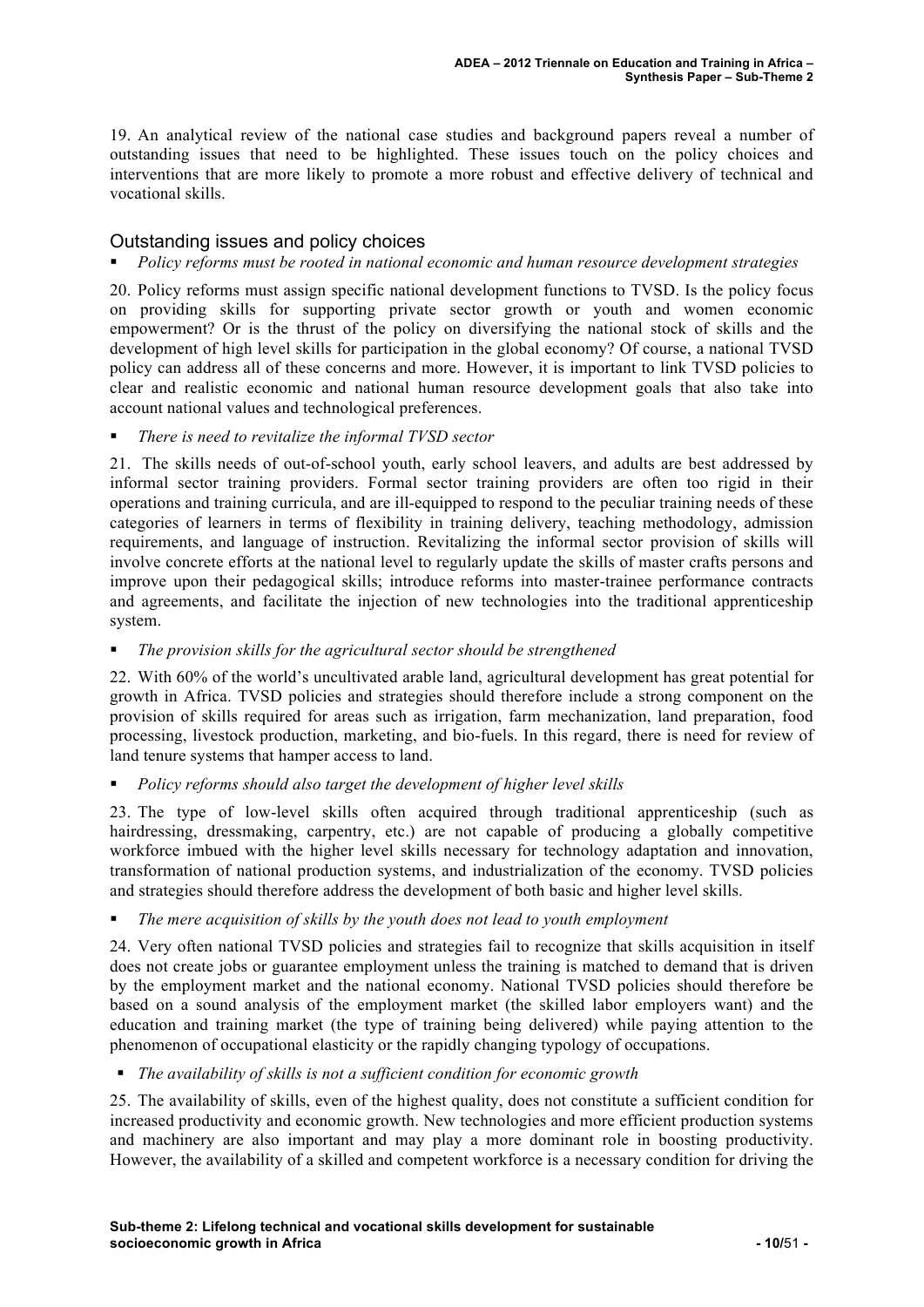19. An analytical review of the national case studies and background papers reveal a number of outstanding issues that need to be highlighted. These issues touch on the policy choices and interventions that are more likely to promote a more robust and effective delivery of technical and vocational skills.

## Outstanding issues and policy choices

- *Policy reforms must be rooted in national economic and human resource development strategies*

20. Policy reforms must assign specific national development functions to TVSD. Is the policy focus on providing skills for supporting private sector growth or youth and women economic empowerment? Or is the thrust of the policy on diversifying the national stock of skills and the development of high level skills for participation in the global economy? Of course, a national TVSD policy can address all of these concerns and more. However, it is important to link TVSD policies to clear and realistic economic and national human resource development goals that also take into account national values and technological preferences.

- *There is need to revitalize the informal TVSD sector*

21. The skills needs of out-of-school youth, early school leavers, and adults are best addressed by informal sector training providers. Formal sector training providers are often too rigid in their operations and training curricula, and are ill-equipped to respond to the peculiar training needs of these categories of learners in terms of flexibility in training delivery, teaching methodology, admission requirements, and language of instruction. Revitalizing the informal sector provision of skills will involve concrete efforts at the national level to regularly update the skills of master crafts persons and improve upon their pedagogical skills; introduce reforms into master-trainee performance contracts and agreements, and facilitate the injection of new technologies into the traditional apprenticeship system.

- *The provision skills for the agricultural sector should be strengthened*

22. With 60% of the world's uncultivated arable land, agricultural development has great potential for growth in Africa. TVSD policies and strategies should therefore include a strong component on the provision of skills required for areas such as irrigation, farm mechanization, land preparation, food processing, livestock production, marketing, and bio-fuels. In this regard, there is need for review of land tenure systems that hamper access to land.

- *Policy reforms should also target the development of higher level skills*

23. The type of low-level skills often acquired through traditional apprenticeship (such as hairdressing, dressmaking, carpentry, etc.) are not capable of producing a globally competitive workforce imbued with the higher level skills necessary for technology adaptation and innovation, transformation of national production systems, and industrialization of the economy. TVSD policies and strategies should therefore address the development of both basic and higher level skills.

- *The mere acquisition of skills by the youth does not lead to youth employment*

24. Very often national TVSD policies and strategies fail to recognize that skills acquisition in itself does not create jobs or guarantee employment unless the training is matched to demand that is driven by the employment market and the national economy. National TVSD policies should therefore be based on a sound analysis of the employment market (the skilled labor employers want) and the education and training market (the type of training being delivered) while paying attention to the phenomenon of occupational elasticity or the rapidly changing typology of occupations.

- *The availability of skills is not a sufficient condition for economic growth*

25. The availability of skills, even of the highest quality, does not constitute a sufficient condition for increased productivity and economic growth. New technologies and more efficient production systems and machinery are also important and may play a more dominant role in boosting productivity. However, the availability of a skilled and competent workforce is a necessary condition for driving the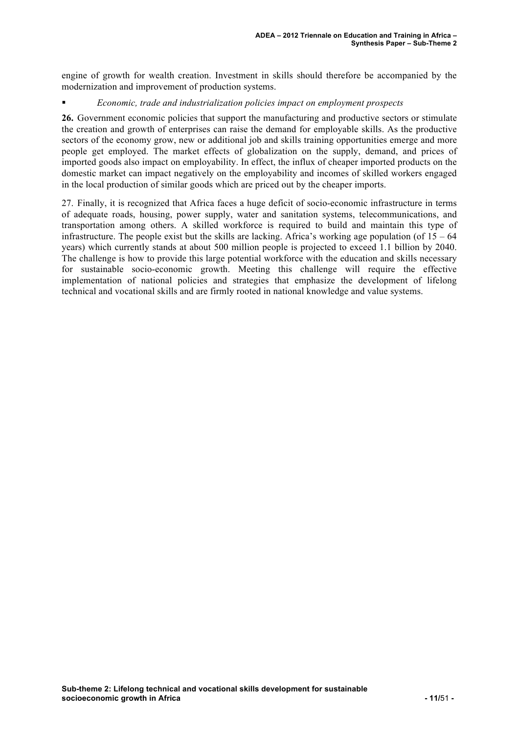engine of growth for wealth creation. Investment in skills should therefore be accompanied by the modernization and improvement of production systems.

- *Economic, trade and industrialization policies impact on employment prospects*

**26.** Government economic policies that support the manufacturing and productive sectors or stimulate the creation and growth of enterprises can raise the demand for employable skills. As the productive sectors of the economy grow, new or additional job and skills training opportunities emerge and more people get employed. The market effects of globalization on the supply, demand, and prices of imported goods also impact on employability. In effect, the influx of cheaper imported products on the domestic market can impact negatively on the employability and incomes of skilled workers engaged in the local production of similar goods which are priced out by the cheaper imports.

27. Finally, it is recognized that Africa faces a huge deficit of socio-economic infrastructure in terms of adequate roads, housing, power supply, water and sanitation systems, telecommunications, and transportation among others. A skilled workforce is required to build and maintain this type of infrastructure. The people exist but the skills are lacking. Africa's working age population (of 15 – 64 years) which currently stands at about 500 million people is projected to exceed 1.1 billion by 2040. The challenge is how to provide this large potential workforce with the education and skills necessary for sustainable socio-economic growth. Meeting this challenge will require the effective implementation of national policies and strategies that emphasize the development of lifelong technical and vocational skills and are firmly rooted in national knowledge and value systems.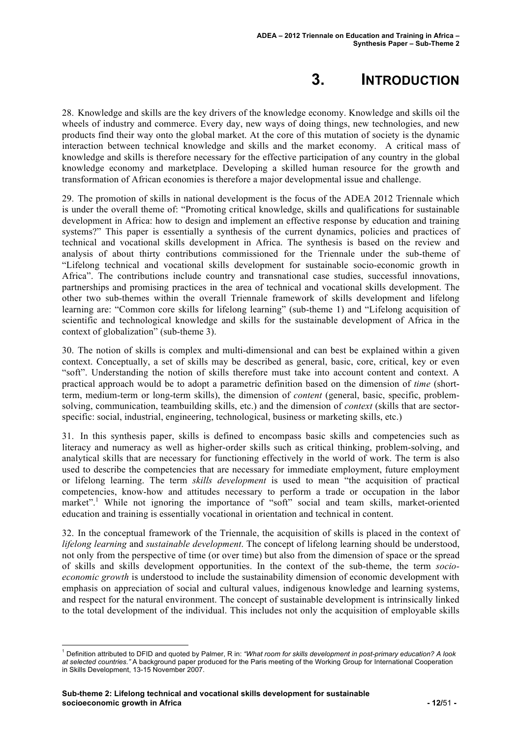# 3. INTRODUCTION

28. Knowledge and skills are the key drivers of the knowledge economy. Knowledge and skills oil the wheels of industry and commerce. Every day, new ways of doing things, new technologies, and new products find their way onto the global market. At the core of this mutation of society is the dynamic interaction between technical knowledge and skills and the market economy. A critical mass of knowledge and skills is therefore necessary for the effective participation of any country in the global knowledge economy and marketplace. Developing a skilled human resource for the growth and transformation of African economies is therefore a major developmental issue and challenge.

29. The promotion of skills in national development is the focus of the ADEA 2012 Triennale which is under the overall theme of: "Promoting critical knowledge, skills and qualifications for sustainable development in Africa: how to design and implement an effective response by education and training systems?" This paper is essentially a synthesis of the current dynamics, policies and practices of technical and vocational skills development in Africa. The synthesis is based on the review and analysis of about thirty contributions commissioned for the Triennale under the sub-theme of "Lifelong technical and vocational skills development for sustainable socio-economic growth in Africa". The contributions include country and transnational case studies, successful innovations, partnerships and promising practices in the area of technical and vocational skills development. The other two sub-themes within the overall Triennale framework of skills development and lifelong learning are: "Common core skills for lifelong learning" (sub-theme 1) and "Lifelong acquisition of scientific and technological knowledge and skills for the sustainable development of Africa in the context of globalization" (sub-theme 3).

30. The notion of skills is complex and multi-dimensional and can best be explained within a given context. Conceptually, a set of skills may be described as general, basic, core, critical, key or even "soft". Understanding the notion of skills therefore must take into account content and context. A practical approach would be to adopt a parametric definition based on the dimension of *time* (short-term, medium-term or long-term skills), the dimension of *content* (general, basic, specific, problem-solving, communication, teambuilding skills, etc.) and the dimension of *context* (skills that are sector-specific: social, industrial, engineering, technological, business or marketing skills, etc.)

31. In this synthesis paper, skills is defined to encompass basic skills and competencies such as literacy and numeracy as well as higher-order skills such as critical thinking, problem-solving, and analytical skills that are necessary for functioning effectively in the world of work. The term is also used to describe the competencies that are necessary for immediate employment, future employment or lifelong learning. The term *skills development* is used to mean "the acquisition of practical competencies, know-how and attitudes necessary to perform a trade or occupation in the labor market".[1] While not ignoring the importance of "soft" social and team skills, market-oriented education and training is essentially vocational in orientation and technical in content.

32. In the conceptual framework of the Triennale, the acquisition of skills is placed in the context of *lifelong learning* and *sustainable development*. The concept of lifelong learning should be understood, not only from the perspective of time (or over time) but also from the dimension of space or the spread of skills and skills development opportunities. In the context of the sub-theme, the term *socio-economic growth* is understood to include the sustainability dimension of economic development with emphasis on appreciation of social and cultural values, indigenous knowledge and learning systems, and respect for the natural environment. The concept of sustainable development is intrinsically linked to the total development of the individual. This includes not only the acquisition of employable skills

---

[1] Definition attributed to DFID and quoted by Palmer, R in: *"What room for skills development in post-primary education? A look at selected countries."* A background paper produced for the Paris meeting of the Working Group for International Cooperation in Skills Development, 13-15 November 2007.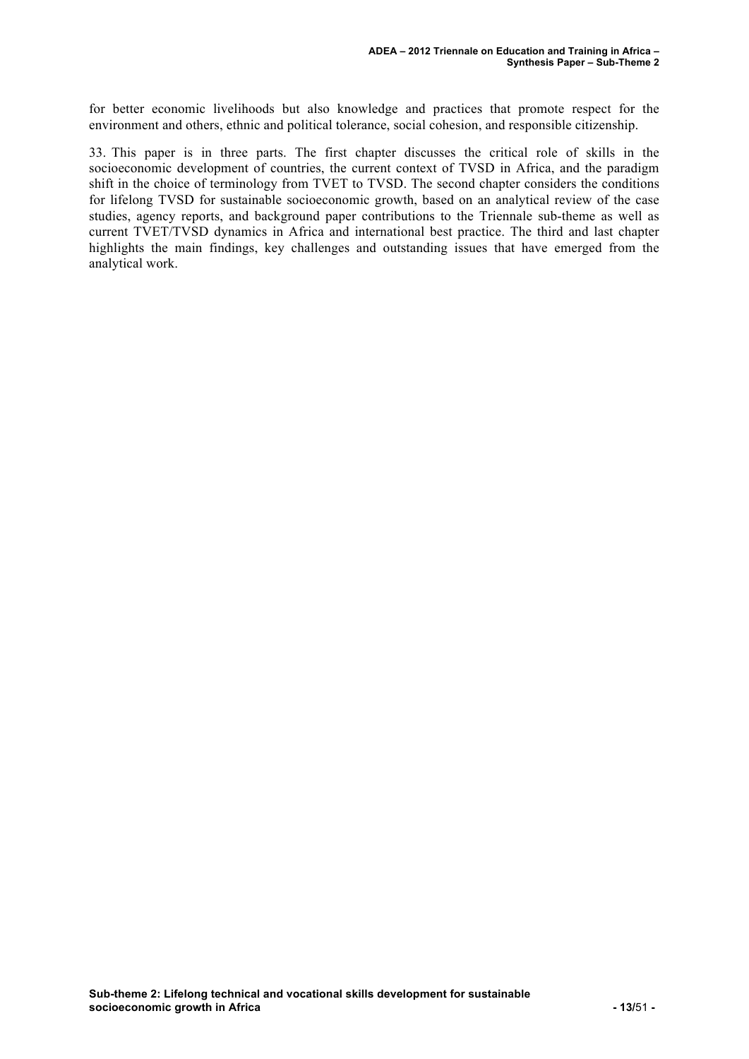for better economic livelihoods but also knowledge and practices that promote respect for the environment and others, ethnic and political tolerance, social cohesion, and responsible citizenship.

33. This paper is in three parts. The first chapter discusses the critical role of skills in the socioeconomic development of countries, the current context of TVSD in Africa, and the paradigm shift in the choice of terminology from TVET to TVSD. The second chapter considers the conditions for lifelong TVSD for sustainable socioeconomic growth, based on an analytical review of the case studies, agency reports, and background paper contributions to the Triennale sub-theme as well as current TVET/TVSD dynamics in Africa and international best practice. The third and last chapter highlights the main findings, key challenges and outstanding issues that have emerged from the analytical work.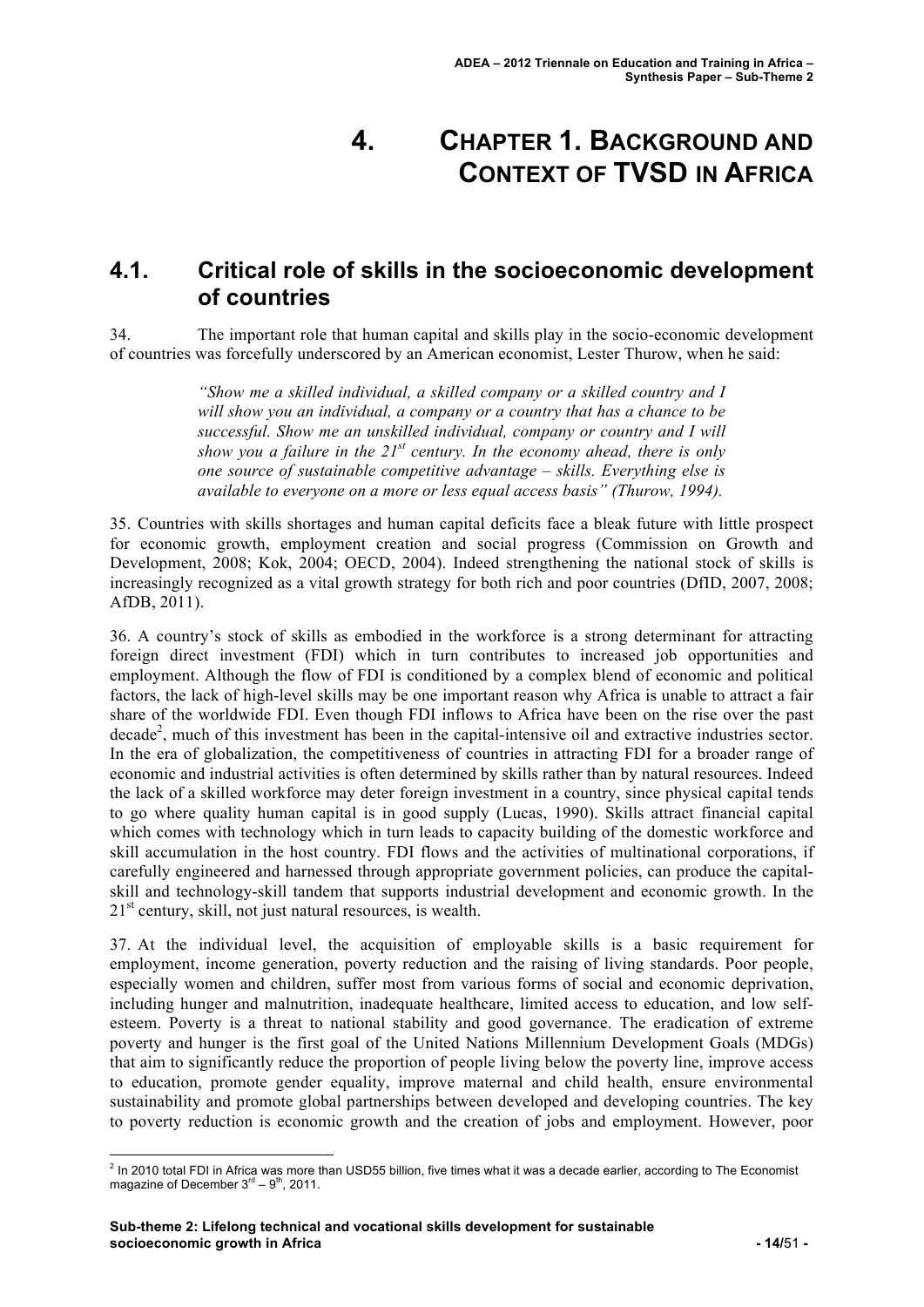# 4. CHAPTER 1. BACKGROUND AND CONTEXT OF TVSD IN AFRICA

## 4.1. Critical role of skills in the socioeconomic development of countries

34. The important role that human capital and skills play in the socio-economic development of countries was forcefully underscored by an American economist, Lester Thurow, when he said:

> *"Show me a skilled individual, a skilled company or a skilled country and I will show you an individual, a company or a country that has a chance to be successful. Show me an unskilled individual, company or country and I will show you a failure in the 21st century. In the economy ahead, there is only one source of sustainable competitive advantage – skills. Everything else is available to everyone on a more or less equal access basis" (Thurow, 1994).*

35. Countries with skills shortages and human capital deficits face a bleak future with little prospect for economic growth, employment creation and social progress (Commission on Growth and Development, 2008; Kok, 2004; OECD, 2004). Indeed strengthening the national stock of skills is increasingly recognized as a vital growth strategy for both rich and poor countries (DfID, 2007, 2008; AfDB, 2011).

36. A country's stock of skills as embodied in the workforce is a strong determinant for attracting foreign direct investment (FDI) which in turn contributes to increased job opportunities and employment. Although the flow of FDI is conditioned by a complex blend of economic and political factors, the lack of high-level skills may be one important reason why Africa is unable to attract a fair share of the worldwide FDI. Even though FDI inflows to Africa have been on the rise over the past decade[2], much of this investment has been in the capital-intensive oil and extractive industries sector. In the era of globalization, the competitiveness of countries in attracting FDI for a broader range of economic and industrial activities is often determined by skills rather than by natural resources. Indeed the lack of a skilled workforce may deter foreign investment in a country, since physical capital tends to go where quality human capital is in good supply (Lucas, 1990). Skills attract financial capital which comes with technology which in turn leads to capacity building of the domestic workforce and skill accumulation in the host country. FDI flows and the activities of multinational corporations, if carefully engineered and harnessed through appropriate government policies, can produce the capital-skill and technology-skill tandem that supports industrial development and economic growth. In the 21st century, skill, not just natural resources, is wealth.

37. At the individual level, the acquisition of employable skills is a basic requirement for employment, income generation, poverty reduction and the raising of living standards. Poor people, especially women and children, suffer most from various forms of social and economic deprivation, including hunger and malnutrition, inadequate healthcare, limited access to education, and low self-esteem. Poverty is a threat to national stability and good governance. The eradication of extreme poverty and hunger is the first goal of the United Nations Millennium Development Goals (MDGs) that aim to significantly reduce the proportion of people living below the poverty line, improve access to education, promote gender equality, improve maternal and child health, ensure environmental sustainability and promote global partnerships between developed and developing countries. The key to poverty reduction is economic growth and the creation of jobs and employment. However, poor

---

[2] In 2010 total FDI in Africa was more than USD55 billion, five times what it was a decade earlier, according to The Economist magazine of December 3rd – 9th, 2011.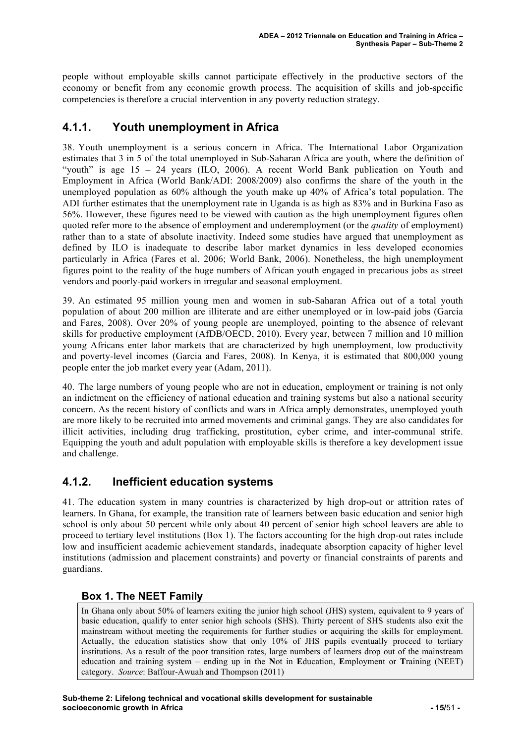people without employable skills cannot participate effectively in the productive sectors of the economy or benefit from any economic growth process. The acquisition of skills and job-specific competencies is therefore a crucial intervention in any poverty reduction strategy.

### 4.1.1. Youth unemployment in Africa

38. Youth unemployment is a serious concern in Africa. The International Labor Organization estimates that 3 in 5 of the total unemployed in Sub-Saharan Africa are youth, where the definition of "youth" is age 15 – 24 years (ILO, 2006). A recent World Bank publication on Youth and Employment in Africa (World Bank/ADI: 2008/2009) also confirms the share of the youth in the unemployed population as 60% although the youth make up 40% of Africa's total population. The ADI further estimates that the unemployment rate in Uganda is as high as 83% and in Burkina Faso as 56%. However, these figures need to be viewed with caution as the high unemployment figures often quoted refer more to the absence of employment and underemployment (or the *quality* of employment) rather than to a state of absolute inactivity. Indeed some studies have argued that unemployment as defined by ILO is inadequate to describe labor market dynamics in less developed economies particularly in Africa (Fares et al. 2006; World Bank, 2006). Nonetheless, the high unemployment figures point to the reality of the huge numbers of African youth engaged in precarious jobs as street vendors and poorly-paid workers in irregular and seasonal employment.

39. An estimated 95 million young men and women in sub-Saharan Africa out of a total youth population of about 200 million are illiterate and are either unemployed or in low-paid jobs (Garcia and Fares, 2008). Over 20% of young people are unemployed, pointing to the absence of relevant skills for productive employment (AfDB/OECD, 2010). Every year, between 7 million and 10 million young Africans enter labor markets that are characterized by high unemployment, low productivity and poverty-level incomes (Garcia and Fares, 2008). In Kenya, it is estimated that 800,000 young people enter the job market every year (Adam, 2011).

40. The large numbers of young people who are not in education, employment or training is not only an indictment on the efficiency of national education and training systems but also a national security concern. As the recent history of conflicts and wars in Africa amply demonstrates, unemployed youth are more likely to be recruited into armed movements and criminal gangs. They are also candidates for illicit activities, including drug trafficking, prostitution, cyber crime, and inter-communal strife. Equipping the youth and adult population with employable skills is therefore a key development issue and challenge.

### 4.1.2. Inefficient education systems

41. The education system in many countries is characterized by high drop-out or attrition rates of learners. In Ghana, for example, the transition rate of learners between basic education and senior high school is only about 50 percent while only about 40 percent of senior high school leavers are able to proceed to tertiary level institutions (Box 1). The factors accounting for the high drop-out rates include low and insufficient academic achievement standards, inadequate absorption capacity of higher level institutions (admission and placement constraints) and poverty or financial constraints of parents and guardians.

#### Box 1. The NEET Family

In Ghana only about 50% of learners exiting the junior high school (JHS) system, equivalent to 9 years of basic education, qualify to enter senior high schools (SHS). Thirty percent of SHS students also exit the mainstream without meeting the requirements for further studies or acquiring the skills for employment. Actually, the education statistics show that only 10% of JHS pupils eventually proceed to tertiary institutions. As a result of the poor transition rates, large numbers of learners drop out of the mainstream education and training system – ending up in the **N**ot in **E**ducation, **E**mployment or **T**raining (NEET) category. *Source*: Baffour-Awuah and Thompson (2011)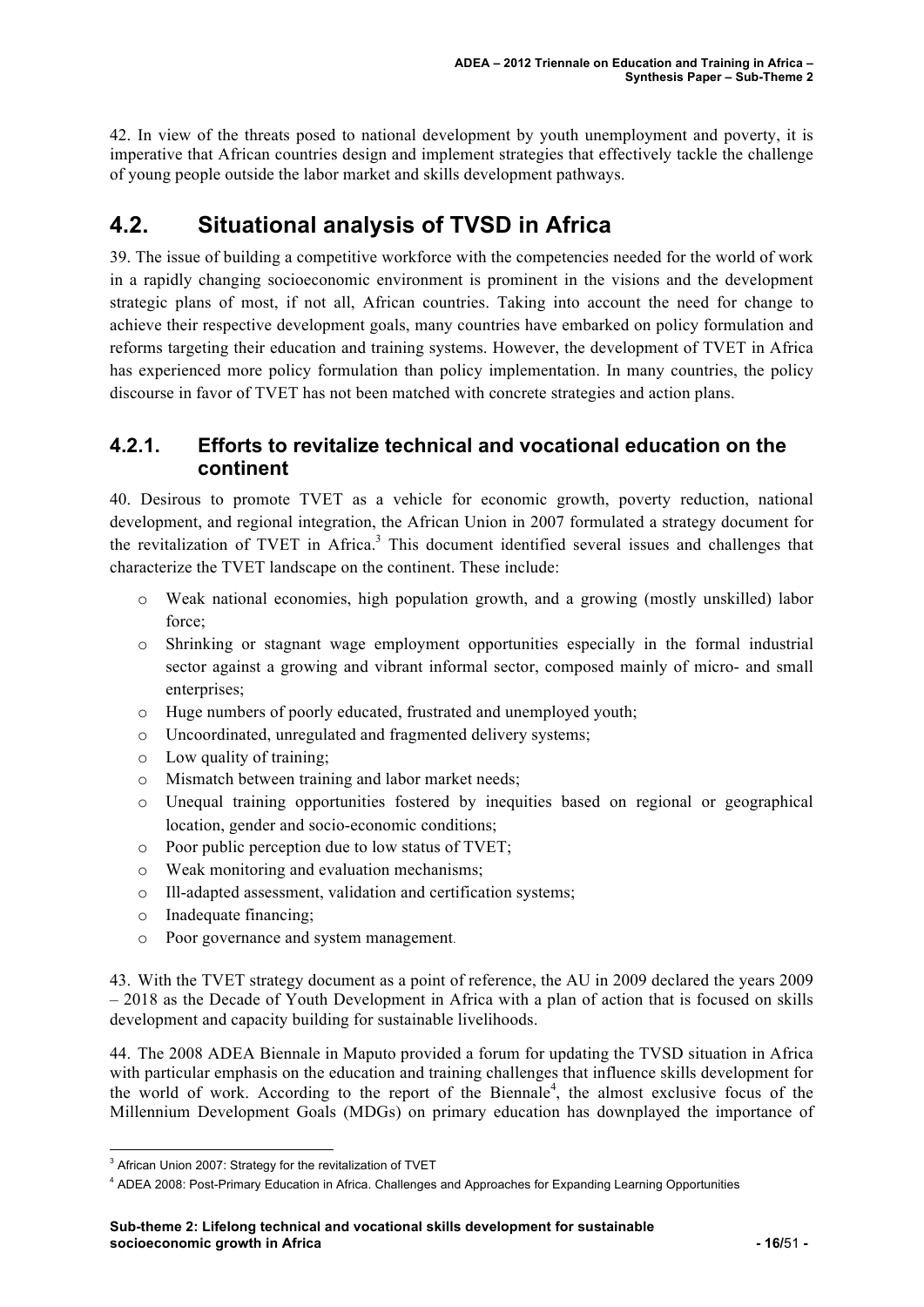42. In view of the threats posed to national development by youth unemployment and poverty, it is imperative that African countries design and implement strategies that effectively tackle the challenge of young people outside the labor market and skills development pathways.

## 4.2. Situational analysis of TVSD in Africa

39. The issue of building a competitive workforce with the competencies needed for the world of work in a rapidly changing socioeconomic environment is prominent in the visions and the development strategic plans of most, if not all, African countries. Taking into account the need for change to achieve their respective development goals, many countries have embarked on policy formulation and reforms targeting their education and training systems. However, the development of TVET in Africa has experienced more policy formulation than policy implementation. In many countries, the policy discourse in favor of TVET has not been matched with concrete strategies and action plans.

### 4.2.1. Efforts to revitalize technical and vocational education on the continent

40. Desirous to promote TVET as a vehicle for economic growth, poverty reduction, national development, and regional integration, the African Union in 2007 formulated a strategy document for the revitalization of TVET in Africa.[3] This document identified several issues and challenges that characterize the TVET landscape on the continent. These include:

- Weak national economies, high population growth, and a growing (mostly unskilled) labor force;
- Shrinking or stagnant wage employment opportunities especially in the formal industrial sector against a growing and vibrant informal sector, composed mainly of micro- and small enterprises;
- Huge numbers of poorly educated, frustrated and unemployed youth;
- Uncoordinated, unregulated and fragmented delivery systems;
- Low quality of training;
- Mismatch between training and labor market needs;
- Unequal training opportunities fostered by inequities based on regional or geographical location, gender and socio-economic conditions;
- Poor public perception due to low status of TVET;
- Weak monitoring and evaluation mechanisms;
- Ill-adapted assessment, validation and certification systems;
- Inadequate financing;
- Poor governance and system management.

43. With the TVET strategy document as a point of reference, the AU in 2009 declared the years 2009 – 2018 as the Decade of Youth Development in Africa with a plan of action that is focused on skills development and capacity building for sustainable livelihoods.

44. The 2008 ADEA Biennale in Maputo provided a forum for updating the TVSD situation in Africa with particular emphasis on the education and training challenges that influence skills development for the world of work. According to the report of the Biennale[4], the almost exclusive focus of the Millennium Development Goals (MDGs) on primary education has downplayed the importance of

---

[3] African Union 2007: Strategy for the revitalization of TVET

[4] ADEA 2008: Post-Primary Education in Africa. Challenges and Approaches for Expanding Learning Opportunities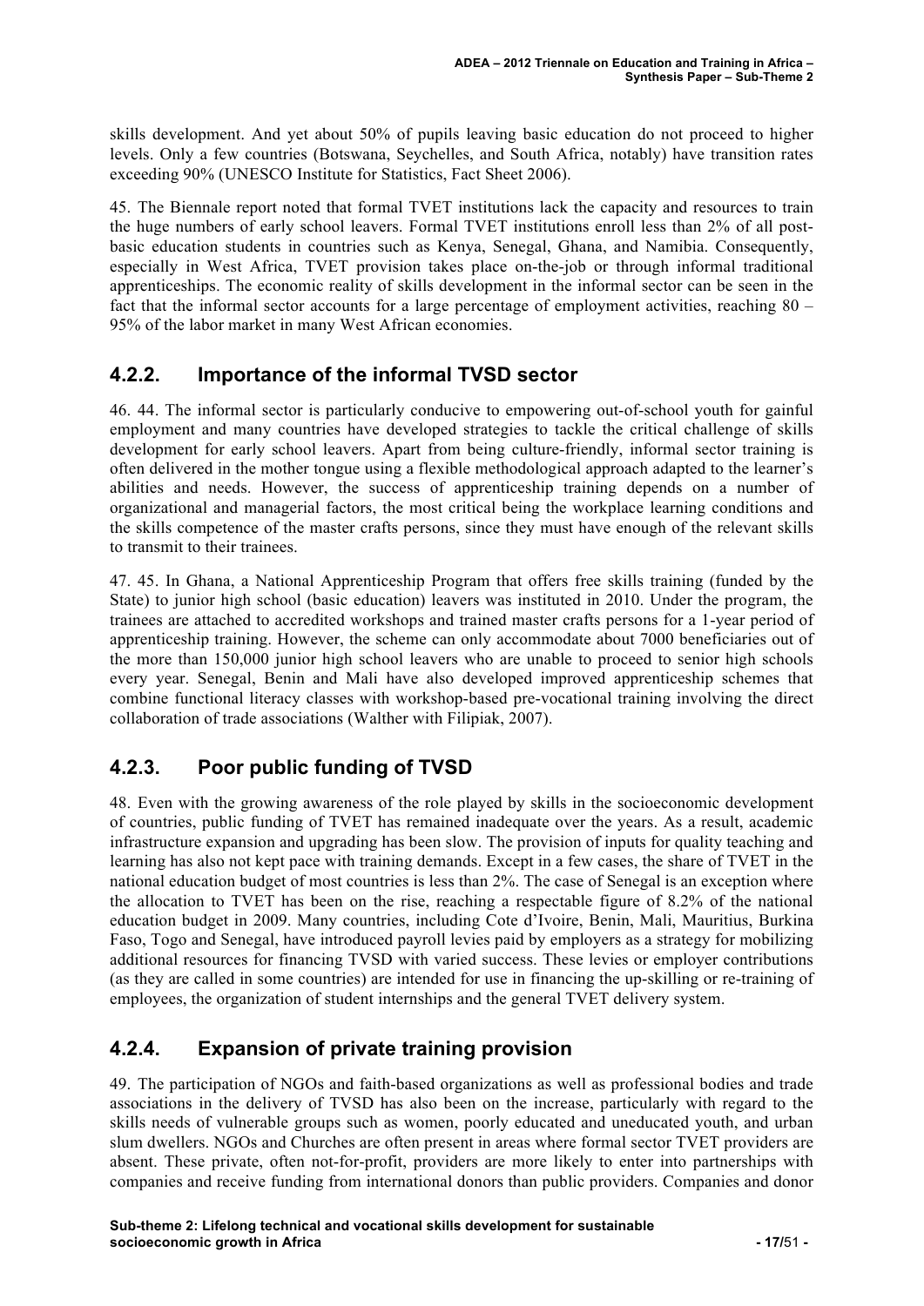skills development. And yet about 50% of pupils leaving basic education do not proceed to higher levels. Only a few countries (Botswana, Seychelles, and South Africa, notably) have transition rates exceeding 90% (UNESCO Institute for Statistics, Fact Sheet 2006).

45. The Biennale report noted that formal TVET institutions lack the capacity and resources to train the huge numbers of early school leavers. Formal TVET institutions enroll less than 2% of all post-basic education students in countries such as Kenya, Senegal, Ghana, and Namibia. Consequently, especially in West Africa, TVET provision takes place on-the-job or through informal traditional apprenticeships. The economic reality of skills development in the informal sector can be seen in the fact that the informal sector accounts for a large percentage of employment activities, reaching 80 – 95% of the labor market in many West African economies.

## 4.2.2. Importance of the informal TVSD sector

46. 44. The informal sector is particularly conducive to empowering out-of-school youth for gainful employment and many countries have developed strategies to tackle the critical challenge of skills development for early school leavers. Apart from being culture-friendly, informal sector training is often delivered in the mother tongue using a flexible methodological approach adapted to the learner's abilities and needs. However, the success of apprenticeship training depends on a number of organizational and managerial factors, the most critical being the workplace learning conditions and the skills competence of the master crafts persons, since they must have enough of the relevant skills to transmit to their trainees.

47. 45. In Ghana, a National Apprenticeship Program that offers free skills training (funded by the State) to junior high school (basic education) leavers was instituted in 2010. Under the program, the trainees are attached to accredited workshops and trained master crafts persons for a 1-year period of apprenticeship training. However, the scheme can only accommodate about 7000 beneficiaries out of the more than 150,000 junior high school leavers who are unable to proceed to senior high schools every year. Senegal, Benin and Mali have also developed improved apprenticeship schemes that combine functional literacy classes with workshop-based pre-vocational training involving the direct collaboration of trade associations (Walther with Filipiak, 2007).

## 4.2.3. Poor public funding of TVSD

48. Even with the growing awareness of the role played by skills in the socioeconomic development of countries, public funding of TVET has remained inadequate over the years. As a result, academic infrastructure expansion and upgrading has been slow. The provision of inputs for quality teaching and learning has also not kept pace with training demands. Except in a few cases, the share of TVET in the national education budget of most countries is less than 2%. The case of Senegal is an exception where the allocation to TVET has been on the rise, reaching a respectable figure of 8.2% of the national education budget in 2009. Many countries, including Cote d'Ivoire, Benin, Mali, Mauritius, Burkina Faso, Togo and Senegal, have introduced payroll levies paid by employers as a strategy for mobilizing additional resources for financing TVSD with varied success. These levies or employer contributions (as they are called in some countries) are intended for use in financing the up-skilling or re-training of employees, the organization of student internships and the general TVET delivery system.

## 4.2.4. Expansion of private training provision

49. The participation of NGOs and faith-based organizations as well as professional bodies and trade associations in the delivery of TVSD has also been on the increase, particularly with regard to the skills needs of vulnerable groups such as women, poorly educated and uneducated youth, and urban slum dwellers. NGOs and Churches are often present in areas where formal sector TVET providers are absent. These private, often not-for-profit, providers are more likely to enter into partnerships with companies and receive funding from international donors than public providers. Companies and donor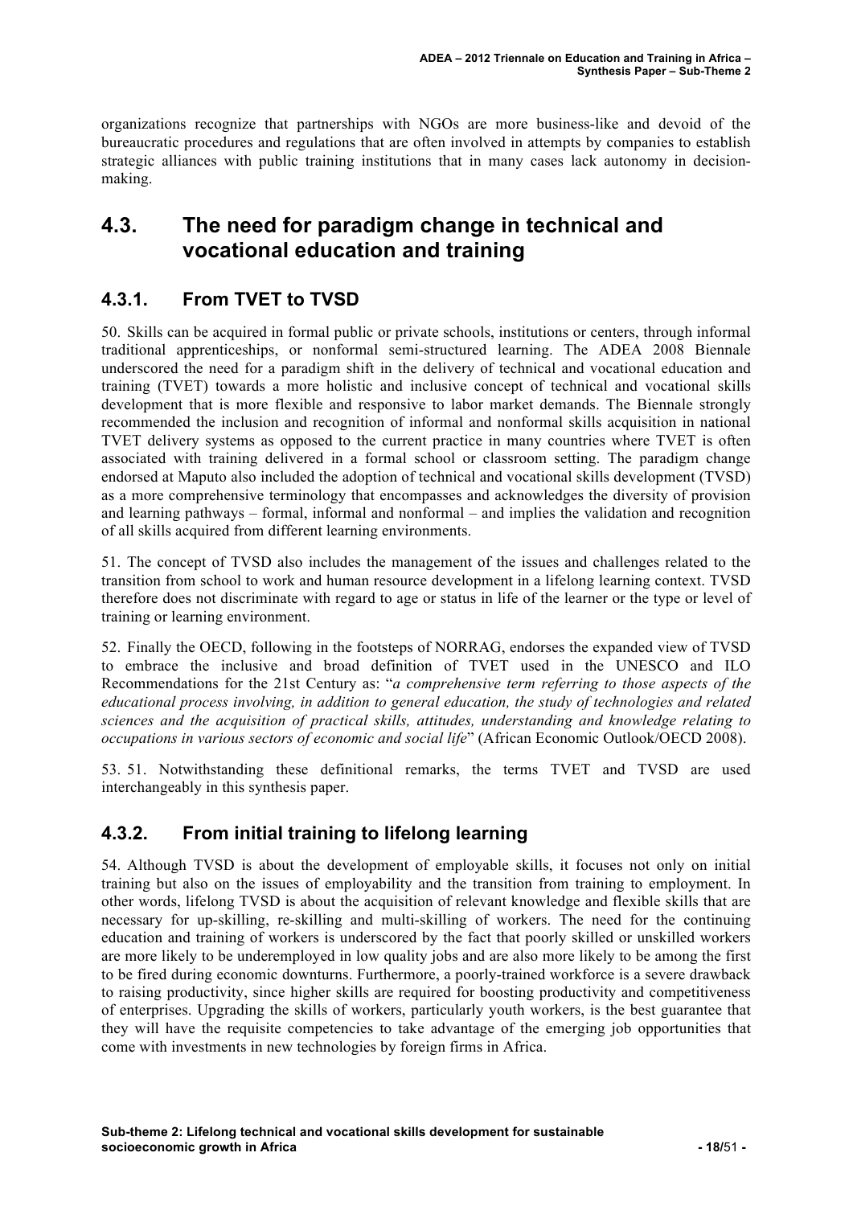organizations recognize that partnerships with NGOs are more business-like and devoid of the bureaucratic procedures and regulations that are often involved in attempts by companies to establish strategic alliances with public training institutions that in many cases lack autonomy in decision-making.

## 4.3. The need for paradigm change in technical and vocational education and training

### 4.3.1. From TVET to TVSD

50. Skills can be acquired in formal public or private schools, institutions or centers, through informal traditional apprenticeships, or nonformal semi-structured learning. The ADEA 2008 Biennale underscored the need for a paradigm shift in the delivery of technical and vocational education and training (TVET) towards a more holistic and inclusive concept of technical and vocational skills development that is more flexible and responsive to labor market demands. The Biennale strongly recommended the inclusion and recognition of informal and nonformal skills acquisition in national TVET delivery systems as opposed to the current practice in many countries where TVET is often associated with training delivered in a formal school or classroom setting. The paradigm change endorsed at Maputo also included the adoption of technical and vocational skills development (TVSD) as a more comprehensive terminology that encompasses and acknowledges the diversity of provision and learning pathways – formal, informal and nonformal – and implies the validation and recognition of all skills acquired from different learning environments.

51. The concept of TVSD also includes the management of the issues and challenges related to the transition from school to work and human resource development in a lifelong learning context. TVSD therefore does not discriminate with regard to age or status in life of the learner or the type or level of training or learning environment.

52. Finally the OECD, following in the footsteps of NORRAG, endorses the expanded view of TVSD to embrace the inclusive and broad definition of TVET used in the UNESCO and ILO Recommendations for the 21st Century as: "*a comprehensive term referring to those aspects of the educational process involving, in addition to general education, the study of technologies and related sciences and the acquisition of practical skills, attitudes, understanding and knowledge relating to occupations in various sectors of economic and social life*" (African Economic Outlook/OECD 2008).

53. 51. Notwithstanding these definitional remarks, the terms TVET and TVSD are used interchangeably in this synthesis paper.

### 4.3.2. From initial training to lifelong learning

54. Although TVSD is about the development of employable skills, it focuses not only on initial training but also on the issues of employability and the transition from training to employment. In other words, lifelong TVSD is about the acquisition of relevant knowledge and flexible skills that are necessary for up-skilling, re-skilling and multi-skilling of workers. The need for the continuing education and training of workers is underscored by the fact that poorly skilled or unskilled workers are more likely to be underemployed in low quality jobs and are also more likely to be among the first to be fired during economic downturns. Furthermore, a poorly-trained workforce is a severe drawback to raising productivity, since higher skills are required for boosting productivity and competitiveness of enterprises. Upgrading the skills of workers, particularly youth workers, is the best guarantee that they will have the requisite competencies to take advantage of the emerging job opportunities that come with investments in new technologies by foreign firms in Africa.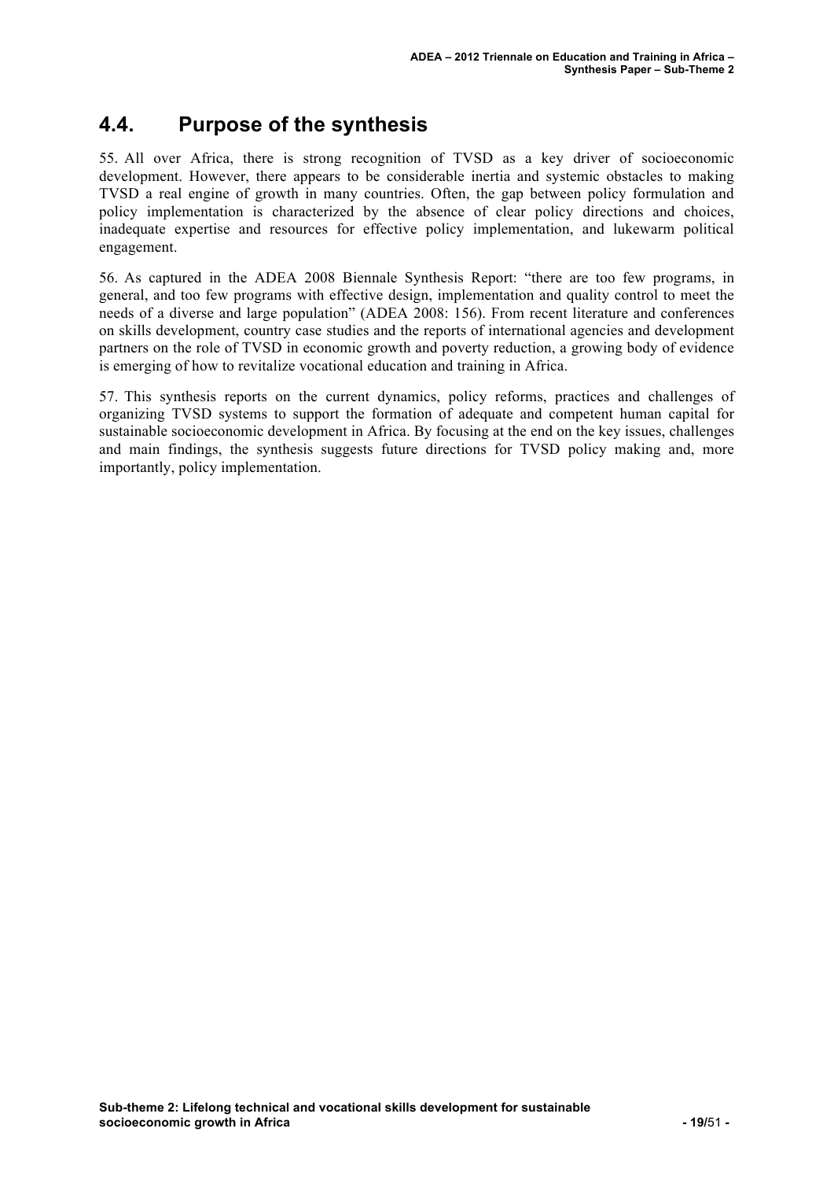## 4.4. Purpose of the synthesis

55. All over Africa, there is strong recognition of TVSD as a key driver of socioeconomic development. However, there appears to be considerable inertia and systemic obstacles to making TVSD a real engine of growth in many countries. Often, the gap between policy formulation and policy implementation is characterized by the absence of clear policy directions and choices, inadequate expertise and resources for effective policy implementation, and lukewarm political engagement.

56. As captured in the ADEA 2008 Biennale Synthesis Report: "there are too few programs, in general, and too few programs with effective design, implementation and quality control to meet the needs of a diverse and large population" (ADEA 2008: 156). From recent literature and conferences on skills development, country case studies and the reports of international agencies and development partners on the role of TVSD in economic growth and poverty reduction, a growing body of evidence is emerging of how to revitalize vocational education and training in Africa.

57. This synthesis reports on the current dynamics, policy reforms, practices and challenges of organizing TVSD systems to support the formation of adequate and competent human capital for sustainable socioeconomic development in Africa. By focusing at the end on the key issues, challenges and main findings, the synthesis suggests future directions for TVSD policy making and, more importantly, policy implementation.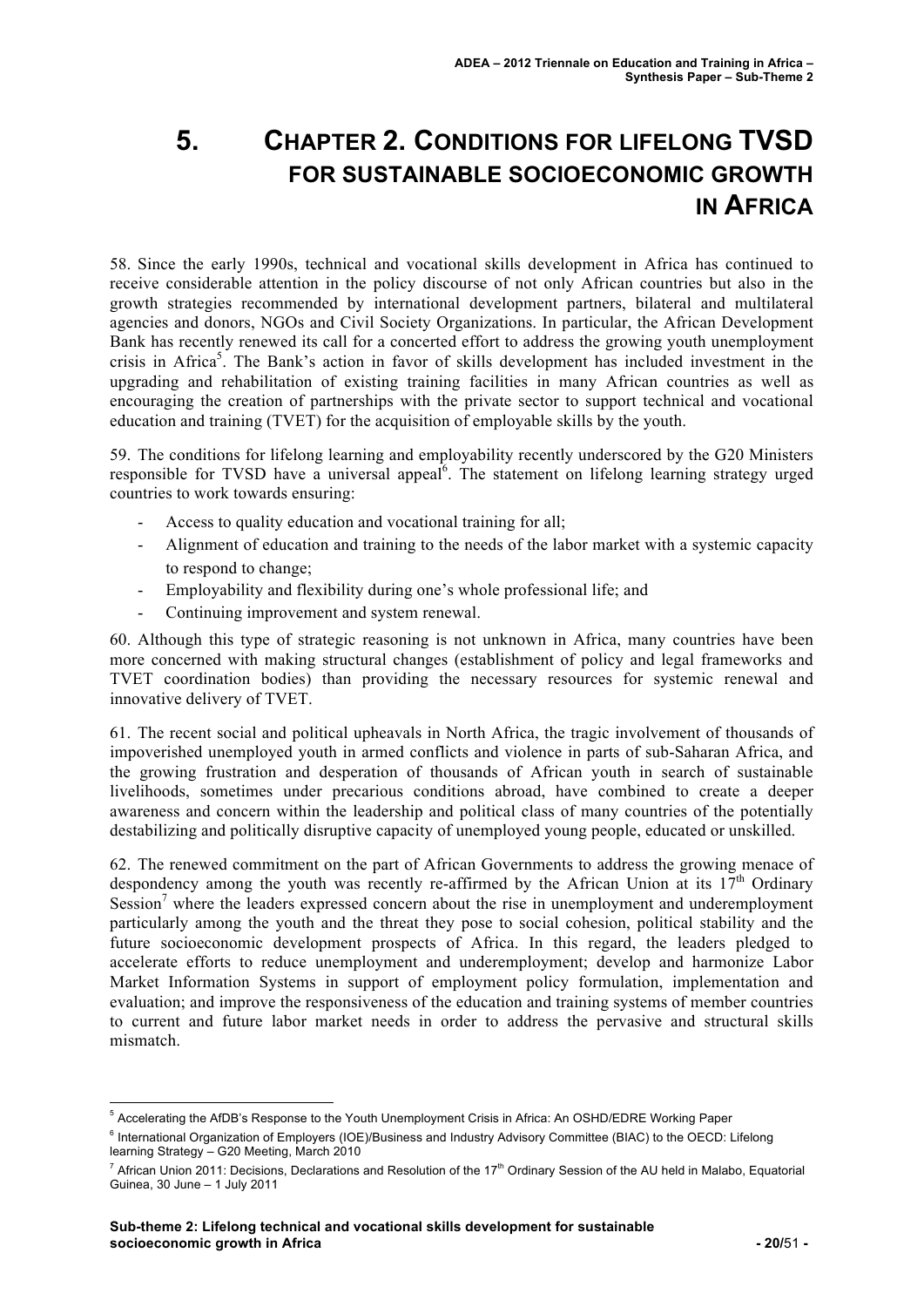# 5. CHAPTER 2. CONDITIONS FOR LIFELONG TVSD FOR SUSTAINABLE SOCIOECONOMIC GROWTH IN AFRICA

58. Since the early 1990s, technical and vocational skills development in Africa has continued to receive considerable attention in the policy discourse of not only African countries but also in the growth strategies recommended by international development partners, bilateral and multilateral agencies and donors, NGOs and Civil Society Organizations. In particular, the African Development Bank has recently renewed its call for a concerted effort to address the growing youth unemployment crisis in Africa[5]. The Bank's action in favor of skills development has included investment in the upgrading and rehabilitation of existing training facilities in many African countries as well as encouraging the creation of partnerships with the private sector to support technical and vocational education and training (TVET) for the acquisition of employable skills by the youth.

59. The conditions for lifelong learning and employability recently underscored by the G20 Ministers responsible for TVSD have a universal appeal[6]. The statement on lifelong learning strategy urged countries to work towards ensuring:

- Access to quality education and vocational training for all;
- Alignment of education and training to the needs of the labor market with a systemic capacity to respond to change;
- Employability and flexibility during one's whole professional life; and
- Continuing improvement and system renewal.

60. Although this type of strategic reasoning is not unknown in Africa, many countries have been more concerned with making structural changes (establishment of policy and legal frameworks and TVET coordination bodies) than providing the necessary resources for systemic renewal and innovative delivery of TVET.

61. The recent social and political upheavals in North Africa, the tragic involvement of thousands of impoverished unemployed youth in armed conflicts and violence in parts of sub-Saharan Africa, and the growing frustration and desperation of thousands of African youth in search of sustainable livelihoods, sometimes under precarious conditions abroad, have combined to create a deeper awareness and concern within the leadership and political class of many countries of the potentially destabilizing and politically disruptive capacity of unemployed young people, educated or unskilled.

62. The renewed commitment on the part of African Governments to address the growing menace of despondency among the youth was recently re-affirmed by the African Union at its 17th Ordinary Session[7] where the leaders expressed concern about the rise in unemployment and underemployment particularly among the youth and the threat they pose to social cohesion, political stability and the future socioeconomic development prospects of Africa. In this regard, the leaders pledged to accelerate efforts to reduce unemployment and underemployment; develop and harmonize Labor Market Information Systems in support of employment policy formulation, implementation and evaluation; and improve the responsiveness of the education and training systems of member countries to current and future labor market needs in order to address the pervasive and structural skills mismatch.

---

[5] Accelerating the AfDB's Response to the Youth Unemployment Crisis in Africa: An OSHD/EDRE Working Paper

[6] International Organization of Employers (IOE)/Business and Industry Advisory Committee (BIAC) to the OECD: Lifelong learning Strategy – G20 Meeting, March 2010

[7] African Union 2011: Decisions, Declarations and Resolution of the 17th Ordinary Session of the AU held in Malabo, Equatorial Guinea, 30 June – 1 July 2011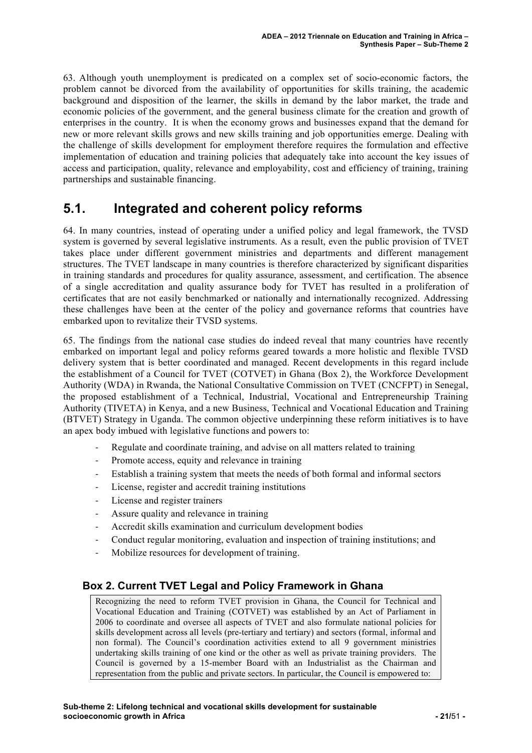63. Although youth unemployment is predicated on a complex set of socio-economic factors, the problem cannot be divorced from the availability of opportunities for skills training, the academic background and disposition of the learner, the skills in demand by the labor market, the trade and economic policies of the government, and the general business climate for the creation and growth of enterprises in the country. It is when the economy grows and businesses expand that the demand for new or more relevant skills grows and new skills training and job opportunities emerge. Dealing with the challenge of skills development for employment therefore requires the formulation and effective implementation of education and training policies that adequately take into account the key issues of access and participation, quality, relevance and employability, cost and efficiency of training, training partnerships and sustainable financing.

## 5.1. Integrated and coherent policy reforms

64. In many countries, instead of operating under a unified policy and legal framework, the TVSD system is governed by several legislative instruments. As a result, even the public provision of TVET takes place under different government ministries and departments and different management structures. The TVET landscape in many countries is therefore characterized by significant disparities in training standards and procedures for quality assurance, assessment, and certification. The absence of a single accreditation and quality assurance body for TVET has resulted in a proliferation of certificates that are not easily benchmarked or nationally and internationally recognized. Addressing these challenges have been at the center of the policy and governance reforms that countries have embarked upon to revitalize their TVSD systems.

65. The findings from the national case studies do indeed reveal that many countries have recently embarked on important legal and policy reforms geared towards a more holistic and flexible TVSD delivery system that is better coordinated and managed. Recent developments in this regard include the establishment of a Council for TVET (COTVET) in Ghana (Box 2), the Workforce Development Authority (WDA) in Rwanda, the National Consultative Commission on TVET (CNCFPT) in Senegal, the proposed establishment of a Technical, Industrial, Vocational and Entrepreneurship Training Authority (TIVETA) in Kenya, and a new Business, Technical and Vocational Education and Training (BTVET) Strategy in Uganda. The common objective underpinning these reform initiatives is to have an apex body imbued with legislative functions and powers to:

- Regulate and coordinate training, and advise on all matters related to training
- Promote access, equity and relevance in training
- Establish a training system that meets the needs of both formal and informal sectors
- License, register and accredit training institutions
- License and register trainers
- Assure quality and relevance in training
- Accredit skills examination and curriculum development bodies
- Conduct regular monitoring, evaluation and inspection of training institutions; and
- Mobilize resources for development of training.

### Box 2. Current TVET Legal and Policy Framework in Ghana

Recognizing the need to reform TVET provision in Ghana, the Council for Technical and Vocational Education and Training (COTVET) was established by an Act of Parliament in 2006 to coordinate and oversee all aspects of TVET and also formulate national policies for skills development across all levels (pre-tertiary and tertiary) and sectors (formal, informal and non formal). The Council's coordination activities extend to all 9 government ministries undertaking skills training of one kind or the other as well as private training providers. The Council is governed by a 15-member Board with an Industrialist as the Chairman and representation from the public and private sectors. In particular, the Council is empowered to: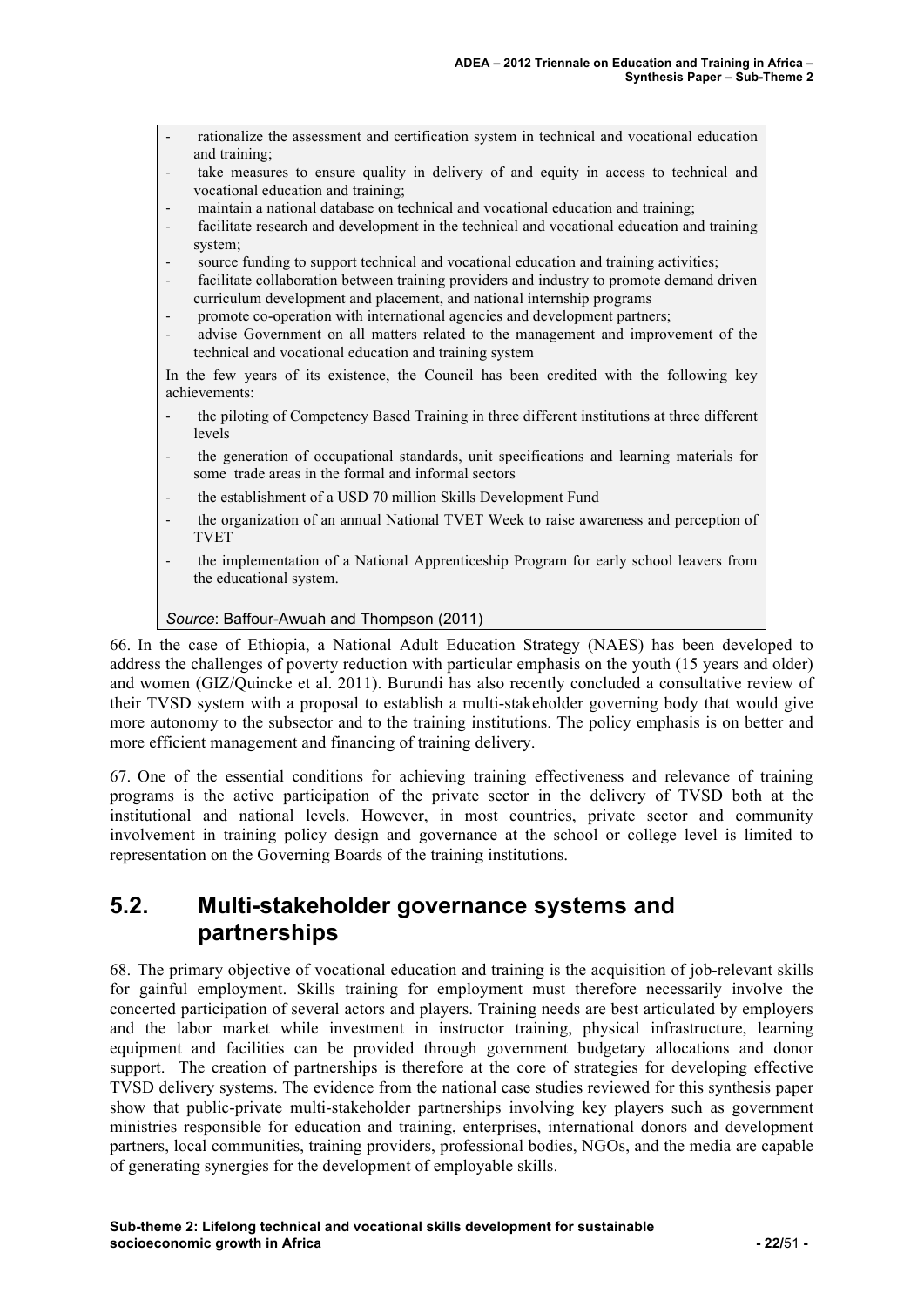- rationalize the assessment and certification system in technical and vocational education and training;
- take measures to ensure quality in delivery of and equity in access to technical and vocational education and training;
- maintain a national database on technical and vocational education and training;
- facilitate research and development in the technical and vocational education and training system;
- source funding to support technical and vocational education and training activities;
- facilitate collaboration between training providers and industry to promote demand driven curriculum development and placement, and national internship programs
- promote co-operation with international agencies and development partners;
- advise Government on all matters related to the management and improvement of the technical and vocational education and training system

In the few years of its existence, the Council has been credited with the following key achievements:

- the piloting of Competency Based Training in three different institutions at three different levels
- the generation of occupational standards, unit specifications and learning materials for some trade areas in the formal and informal sectors
- the establishment of a USD 70 million Skills Development Fund
- the organization of an annual National TVET Week to raise awareness and perception of TVET
- the implementation of a National Apprenticeship Program for early school leavers from the educational system.

*Source*: Baffour-Awuah and Thompson (2011)

66. In the case of Ethiopia, a National Adult Education Strategy (NAES) has been developed to address the challenges of poverty reduction with particular emphasis on the youth (15 years and older) and women (GIZ/Quincke et al. 2011). Burundi has also recently concluded a consultative review of their TVSD system with a proposal to establish a multi-stakeholder governing body that would give more autonomy to the subsector and to the training institutions. The policy emphasis is on better and more efficient management and financing of training delivery.

67. One of the essential conditions for achieving training effectiveness and relevance of training programs is the active participation of the private sector in the delivery of TVSD both at the institutional and national levels. However, in most countries, private sector and community involvement in training policy design and governance at the school or college level is limited to representation on the Governing Boards of the training institutions.

## 5.2. Multi-stakeholder governance systems and partnerships

68. The primary objective of vocational education and training is the acquisition of job-relevant skills for gainful employment. Skills training for employment must therefore necessarily involve the concerted participation of several actors and players. Training needs are best articulated by employers and the labor market while investment in instructor training, physical infrastructure, learning equipment and facilities can be provided through government budgetary allocations and donor support. The creation of partnerships is therefore at the core of strategies for developing effective TVSD delivery systems. The evidence from the national case studies reviewed for this synthesis paper show that public-private multi-stakeholder partnerships involving key players such as government ministries responsible for education and training, enterprises, international donors and development partners, local communities, training providers, professional bodies, NGOs, and the media are capable of generating synergies for the development of employable skills.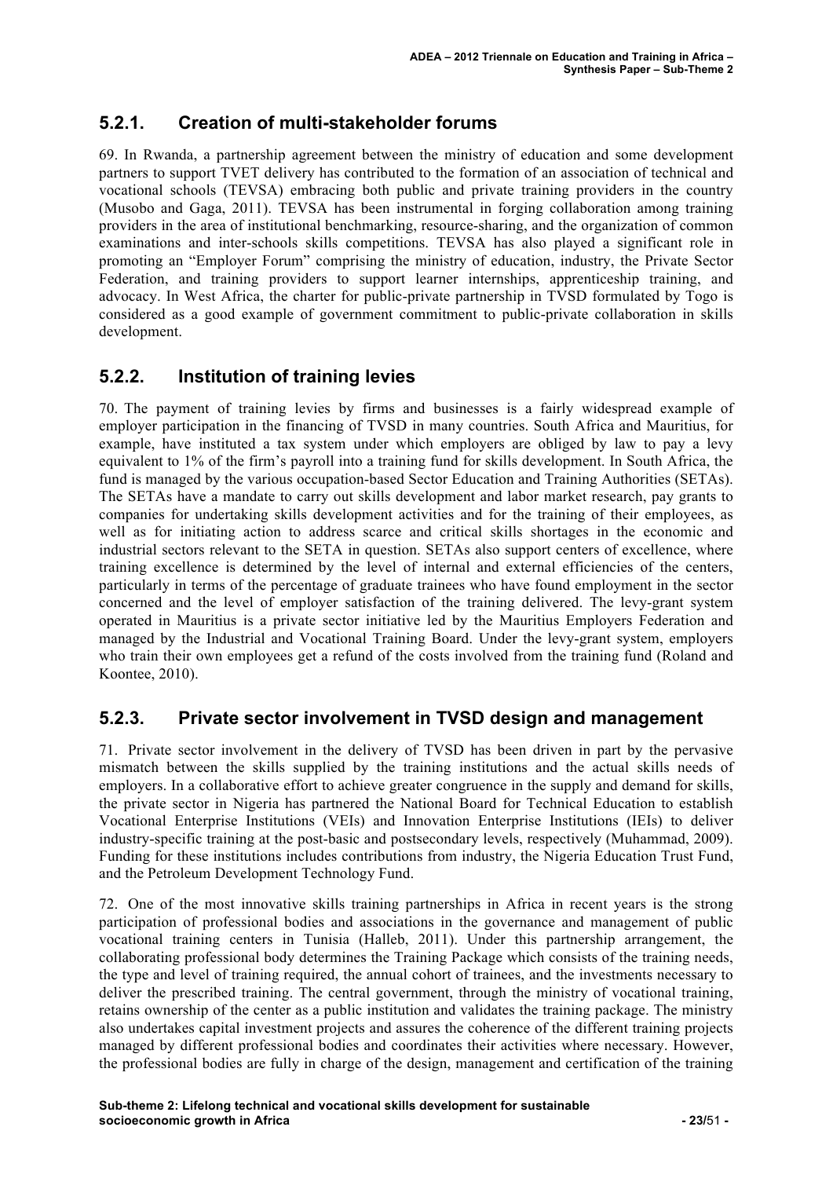### 5.2.1. Creation of multi-stakeholder forums

69. In Rwanda, a partnership agreement between the ministry of education and some development partners to support TVET delivery has contributed to the formation of an association of technical and vocational schools (TEVSA) embracing both public and private training providers in the country (Musobo and Gaga, 2011). TEVSA has been instrumental in forging collaboration among training providers in the area of institutional benchmarking, resource-sharing, and the organization of common examinations and inter-schools skills competitions. TEVSA has also played a significant role in promoting an "Employer Forum" comprising the ministry of education, industry, the Private Sector Federation, and training providers to support learner internships, apprenticeship training, and advocacy. In West Africa, the charter for public-private partnership in TVSD formulated by Togo is considered as a good example of government commitment to public-private collaboration in skills development.

### 5.2.2. Institution of training levies

70. The payment of training levies by firms and businesses is a fairly widespread example of employer participation in the financing of TVSD in many countries. South Africa and Mauritius, for example, have instituted a tax system under which employers are obliged by law to pay a levy equivalent to 1% of the firm's payroll into a training fund for skills development. In South Africa, the fund is managed by the various occupation-based Sector Education and Training Authorities (SETAs). The SETAs have a mandate to carry out skills development and labor market research, pay grants to companies for undertaking skills development activities and for the training of their employees, as well as for initiating action to address scarce and critical skills shortages in the economic and industrial sectors relevant to the SETA in question. SETAs also support centers of excellence, where training excellence is determined by the level of internal and external efficiencies of the centers, particularly in terms of the percentage of graduate trainees who have found employment in the sector concerned and the level of employer satisfaction of the training delivered. The levy-grant system operated in Mauritius is a private sector initiative led by the Mauritius Employers Federation and managed by the Industrial and Vocational Training Board. Under the levy-grant system, employers who train their own employees get a refund of the costs involved from the training fund (Roland and Koontee, 2010).

### 5.2.3. Private sector involvement in TVSD design and management

71. Private sector involvement in the delivery of TVSD has been driven in part by the pervasive mismatch between the skills supplied by the training institutions and the actual skills needs of employers. In a collaborative effort to achieve greater congruence in the supply and demand for skills, the private sector in Nigeria has partnered the National Board for Technical Education to establish Vocational Enterprise Institutions (VEIs) and Innovation Enterprise Institutions (IEIs) to deliver industry-specific training at the post-basic and postsecondary levels, respectively (Muhammad, 2009). Funding for these institutions includes contributions from industry, the Nigeria Education Trust Fund, and the Petroleum Development Technology Fund.

72. One of the most innovative skills training partnerships in Africa in recent years is the strong participation of professional bodies and associations in the governance and management of public vocational training centers in Tunisia (Halleb, 2011). Under this partnership arrangement, the collaborating professional body determines the Training Package which consists of the training needs, the type and level of training required, the annual cohort of trainees, and the investments necessary to deliver the prescribed training. The central government, through the ministry of vocational training, retains ownership of the center as a public institution and validates the training package. The ministry also undertakes capital investment projects and assures the coherence of the different training projects managed by different professional bodies and coordinates their activities where necessary. However, the professional bodies are fully in charge of the design, management and certification of the training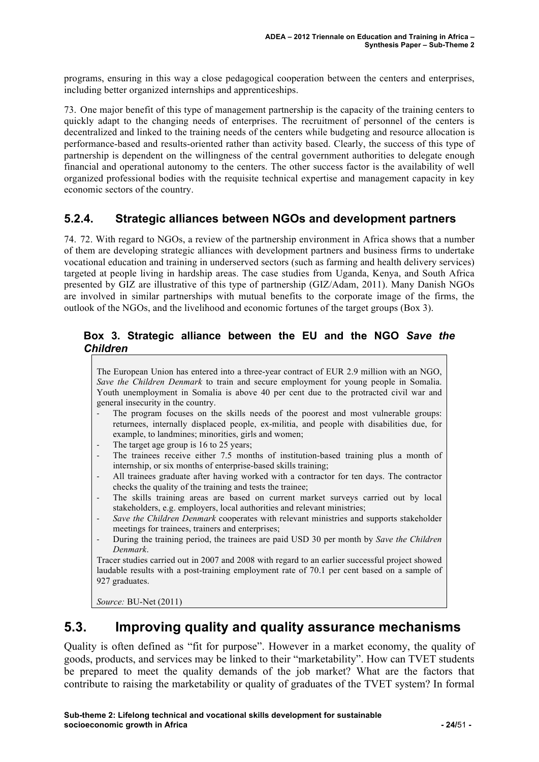programs, ensuring in this way a close pedagogical cooperation between the centers and enterprises, including better organized internships and apprenticeships.

73. One major benefit of this type of management partnership is the capacity of the training centers to quickly adapt to the changing needs of enterprises. The recruitment of personnel of the centers is decentralized and linked to the training needs of the centers while budgeting and resource allocation is performance-based and results-oriented rather than activity based. Clearly, the success of this type of partnership is dependent on the willingness of the central government authorities to delegate enough financial and operational autonomy to the centers. The other success factor is the availability of well organized professional bodies with the requisite technical expertise and management capacity in key economic sectors of the country.

### 5.2.4. Strategic alliances between NGOs and development partners

74. 72. With regard to NGOs, a review of the partnership environment in Africa shows that a number of them are developing strategic alliances with development partners and business firms to undertake vocational education and training in underserved sectors (such as farming and health delivery services) targeted at people living in hardship areas. The case studies from Uganda, Kenya, and South Africa presented by GIZ are illustrative of this type of partnership (GIZ/Adam, 2011). Many Danish NGOs are involved in similar partnerships with mutual benefits to the corporate image of the firms, the outlook of the NGOs, and the livelihood and economic fortunes of the target groups (Box 3).

**Box 3. Strategic alliance between the EU and the NGO *Save the Children***

The European Union has entered into a three-year contract of EUR 2.9 million with an NGO, *Save the Children Denmark* to train and secure employment for young people in Somalia. Youth unemployment in Somalia is above 40 per cent due to the protracted civil war and general insecurity in the country.

- The program focuses on the skills needs of the poorest and most vulnerable groups: returnees, internally displaced people, ex-militia, and people with disabilities due, for example, to landmines; minorities, girls and women;
- The target age group is 16 to 25 years;
- The trainees receive either 7.5 months of institution-based training plus a month of internship, or six months of enterprise-based skills training;
- All trainees graduate after having worked with a contractor for ten days. The contractor checks the quality of the training and tests the trainee;
- The skills training areas are based on current market surveys carried out by local stakeholders, e.g. employers, local authorities and relevant ministries;
- *Save the Children Denmark* cooperates with relevant ministries and supports stakeholder meetings for trainees, trainers and enterprises;
- During the training period, the trainees are paid USD 30 per month by *Save the Children Denmark*.

Tracer studies carried out in 2007 and 2008 with regard to an earlier successful project showed laudable results with a post-training employment rate of 70.1 per cent based on a sample of 927 graduates.

*Source:* BU-Net (2011)

## 5.3. Improving quality and quality assurance mechanisms

Quality is often defined as "fit for purpose". However in a market economy, the quality of goods, products, and services may be linked to their "marketability". How can TVET students be prepared to meet the quality demands of the job market? What are the factors that contribute to raising the marketability or quality of graduates of the TVET system? In formal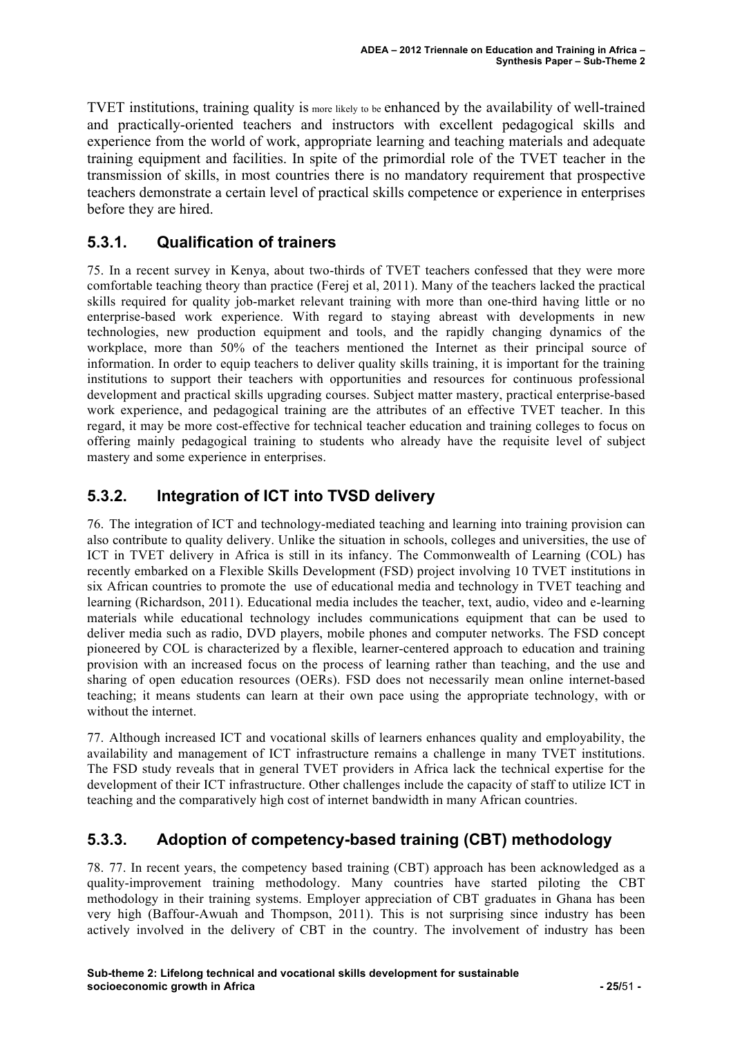TVET institutions, training quality is more likely to be enhanced by the availability of well-trained and practically-oriented teachers and instructors with excellent pedagogical skills and experience from the world of work, appropriate learning and teaching materials and adequate training equipment and facilities. In spite of the primordial role of the TVET teacher in the transmission of skills, in most countries there is no mandatory requirement that prospective teachers demonstrate a certain level of practical skills competence or experience in enterprises before they are hired.

### 5.3.1. Qualification of trainers

75. In a recent survey in Kenya, about two-thirds of TVET teachers confessed that they were more comfortable teaching theory than practice (Ferej et al, 2011). Many of the teachers lacked the practical skills required for quality job-market relevant training with more than one-third having little or no enterprise-based work experience. With regard to staying abreast with developments in new technologies, new production equipment and tools, and the rapidly changing dynamics of the workplace, more than 50% of the teachers mentioned the Internet as their principal source of information. In order to equip teachers to deliver quality skills training, it is important for the training institutions to support their teachers with opportunities and resources for continuous professional development and practical skills upgrading courses. Subject matter mastery, practical enterprise-based work experience, and pedagogical training are the attributes of an effective TVET teacher. In this regard, it may be more cost-effective for technical teacher education and training colleges to focus on offering mainly pedagogical training to students who already have the requisite level of subject mastery and some experience in enterprises.

### 5.3.2. Integration of ICT into TVSD delivery

76. The integration of ICT and technology-mediated teaching and learning into training provision can also contribute to quality delivery. Unlike the situation in schools, colleges and universities, the use of ICT in TVET delivery in Africa is still in its infancy. The Commonwealth of Learning (COL) has recently embarked on a Flexible Skills Development (FSD) project involving 10 TVET institutions in six African countries to promote the use of educational media and technology in TVET teaching and learning (Richardson, 2011). Educational media includes the teacher, text, audio, video and e-learning materials while educational technology includes communications equipment that can be used to deliver media such as radio, DVD players, mobile phones and computer networks. The FSD concept pioneered by COL is characterized by a flexible, learner-centered approach to education and training provision with an increased focus on the process of learning rather than teaching, and the use and sharing of open education resources (OERs). FSD does not necessarily mean online internet-based teaching; it means students can learn at their own pace using the appropriate technology, with or without the internet.

77. Although increased ICT and vocational skills of learners enhances quality and employability, the availability and management of ICT infrastructure remains a challenge in many TVET institutions. The FSD study reveals that in general TVET providers in Africa lack the technical expertise for the development of their ICT infrastructure. Other challenges include the capacity of staff to utilize ICT in teaching and the comparatively high cost of internet bandwidth in many African countries.

### 5.3.3. Adoption of competency-based training (CBT) methodology

78. 77. In recent years, the competency based training (CBT) approach has been acknowledged as a quality-improvement training methodology. Many countries have started piloting the CBT methodology in their training systems. Employer appreciation of CBT graduates in Ghana has been very high (Baffour-Awuah and Thompson, 2011). This is not surprising since industry has been actively involved in the delivery of CBT in the country. The involvement of industry has been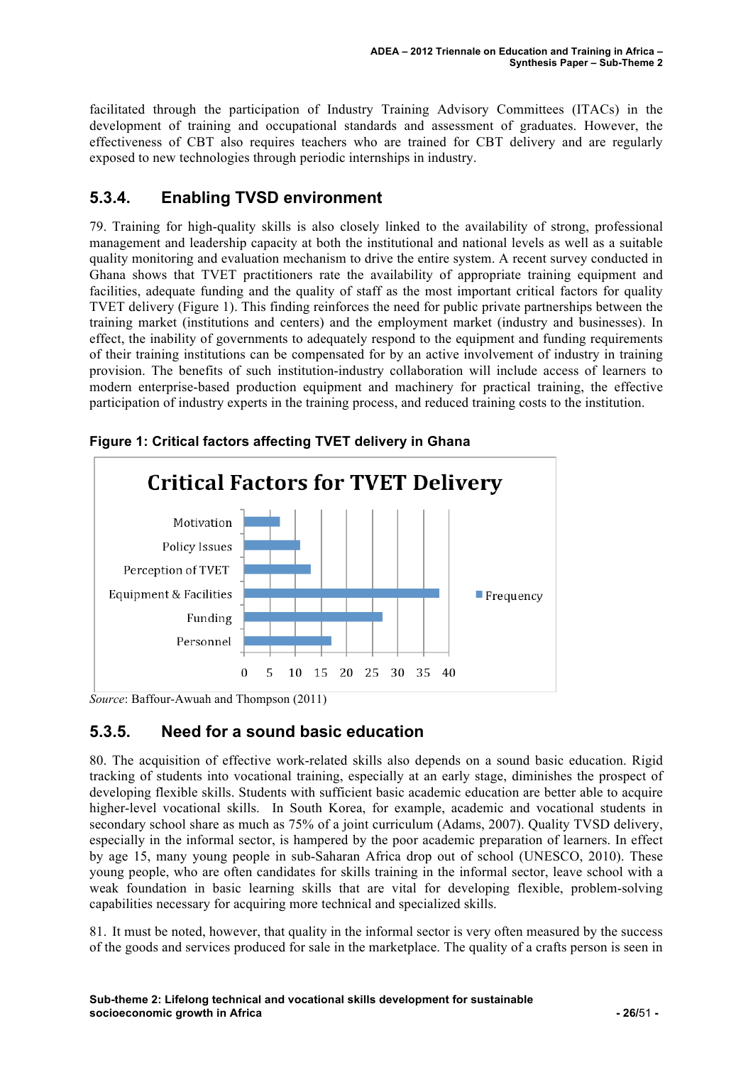facilitated through the participation of Industry Training Advisory Committees (ITACs) in the development of training and occupational standards and assessment of graduates. However, the effectiveness of CBT also requires teachers who are trained for CBT delivery and are regularly exposed to new technologies through periodic internships in industry.

### 5.3.4. Enabling TVSD environment

79. Training for high-quality skills is also closely linked to the availability of strong, professional management and leadership capacity at both the institutional and national levels as well as a suitable quality monitoring and evaluation mechanism to drive the entire system. A recent survey conducted in Ghana shows that TVET practitioners rate the availability of appropriate training equipment and facilities, adequate funding and the quality of staff as the most important critical factors for quality TVET delivery (Figure 1). This finding reinforces the need for public private partnerships between the training market (institutions and centers) and the employment market (industry and businesses). In effect, the inability of governments to adequately respond to the equipment and funding requirements of their training institutions can be compensated for by an active involvement of industry in training provision. The benefits of such institution-industry collaboration will include access of learners to modern enterprise-based production equipment and machinery for practical training, the effective participation of industry experts in the training process, and reduced training costs to the institution.

**Figure 1: Critical factors affecting TVET delivery in Ghana**

*Source*: Baffour-Awuah and Thompson (2011)

### 5.3.5. Need for a sound basic education

80. The acquisition of effective work-related skills also depends on a sound basic education. Rigid tracking of students into vocational training, especially at an early stage, diminishes the prospect of developing flexible skills. Students with sufficient basic academic education are better able to acquire higher-level vocational skills. In South Korea, for example, academic and vocational students in secondary school share as much as 75% of a joint curriculum (Adams, 2007). Quality TVSD delivery, especially in the informal sector, is hampered by the poor academic preparation of learners. In effect by age 15, many young people in sub-Saharan Africa drop out of school (UNESCO, 2010). These young people, who are often candidates for skills training in the informal sector, leave school with a weak foundation in basic learning skills that are vital for developing flexible, problem-solving capabilities necessary for acquiring more technical and specialized skills.

81. It must be noted, however, that quality in the informal sector is very often measured by the success of the goods and services produced for sale in the marketplace. The quality of a crafts person is seen in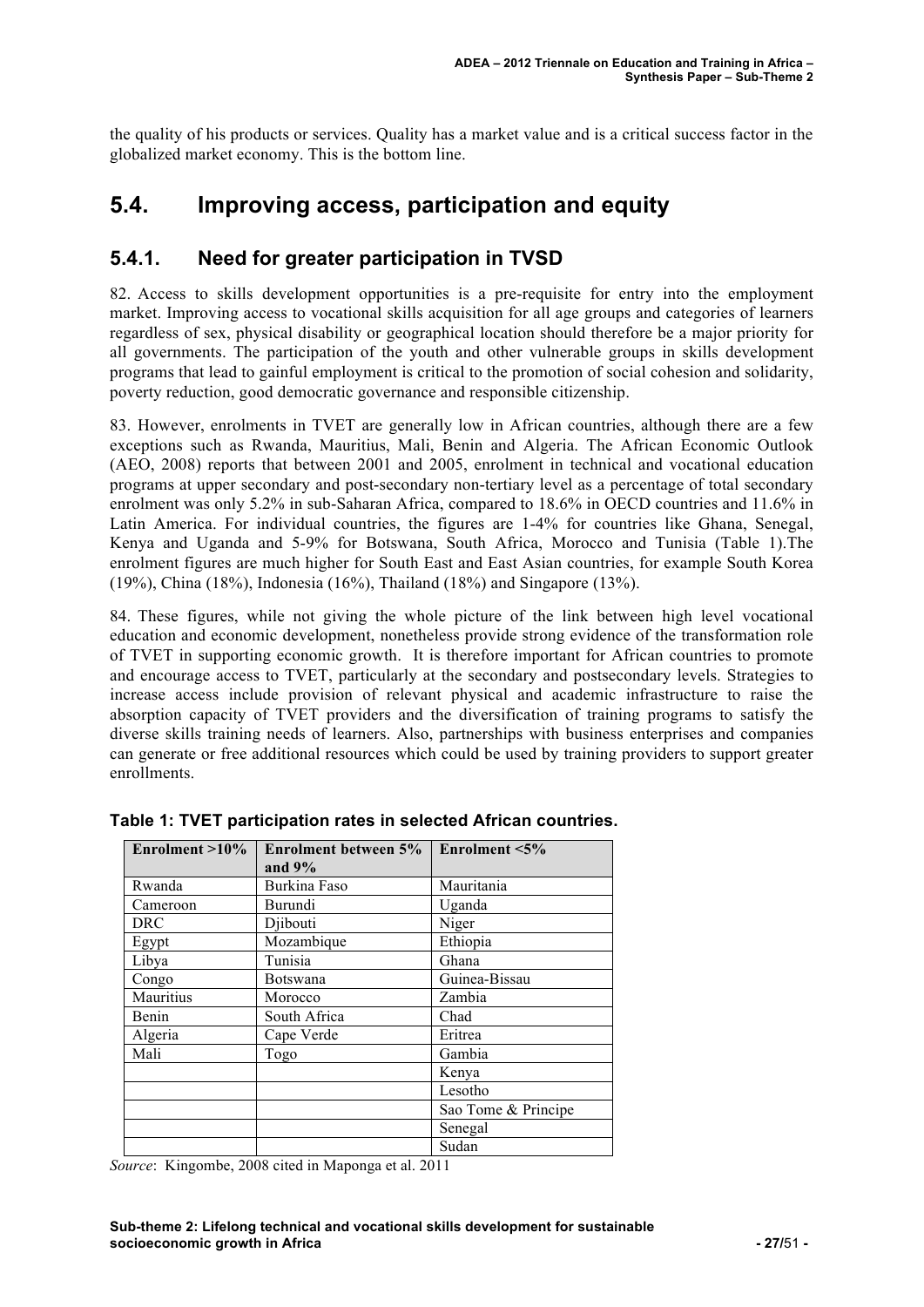the quality of his products or services. Quality has a market value and is a critical success factor in the globalized market economy. This is the bottom line.

## 5.4. Improving access, participation and equity

### 5.4.1. Need for greater participation in TVSD

82. Access to skills development opportunities is a pre-requisite for entry into the employment market. Improving access to vocational skills acquisition for all age groups and categories of learners regardless of sex, physical disability or geographical location should therefore be a major priority for all governments. The participation of the youth and other vulnerable groups in skills development programs that lead to gainful employment is critical to the promotion of social cohesion and solidarity, poverty reduction, good democratic governance and responsible citizenship.

83. However, enrolments in TVET are generally low in African countries, although there are a few exceptions such as Rwanda, Mauritius, Mali, Benin and Algeria. The African Economic Outlook (AEO, 2008) reports that between 2001 and 2005, enrolment in technical and vocational education programs at upper secondary and post-secondary non-tertiary level as a percentage of total secondary enrolment was only 5.2% in sub-Saharan Africa, compared to 18.6% in OECD countries and 11.6% in Latin America. For individual countries, the figures are 1-4% for countries like Ghana, Senegal, Kenya and Uganda and 5-9% for Botswana, South Africa, Morocco and Tunisia (Table 1).The enrolment figures are much higher for South East and East Asian countries, for example South Korea (19%), China (18%), Indonesia (16%), Thailand (18%) and Singapore (13%).

84. These figures, while not giving the whole picture of the link between high level vocational education and economic development, nonetheless provide strong evidence of the transformation role of TVET in supporting economic growth. It is therefore important for African countries to promote and encourage access to TVET, particularly at the secondary and postsecondary levels. Strategies to increase access include provision of relevant physical and academic infrastructure to raise the absorption capacity of TVET providers and the diversification of training programs to satisfy the diverse skills training needs of learners. Also, partnerships with business enterprises and companies can generate or free additional resources which could be used by training providers to support greater enrollments.

**Table 1: TVET participation rates in selected African countries.**

| Enrolment >10% | Enrolment between 5% and 9% | Enrolment <5% |
|---|---|---|
| Rwanda | Burkina Faso | Mauritania |
| Cameroon | Burundi | Uganda |
| DRC | Djibouti | Niger |
| Egypt | Mozambique | Ethiopia |
| Libya | Tunisia | Ghana |
| Congo | Botswana | Guinea-Bissau |
| Mauritius | Morocco | Zambia |
| Benin | South Africa | Chad |
| Algeria | Cape Verde | Eritrea |
| Mali | Togo | Gambia |
| | | Kenya |
| | | Lesotho |
| | | Sao Tome & Principe |
| | | Senegal |
| | | Sudan |

*Source*: Kingombe, 2008 cited in Maponga et al. 2011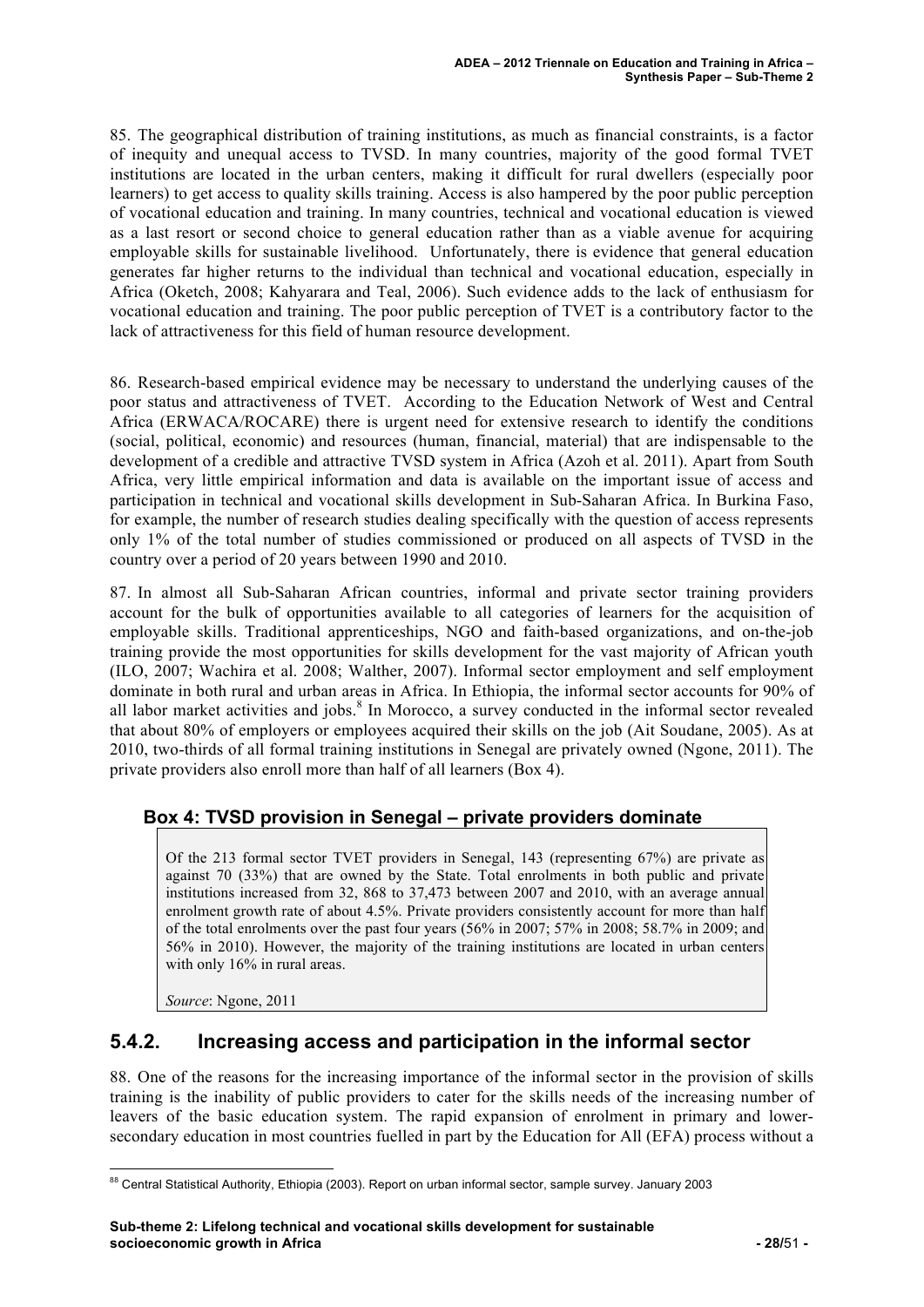85. The geographical distribution of training institutions, as much as financial constraints, is a factor of inequity and unequal access to TVSD. In many countries, majority of the good formal TVET institutions are located in the urban centers, making it difficult for rural dwellers (especially poor learners) to get access to quality skills training. Access is also hampered by the poor public perception of vocational education and training. In many countries, technical and vocational education is viewed as a last resort or second choice to general education rather than as a viable avenue for acquiring employable skills for sustainable livelihood. Unfortunately, there is evidence that general education generates far higher returns to the individual than technical and vocational education, especially in Africa (Oketch, 2008; Kahyarara and Teal, 2006). Such evidence adds to the lack of enthusiasm for vocational education and training. The poor public perception of TVET is a contributory factor to the lack of attractiveness for this field of human resource development.

86. Research-based empirical evidence may be necessary to understand the underlying causes of the poor status and attractiveness of TVET. According to the Education Network of West and Central Africa (ERWACA/ROCARE) there is urgent need for extensive research to identify the conditions (social, political, economic) and resources (human, financial, material) that are indispensable to the development of a credible and attractive TVSD system in Africa (Azoh et al. 2011). Apart from South Africa, very little empirical information and data is available on the important issue of access and participation in technical and vocational skills development in Sub-Saharan Africa. In Burkina Faso, for example, the number of research studies dealing specifically with the question of access represents only 1% of the total number of studies commissioned or produced on all aspects of TVSD in the country over a period of 20 years between 1990 and 2010.

87. In almost all Sub-Saharan African countries, informal and private sector training providers account for the bulk of opportunities available to all categories of learners for the acquisition of employable skills. Traditional apprenticeships, NGO and faith-based organizations, and on-the-job training provide the most opportunities for skills development for the vast majority of African youth (ILO, 2007; Wachira et al. 2008; Walther, 2007). Informal sector employment and self employment dominate in both rural and urban areas in Africa. In Ethiopia, the informal sector accounts for 90% of all labor market activities and jobs.[8] In Morocco, a survey conducted in the informal sector revealed that about 80% of employers or employees acquired their skills on the job (Ait Soudane, 2005). As at 2010, two-thirds of all formal training institutions in Senegal are privately owned (Ngone, 2011). The private providers also enroll more than half of all learners (Box 4).

### Box 4: TVSD provision in Senegal – private providers dominate

Of the 213 formal sector TVET providers in Senegal, 143 (representing 67%) are private as against 70 (33%) that are owned by the State. Total enrolments in both public and private institutions increased from 32, 868 to 37,473 between 2007 and 2010, with an average annual enrolment growth rate of about 4.5%. Private providers consistently account for more than half of the total enrolments over the past four years (56% in 2007; 57% in 2008; 58.7% in 2009; and 56% in 2010). However, the majority of the training institutions are located in urban centers with only 16% in rural areas.

*Source*: Ngone, 2011

## 5.4.2. Increasing access and participation in the informal sector

88. One of the reasons for the increasing importance of the informal sector in the provision of skills training is the inability of public providers to cater for the skills needs of the increasing number of leavers of the basic education system. The rapid expansion of enrolment in primary and lower-secondary education in most countries fuelled in part by the Education for All (EFA) process without a

[88] Central Statistical Authority, Ethiopia (2003). Report on urban informal sector, sample survey. January 2003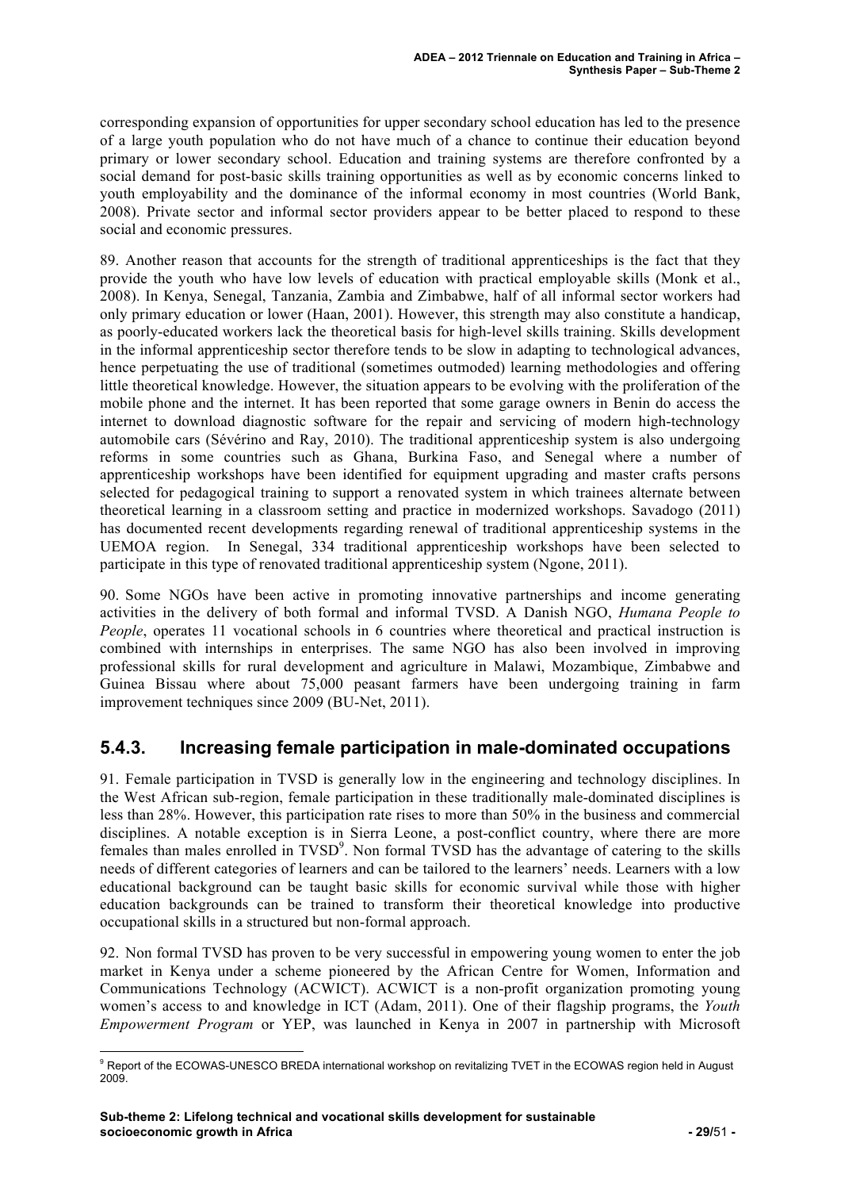corresponding expansion of opportunities for upper secondary school education has led to the presence of a large youth population who do not have much of a chance to continue their education beyond primary or lower secondary school. Education and training systems are therefore confronted by a social demand for post-basic skills training opportunities as well as by economic concerns linked to youth employability and the dominance of the informal economy in most countries (World Bank, 2008). Private sector and informal sector providers appear to be better placed to respond to these social and economic pressures.

89. Another reason that accounts for the strength of traditional apprenticeships is the fact that they provide the youth who have low levels of education with practical employable skills (Monk et al., 2008). In Kenya, Senegal, Tanzania, Zambia and Zimbabwe, half of all informal sector workers had only primary education or lower (Haan, 2001). However, this strength may also constitute a handicap, as poorly-educated workers lack the theoretical basis for high-level skills training. Skills development in the informal apprenticeship sector therefore tends to be slow in adapting to technological advances, hence perpetuating the use of traditional (sometimes outmoded) learning methodologies and offering little theoretical knowledge. However, the situation appears to be evolving with the proliferation of the mobile phone and the internet. It has been reported that some garage owners in Benin do access the internet to download diagnostic software for the repair and servicing of modern high-technology automobile cars (Sévérino and Ray, 2010). The traditional apprenticeship system is also undergoing reforms in some countries such as Ghana, Burkina Faso, and Senegal where a number of apprenticeship workshops have been identified for equipment upgrading and master crafts persons selected for pedagogical training to support a renovated system in which trainees alternate between theoretical learning in a classroom setting and practice in modernized workshops. Savadogo (2011) has documented recent developments regarding renewal of traditional apprenticeship systems in the UEMOA region. In Senegal, 334 traditional apprenticeship workshops have been selected to participate in this type of renovated traditional apprenticeship system (Ngone, 2011).

90. Some NGOs have been active in promoting innovative partnerships and income generating activities in the delivery of both formal and informal TVSD. A Danish NGO, *Humana People to People*, operates 11 vocational schools in 6 countries where theoretical and practical instruction is combined with internships in enterprises. The same NGO has also been involved in improving professional skills for rural development and agriculture in Malawi, Mozambique, Zimbabwe and Guinea Bissau where about 75,000 peasant farmers have been undergoing training in farm improvement techniques since 2009 (BU-Net, 2011).

### 5.4.3. Increasing female participation in male-dominated occupations

91. Female participation in TVSD is generally low in the engineering and technology disciplines. In the West African sub-region, female participation in these traditionally male-dominated disciplines is less than 28%. However, this participation rate rises to more than 50% in the business and commercial disciplines. A notable exception is in Sierra Leone, a post-conflict country, where there are more females than males enrolled in TVSD[9]. Non formal TVSD has the advantage of catering to the skills needs of different categories of learners and can be tailored to the learners' needs. Learners with a low educational background can be taught basic skills for economic survival while those with higher education backgrounds can be trained to transform their theoretical knowledge into productive occupational skills in a structured but non-formal approach.

92. Non formal TVSD has proven to be very successful in empowering young women to enter the job market in Kenya under a scheme pioneered by the African Centre for Women, Information and Communications Technology (ACWICT). ACWICT is a non-profit organization promoting young women's access to and knowledge in ICT (Adam, 2011). One of their flagship programs, the *Youth Empowerment Program* or YEP, was launched in Kenya in 2007 in partnership with Microsoft

[9] Report of the ECOWAS-UNESCO BREDA international workshop on revitalizing TVET in the ECOWAS region held in August 2009.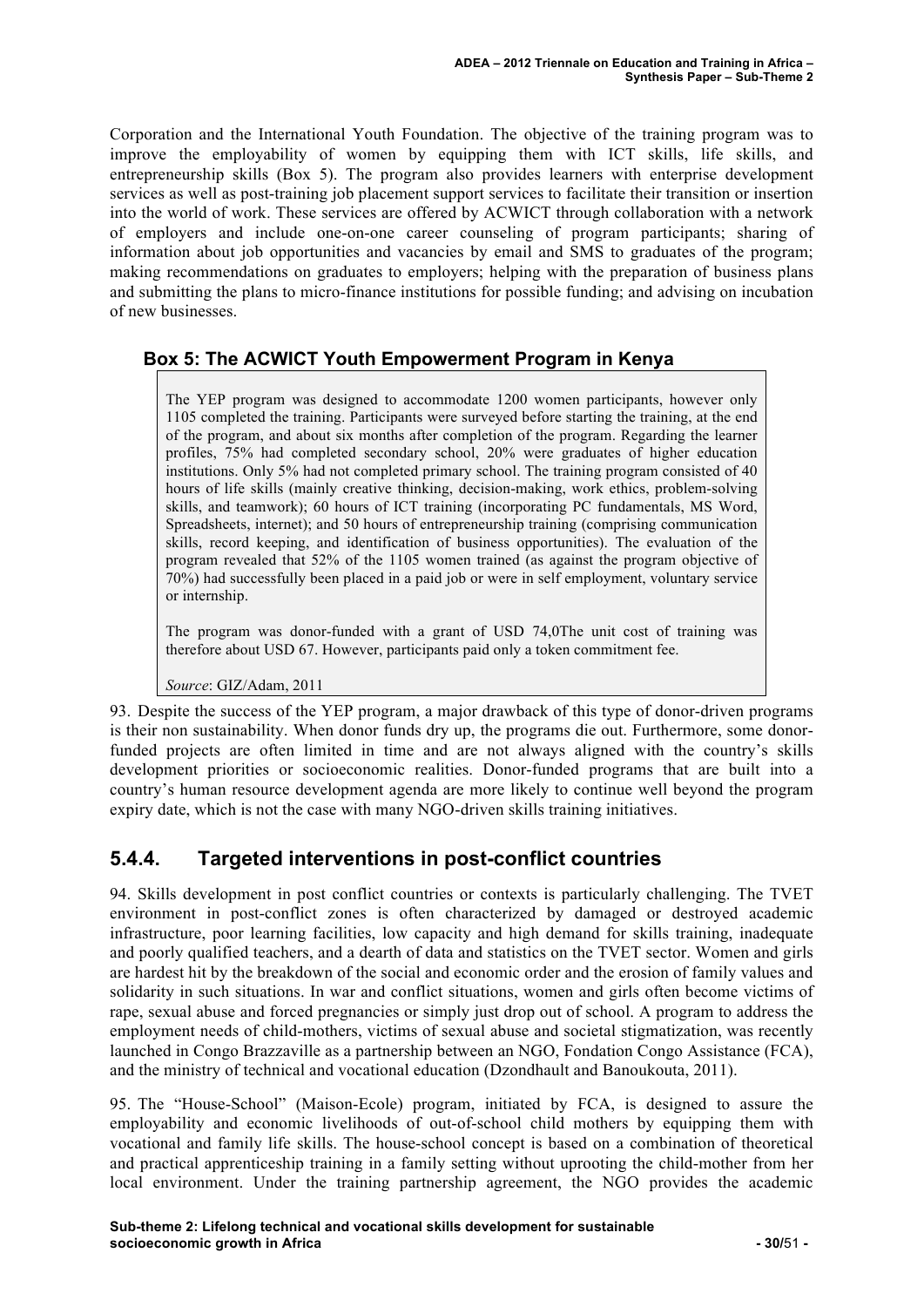Corporation and the International Youth Foundation. The objective of the training program was to improve the employability of women by equipping them with ICT skills, life skills, and entrepreneurship skills (Box 5). The program also provides learners with enterprise development services as well as post-training job placement support services to facilitate their transition or insertion into the world of work. These services are offered by ACWICT through collaboration with a network of employers and include one-on-one career counseling of program participants; sharing of information about job opportunities and vacancies by email and SMS to graduates of the program; making recommendations on graduates to employers; helping with the preparation of business plans and submitting the plans to micro-finance institutions for possible funding; and advising on incubation of new businesses.

### Box 5: The ACWICT Youth Empowerment Program in Kenya

The YEP program was designed to accommodate 1200 women participants, however only 1105 completed the training. Participants were surveyed before starting the training, at the end of the program, and about six months after completion of the program. Regarding the learner profiles, 75% had completed secondary school, 20% were graduates of higher education institutions. Only 5% had not completed primary school. The training program consisted of 40 hours of life skills (mainly creative thinking, decision-making, work ethics, problem-solving skills, and teamwork); 60 hours of ICT training (incorporating PC fundamentals, MS Word, Spreadsheets, internet); and 50 hours of entrepreneurship training (comprising communication skills, record keeping, and identification of business opportunities). The evaluation of the program revealed that 52% of the 1105 women trained (as against the program objective of 70%) had successfully been placed in a paid job or were in self employment, voluntary service or internship.

The program was donor-funded with a grant of USD 74,0The unit cost of training was therefore about USD 67. However, participants paid only a token commitment fee.

*Source*: GIZ/Adam, 2011

93. Despite the success of the YEP program, a major drawback of this type of donor-driven programs is their non sustainability. When donor funds dry up, the programs die out. Furthermore, some donor-funded projects are often limited in time and are not always aligned with the country's skills development priorities or socioeconomic realities. Donor-funded programs that are built into a country's human resource development agenda are more likely to continue well beyond the program expiry date, which is not the case with many NGO-driven skills training initiatives.

## 5.4.4. Targeted interventions in post-conflict countries

94. Skills development in post conflict countries or contexts is particularly challenging. The TVET environment in post-conflict zones is often characterized by damaged or destroyed academic infrastructure, poor learning facilities, low capacity and high demand for skills training, inadequate and poorly qualified teachers, and a dearth of data and statistics on the TVET sector. Women and girls are hardest hit by the breakdown of the social and economic order and the erosion of family values and solidarity in such situations. In war and conflict situations, women and girls often become victims of rape, sexual abuse and forced pregnancies or simply just drop out of school. A program to address the employment needs of child-mothers, victims of sexual abuse and societal stigmatization, was recently launched in Congo Brazzaville as a partnership between an NGO, Fondation Congo Assistance (FCA), and the ministry of technical and vocational education (Dzondhault and Banoukouta, 2011).

95. The "House-School" (Maison-Ecole) program, initiated by FCA, is designed to assure the employability and economic livelihoods of out-of-school child mothers by equipping them with vocational and family life skills. The house-school concept is based on a combination of theoretical and practical apprenticeship training in a family setting without uprooting the child-mother from her local environment. Under the training partnership agreement, the NGO provides the academic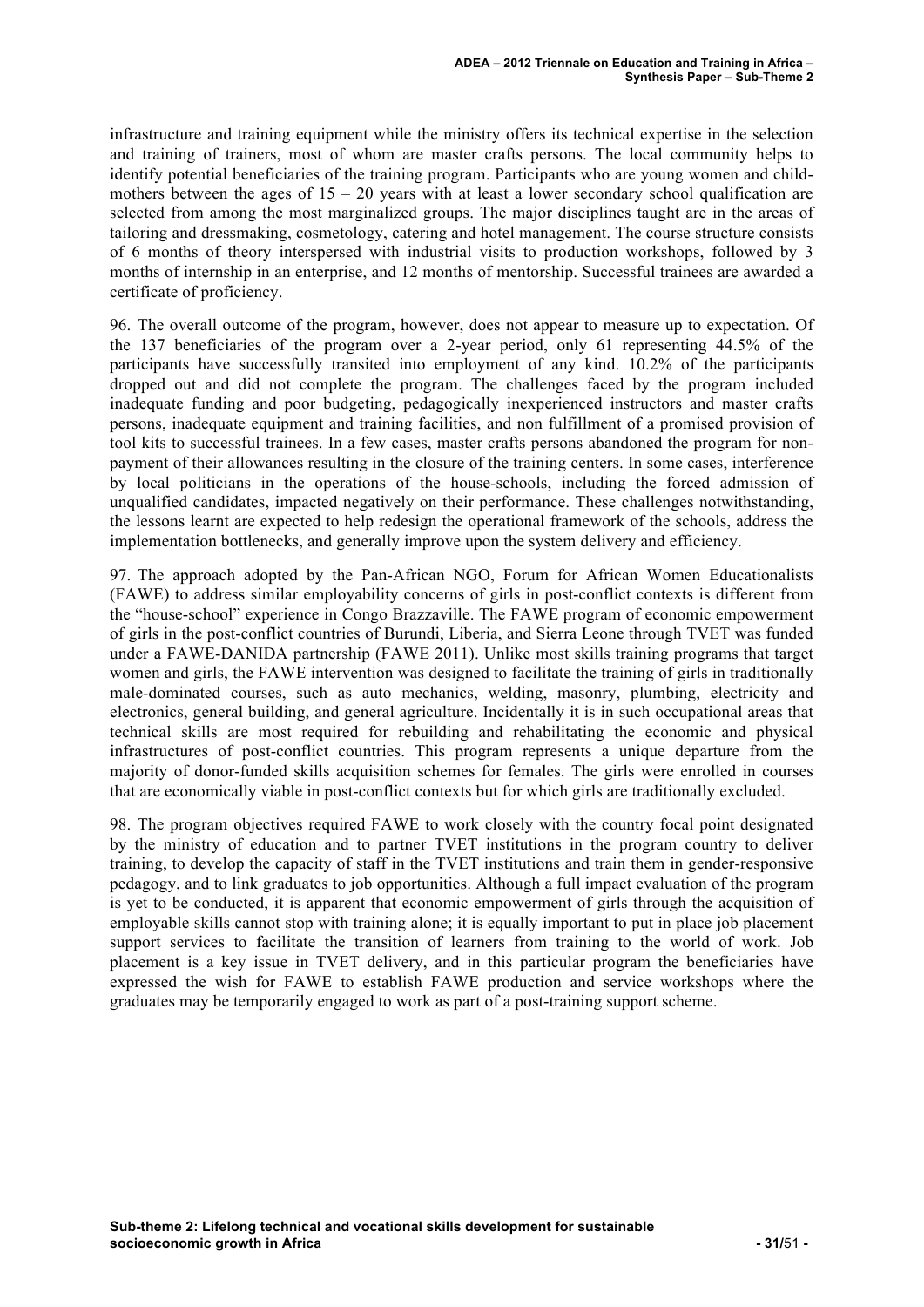infrastructure and training equipment while the ministry offers its technical expertise in the selection and training of trainers, most of whom are master crafts persons. The local community helps to identify potential beneficiaries of the training program. Participants who are young women and child-mothers between the ages of 15 – 20 years with at least a lower secondary school qualification are selected from among the most marginalized groups. The major disciplines taught are in the areas of tailoring and dressmaking, cosmetology, catering and hotel management. The course structure consists of 6 months of theory interspersed with industrial visits to production workshops, followed by 3 months of internship in an enterprise, and 12 months of mentorship. Successful trainees are awarded a certificate of proficiency.

96. The overall outcome of the program, however, does not appear to measure up to expectation. Of the 137 beneficiaries of the program over a 2-year period, only 61 representing 44.5% of the participants have successfully transited into employment of any kind. 10.2% of the participants dropped out and did not complete the program. The challenges faced by the program included inadequate funding and poor budgeting, pedagogically inexperienced instructors and master crafts persons, inadequate equipment and training facilities, and non fulfillment of a promised provision of tool kits to successful trainees. In a few cases, master crafts persons abandoned the program for non-payment of their allowances resulting in the closure of the training centers. In some cases, interference by local politicians in the operations of the house-schools, including the forced admission of unqualified candidates, impacted negatively on their performance. These challenges notwithstanding, the lessons learnt are expected to help redesign the operational framework of the schools, address the implementation bottlenecks, and generally improve upon the system delivery and efficiency.

97. The approach adopted by the Pan-African NGO, Forum for African Women Educationalists (FAWE) to address similar employability concerns of girls in post-conflict contexts is different from the "house-school" experience in Congo Brazzaville. The FAWE program of economic empowerment of girls in the post-conflict countries of Burundi, Liberia, and Sierra Leone through TVET was funded under a FAWE-DANIDA partnership (FAWE 2011). Unlike most skills training programs that target women and girls, the FAWE intervention was designed to facilitate the training of girls in traditionally male-dominated courses, such as auto mechanics, welding, masonry, plumbing, electricity and electronics, general building, and general agriculture. Incidentally it is in such occupational areas that technical skills are most required for rebuilding and rehabilitating the economic and physical infrastructures of post-conflict countries. This program represents a unique departure from the majority of donor-funded skills acquisition schemes for females. The girls were enrolled in courses that are economically viable in post-conflict contexts but for which girls are traditionally excluded.

98. The program objectives required FAWE to work closely with the country focal point designated by the ministry of education and to partner TVET institutions in the program country to deliver training, to develop the capacity of staff in the TVET institutions and train them in gender-responsive pedagogy, and to link graduates to job opportunities. Although a full impact evaluation of the program is yet to be conducted, it is apparent that economic empowerment of girls through the acquisition of employable skills cannot stop with training alone; it is equally important to put in place job placement support services to facilitate the transition of learners from training to the world of work. Job placement is a key issue in TVET delivery, and in this particular program the beneficiaries have expressed the wish for FAWE to establish FAWE production and service workshops where the graduates may be temporarily engaged to work as part of a post-training support scheme.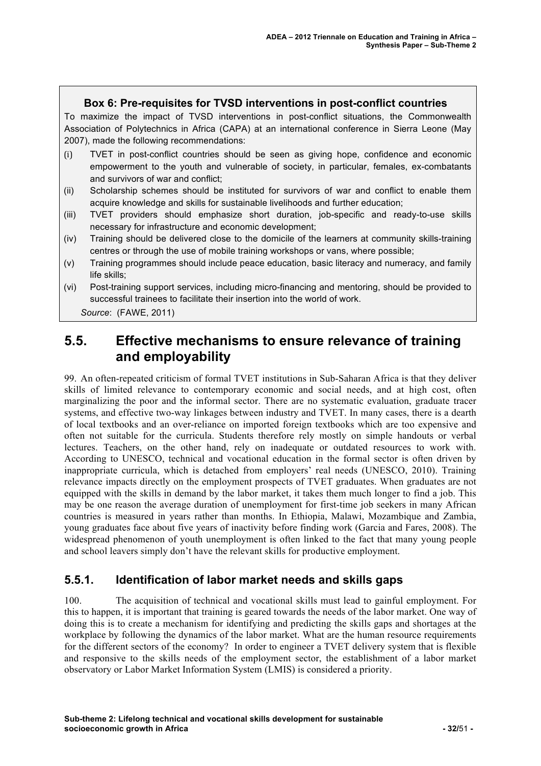**Box 6: Pre-requisites for TVSD interventions in post-conflict countries**

To maximize the impact of TVSD interventions in post-conflict situations, the Commonwealth Association of Polytechnics in Africa (CAPA) at an international conference in Sierra Leone (May 2007), made the following recommendations:

(i) TVET in post-conflict countries should be seen as giving hope, confidence and economic empowerment to the youth and vulnerable of society, in particular, females, ex-combatants and survivors of war and conflict;

(ii) Scholarship schemes should be instituted for survivors of war and conflict to enable them acquire knowledge and skills for sustainable livelihoods and further education;

(iii) TVET providers should emphasize short duration, job-specific and ready-to-use skills necessary for infrastructure and economic development;

(iv) Training should be delivered close to the domicile of the learners at community skills-training centres or through the use of mobile training workshops or vans, where possible;

(v) Training programmes should include peace education, basic literacy and numeracy, and family life skills;

(vi) Post-training support services, including micro-financing and mentoring, should be provided to successful trainees to facilitate their insertion into the world of work.

*Source*: (FAWE, 2011)

## 5.5. Effective mechanisms to ensure relevance of training and employability

99. An often-repeated criticism of formal TVET institutions in Sub-Saharan Africa is that they deliver skills of limited relevance to contemporary economic and social needs, and at high cost, often marginalizing the poor and the informal sector. There are no systematic evaluation, graduate tracer systems, and effective two-way linkages between industry and TVET. In many cases, there is a dearth of local textbooks and an over-reliance on imported foreign textbooks which are too expensive and often not suitable for the curricula. Students therefore rely mostly on simple handouts or verbal lectures. Teachers, on the other hand, rely on inadequate or outdated resources to work with. According to UNESCO, technical and vocational education in the formal sector is often driven by inappropriate curricula, which is detached from employers' real needs (UNESCO, 2010). Training relevance impacts directly on the employment prospects of TVET graduates. When graduates are not equipped with the skills in demand by the labor market, it takes them much longer to find a job. This may be one reason the average duration of unemployment for first-time job seekers in many African countries is measured in years rather than months. In Ethiopia, Malawi, Mozambique and Zambia, young graduates face about five years of inactivity before finding work (Garcia and Fares, 2008). The widespread phenomenon of youth unemployment is often linked to the fact that many young people and school leavers simply don't have the relevant skills for productive employment.

### 5.5.1. Identification of labor market needs and skills gaps

100. The acquisition of technical and vocational skills must lead to gainful employment. For this to happen, it is important that training is geared towards the needs of the labor market. One way of doing this is to create a mechanism for identifying and predicting the skills gaps and shortages at the workplace by following the dynamics of the labor market. What are the human resource requirements for the different sectors of the economy? In order to engineer a TVET delivery system that is flexible and responsive to the skills needs of the employment sector, the establishment of a labor market observatory or Labor Market Information System (LMIS) is considered a priority.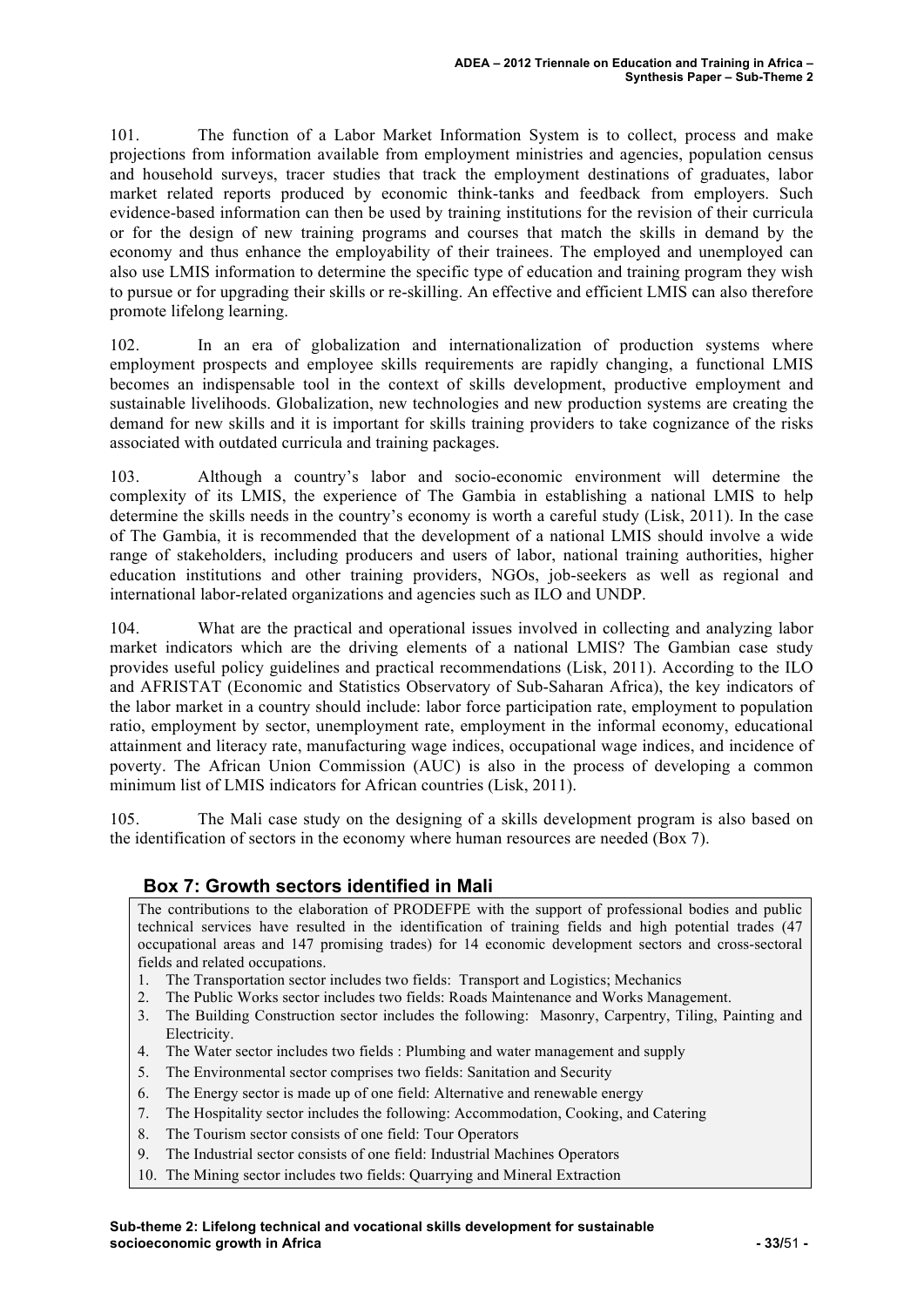101. The function of a Labor Market Information System is to collect, process and make projections from information available from employment ministries and agencies, population census and household surveys, tracer studies that track the employment destinations of graduates, labor market related reports produced by economic think-tanks and feedback from employers. Such evidence-based information can then be used by training institutions for the revision of their curricula or for the design of new training programs and courses that match the skills in demand by the economy and thus enhance the employability of their trainees. The employed and unemployed can also use LMIS information to determine the specific type of education and training program they wish to pursue or for upgrading their skills or re-skilling. An effective and efficient LMIS can also therefore promote lifelong learning.

102. In an era of globalization and internationalization of production systems where employment prospects and employee skills requirements are rapidly changing, a functional LMIS becomes an indispensable tool in the context of skills development, productive employment and sustainable livelihoods. Globalization, new technologies and new production systems are creating the demand for new skills and it is important for skills training providers to take cognizance of the risks associated with outdated curricula and training packages.

103. Although a country's labor and socio-economic environment will determine the complexity of its LMIS, the experience of The Gambia in establishing a national LMIS to help determine the skills needs in the country's economy is worth a careful study (Lisk, 2011). In the case of The Gambia, it is recommended that the development of a national LMIS should involve a wide range of stakeholders, including producers and users of labor, national training authorities, higher education institutions and other training providers, NGOs, job-seekers as well as regional and international labor-related organizations and agencies such as ILO and UNDP.

104. What are the practical and operational issues involved in collecting and analyzing labor market indicators which are the driving elements of a national LMIS? The Gambian case study provides useful policy guidelines and practical recommendations (Lisk, 2011). According to the ILO and AFRISTAT (Economic and Statistics Observatory of Sub-Saharan Africa), the key indicators of the labor market in a country should include: labor force participation rate, employment to population ratio, employment by sector, unemployment rate, employment in the informal economy, educational attainment and literacy rate, manufacturing wage indices, occupational wage indices, and incidence of poverty. The African Union Commission (AUC) is also in the process of developing a common minimum list of LMIS indicators for African countries (Lisk, 2011).

105. The Mali case study on the designing of a skills development program is also based on the identification of sectors in the economy where human resources are needed (Box 7).

### Box 7: Growth sectors identified in Mali

The contributions to the elaboration of PRODEFPE with the support of professional bodies and public technical services have resulted in the identification of training fields and high potential trades (47 occupational areas and 147 promising trades) for 14 economic development sectors and cross-sectoral fields and related occupations.

1. The Transportation sector includes two fields: Transport and Logistics; Mechanics
2. The Public Works sector includes two fields: Roads Maintenance and Works Management.
3. The Building Construction sector includes the following: Masonry, Carpentry, Tiling, Painting and Electricity.
4. The Water sector includes two fields : Plumbing and water management and supply
5. The Environmental sector comprises two fields: Sanitation and Security
6. The Energy sector is made up of one field: Alternative and renewable energy
7. The Hospitality sector includes the following: Accommodation, Cooking, and Catering
8. The Tourism sector consists of one field: Tour Operators
9. The Industrial sector consists of one field: Industrial Machines Operators
10. The Mining sector includes two fields: Quarrying and Mineral Extraction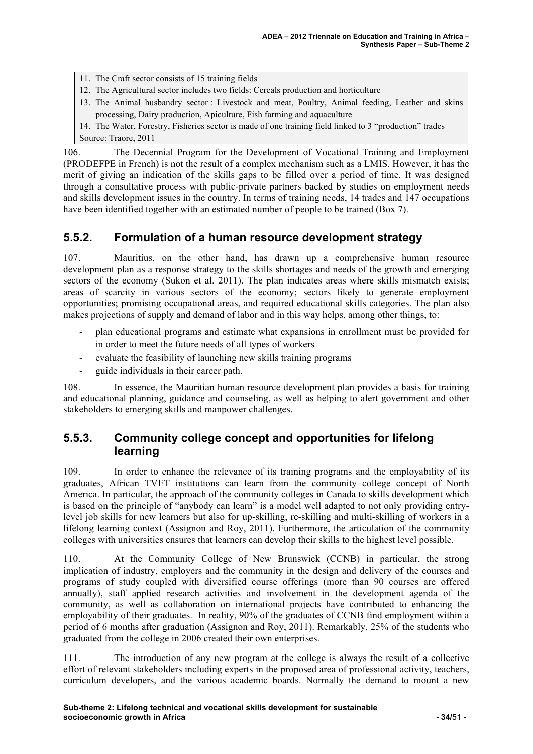11. The Craft sector consists of 15 training fields
12. The Agricultural sector includes two fields: Cereals production and horticulture
13. The Animal husbandry sector : Livestock and meat, Poultry, Animal feeding, Leather and skins processing, Dairy production, Apiculture, Fish farming and aquaculture
14. The Water, Forestry, Fisheries sector is made of one training field linked to 3 "production" trades

Source: Traore, 2011

106. The Decennial Program for the Development of Vocational Training and Employment (PRODEFPE in French) is not the result of a complex mechanism such as a LMIS. However, it has the merit of giving an indication of the skills gaps to be filled over a period of time. It was designed through a consultative process with public-private partners backed by studies on employment needs and skills development issues in the country. In terms of training needs, 14 trades and 147 occupations have been identified together with an estimated number of people to be trained (Box 7).

## 5.5.2. Formulation of a human resource development strategy

107. Mauritius, on the other hand, has drawn up a comprehensive human resource development plan as a response strategy to the skills shortages and needs of the growth and emerging sectors of the economy (Sukon et al. 2011). The plan indicates areas where skills mismatch exists; areas of scarcity in various sectors of the economy; sectors likely to generate employment opportunities; promising occupational areas, and required educational skills categories. The plan also makes projections of supply and demand of labor and in this way helps, among other things, to:

- plan educational programs and estimate what expansions in enrollment must be provided for in order to meet the future needs of all types of workers
- evaluate the feasibility of launching new skills training programs
- guide individuals in their career path.

108. In essence, the Mauritian human resource development plan provides a basis for training and educational planning, guidance and counseling, as well as helping to alert government and other stakeholders to emerging skills and manpower challenges.

## 5.5.3. Community college concept and opportunities for lifelong learning

109. In order to enhance the relevance of its training programs and the employability of its graduates, African TVET institutions can learn from the community college concept of North America. In particular, the approach of the community colleges in Canada to skills development which is based on the principle of "anybody can learn" is a model well adapted to not only providing entry-level job skills for new learners but also for up-skilling, re-skilling and multi-skilling of workers in a lifelong learning context (Assignon and Roy, 2011). Furthermore, the articulation of the community colleges with universities ensures that learners can develop their skills to the highest level possible.

110. At the Community College of New Brunswick (CCNB) in particular, the strong implication of industry, employers and the community in the design and delivery of the courses and programs of study coupled with diversified course offerings (more than 90 courses are offered annually), staff applied research activities and involvement in the development agenda of the community, as well as collaboration on international projects have contributed to enhancing the employability of their graduates. In reality, 90% of the graduates of CCNB find employment within a period of 6 months after graduation (Assignon and Roy, 2011). Remarkably, 25% of the students who graduated from the college in 2006 created their own enterprises.

111. The introduction of any new program at the college is always the result of a collective effort of relevant stakeholders including experts in the proposed area of professional activity, teachers, curriculum developers, and the various academic boards. Normally the demand to mount a new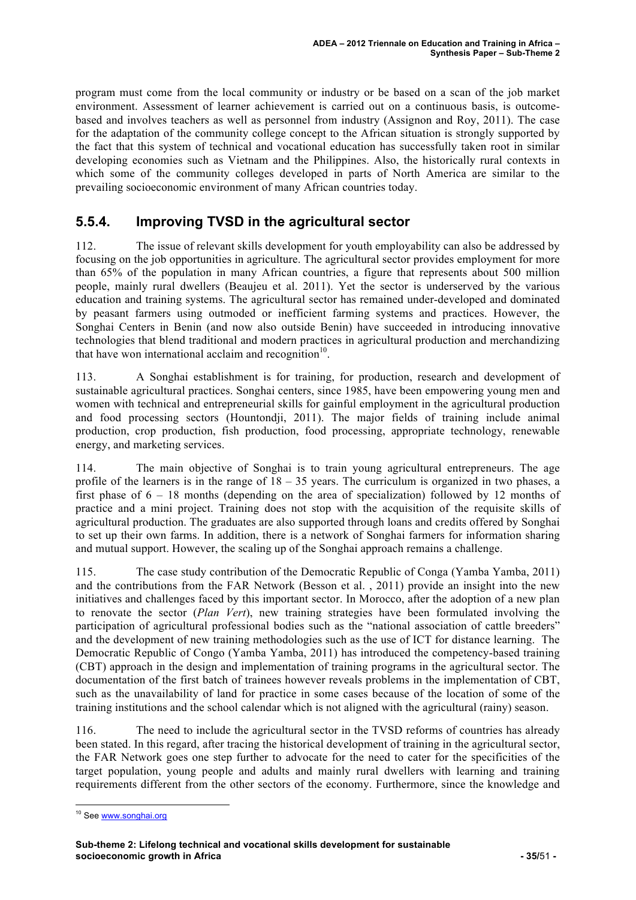program must come from the local community or industry or be based on a scan of the job market environment. Assessment of learner achievement is carried out on a continuous basis, is outcome-based and involves teachers as well as personnel from industry (Assignon and Roy, 2011). The case for the adaptation of the community college concept to the African situation is strongly supported by the fact that this system of technical and vocational education has successfully taken root in similar developing economies such as Vietnam and the Philippines. Also, the historically rural contexts in which some of the community colleges developed in parts of North America are similar to the prevailing socioeconomic environment of many African countries today.

## 5.5.4. Improving TVSD in the agricultural sector

112. The issue of relevant skills development for youth employability can also be addressed by focusing on the job opportunities in agriculture. The agricultural sector provides employment for more than 65% of the population in many African countries, a figure that represents about 500 million people, mainly rural dwellers (Beaujeu et al. 2011). Yet the sector is underserved by the various education and training systems. The agricultural sector has remained under-developed and dominated by peasant farmers using outmoded or inefficient farming systems and practices. However, the Songhai Centers in Benin (and now also outside Benin) have succeeded in introducing innovative technologies that blend traditional and modern practices in agricultural production and merchandizing that have won international acclaim and recognition[10].

113. A Songhai establishment is for training, for production, research and development of sustainable agricultural practices. Songhai centers, since 1985, have been empowering young men and women with technical and entrepreneurial skills for gainful employment in the agricultural production and food processing sectors (Hountondji, 2011). The major fields of training include animal production, crop production, fish production, food processing, appropriate technology, renewable energy, and marketing services.

114. The main objective of Songhai is to train young agricultural entrepreneurs. The age profile of the learners is in the range of 18 – 35 years. The curriculum is organized in two phases, a first phase of 6 – 18 months (depending on the area of specialization) followed by 12 months of practice and a mini project. Training does not stop with the acquisition of the requisite skills of agricultural production. The graduates are also supported through loans and credits offered by Songhai to set up their own farms. In addition, there is a network of Songhai farmers for information sharing and mutual support. However, the scaling up of the Songhai approach remains a challenge.

115. The case study contribution of the Democratic Republic of Conga (Yamba Yamba, 2011) and the contributions from the FAR Network (Besson et al. , 2011) provide an insight into the new initiatives and challenges faced by this important sector. In Morocco, after the adoption of a new plan to renovate the sector (*Plan Vert*), new training strategies have been formulated involving the participation of agricultural professional bodies such as the "national association of cattle breeders" and the development of new training methodologies such as the use of ICT for distance learning. The Democratic Republic of Congo (Yamba Yamba, 2011) has introduced the competency-based training (CBT) approach in the design and implementation of training programs in the agricultural sector. The documentation of the first batch of trainees however reveals problems in the implementation of CBT, such as the unavailability of land for practice in some cases because of the location of some of the training institutions and the school calendar which is not aligned with the agricultural (rainy) season.

116. The need to include the agricultural sector in the TVSD reforms of countries has already been stated. In this regard, after tracing the historical development of training in the agricultural sector, the FAR Network goes one step further to advocate for the need to cater for the specificities of the target population, young people and adults and mainly rural dwellers with learning and training requirements different from the other sectors of the economy. Furthermore, since the knowledge and

---

[10] See www.songhai.org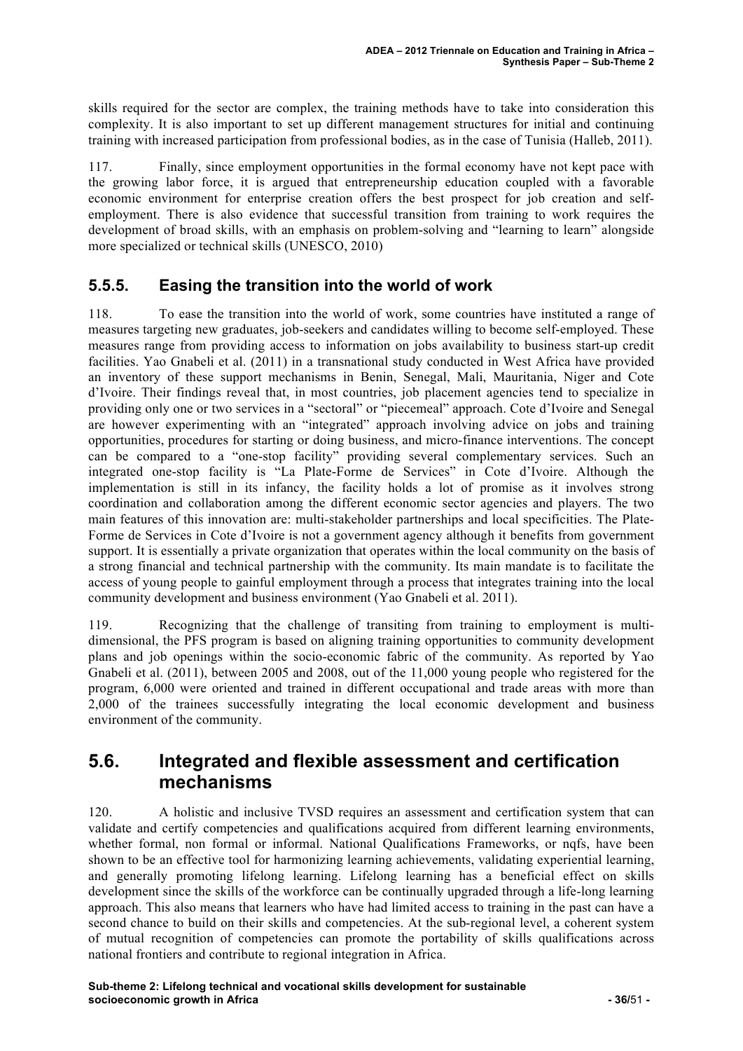skills required for the sector are complex, the training methods have to take into consideration this complexity. It is also important to set up different management structures for initial and continuing training with increased participation from professional bodies, as in the case of Tunisia (Halleb, 2011).

117. Finally, since employment opportunities in the formal economy have not kept pace with the growing labor force, it is argued that entrepreneurship education coupled with a favorable economic environment for enterprise creation offers the best prospect for job creation and self-employment. There is also evidence that successful transition from training to work requires the development of broad skills, with an emphasis on problem-solving and "learning to learn" alongside more specialized or technical skills (UNESCO, 2010)

### 5.5.5. Easing the transition into the world of work

118. To ease the transition into the world of work, some countries have instituted a range of measures targeting new graduates, job-seekers and candidates willing to become self-employed. These measures range from providing access to information on jobs availability to business start-up credit facilities. Yao Gnabeli et al. (2011) in a transnational study conducted in West Africa have provided an inventory of these support mechanisms in Benin, Senegal, Mali, Mauritania, Niger and Cote d'Ivoire. Their findings reveal that, in most countries, job placement agencies tend to specialize in providing only one or two services in a "sectoral" or "piecemeal" approach. Cote d'Ivoire and Senegal are however experimenting with an "integrated" approach involving advice on jobs and training opportunities, procedures for starting or doing business, and micro-finance interventions. The concept can be compared to a "one-stop facility" providing several complementary services. Such an integrated one-stop facility is "La Plate-Forme de Services" in Cote d'Ivoire. Although the implementation is still in its infancy, the facility holds a lot of promise as it involves strong coordination and collaboration among the different economic sector agencies and players. The two main features of this innovation are: multi-stakeholder partnerships and local specificities. The Plate-Forme de Services in Cote d'Ivoire is not a government agency although it benefits from government support. It is essentially a private organization that operates within the local community on the basis of a strong financial and technical partnership with the community. Its main mandate is to facilitate the access of young people to gainful employment through a process that integrates training into the local community development and business environment (Yao Gnabeli et al. 2011).

119. Recognizing that the challenge of transiting from training to employment is multi-dimensional, the PFS program is based on aligning training opportunities to community development plans and job openings within the socio-economic fabric of the community. As reported by Yao Gnabeli et al. (2011), between 2005 and 2008, out of the 11,000 young people who registered for the program, 6,000 were oriented and trained in different occupational and trade areas with more than 2,000 of the trainees successfully integrating the local economic development and business environment of the community.

## 5.6. Integrated and flexible assessment and certification mechanisms

120. A holistic and inclusive TVSD requires an assessment and certification system that can validate and certify competencies and qualifications acquired from different learning environments, whether formal, non formal or informal. National Qualifications Frameworks, or nqfs, have been shown to be an effective tool for harmonizing learning achievements, validating experiential learning, and generally promoting lifelong learning. Lifelong learning has a beneficial effect on skills development since the skills of the workforce can be continually upgraded through a life-long learning approach. This also means that learners who have had limited access to training in the past can have a second chance to build on their skills and competencies. At the sub-regional level, a coherent system of mutual recognition of competencies can promote the portability of skills qualifications across national frontiers and contribute to regional integration in Africa.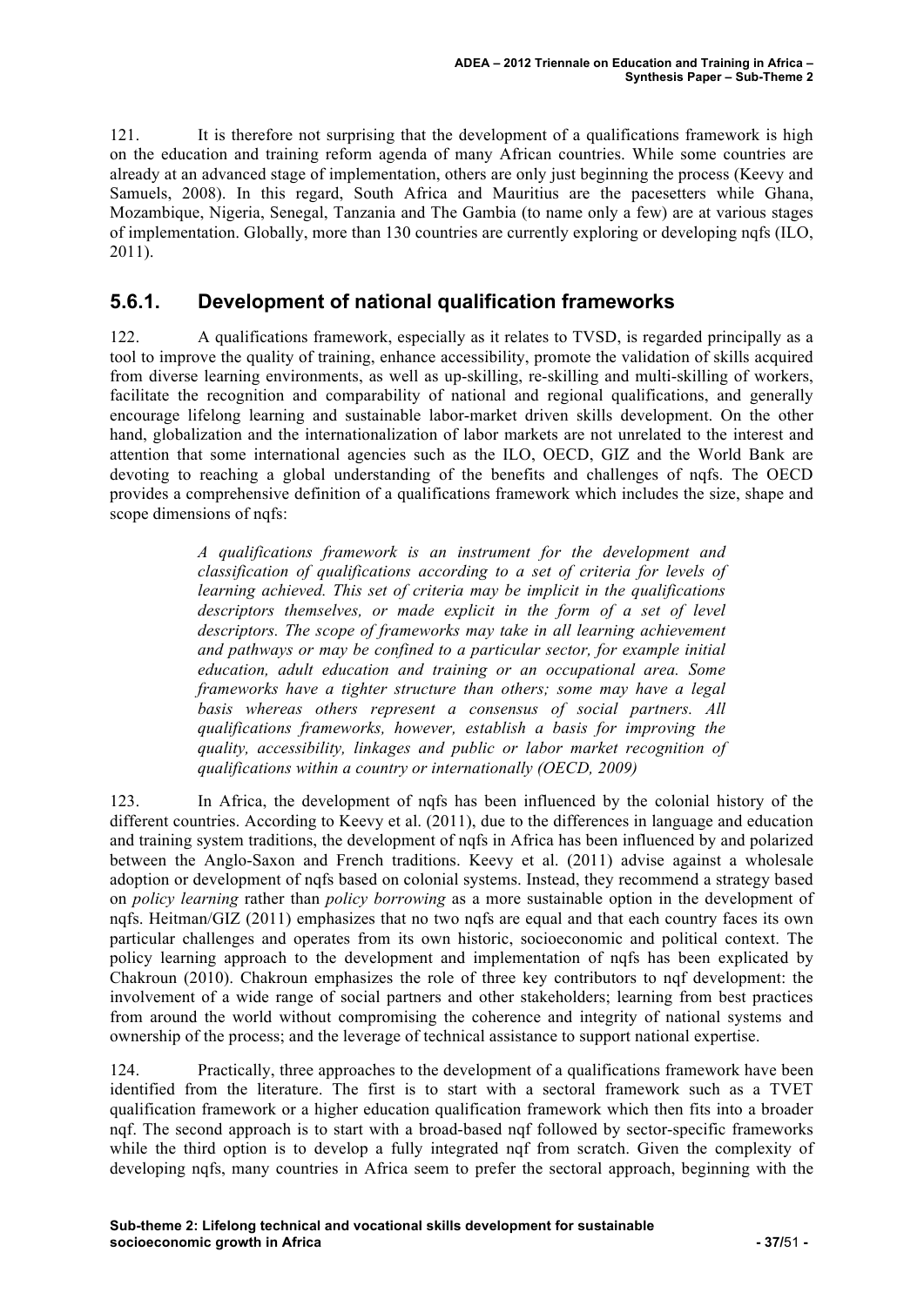121. It is therefore not surprising that the development of a qualifications framework is high on the education and training reform agenda of many African countries. While some countries are already at an advanced stage of implementation, others are only just beginning the process (Keevy and Samuels, 2008). In this regard, South Africa and Mauritius are the pacesetters while Ghana, Mozambique, Nigeria, Senegal, Tanzania and The Gambia (to name only a few) are at various stages of implementation. Globally, more than 130 countries are currently exploring or developing nqfs (ILO, 2011).

## 5.6.1. Development of national qualification frameworks

122. A qualifications framework, especially as it relates to TVSD, is regarded principally as a tool to improve the quality of training, enhance accessibility, promote the validation of skills acquired from diverse learning environments, as well as up-skilling, re-skilling and multi-skilling of workers, facilitate the recognition and comparability of national and regional qualifications, and generally encourage lifelong learning and sustainable labor-market driven skills development. On the other hand, globalization and the internationalization of labor markets are not unrelated to the interest and attention that some international agencies such as the ILO, OECD, GIZ and the World Bank are devoting to reaching a global understanding of the benefits and challenges of nqfs. The OECD provides a comprehensive definition of a qualifications framework which includes the size, shape and scope dimensions of nqfs:

> *A qualifications framework is an instrument for the development and classification of qualifications according to a set of criteria for levels of learning achieved. This set of criteria may be implicit in the qualifications descriptors themselves, or made explicit in the form of a set of level descriptors. The scope of frameworks may take in all learning achievement and pathways or may be confined to a particular sector, for example initial education, adult education and training or an occupational area. Some frameworks have a tighter structure than others; some may have a legal basis whereas others represent a consensus of social partners. All qualifications frameworks, however, establish a basis for improving the quality, accessibility, linkages and public or labor market recognition of qualifications within a country or internationally (OECD, 2009)*

123. In Africa, the development of nqfs has been influenced by the colonial history of the different countries. According to Keevy et al. (2011), due to the differences in language and education and training system traditions, the development of nqfs in Africa has been influenced by and polarized between the Anglo-Saxon and French traditions. Keevy et al. (2011) advise against a wholesale adoption or development of nqfs based on colonial systems. Instead, they recommend a strategy based on *policy learning* rather than *policy borrowing* as a more sustainable option in the development of nqfs. Heitman/GIZ (2011) emphasizes that no two nqfs are equal and that each country faces its own particular challenges and operates from its own historic, socioeconomic and political context. The policy learning approach to the development and implementation of nqfs has been explicated by Chakroun (2010). Chakroun emphasizes the role of three key contributors to nqf development: the involvement of a wide range of social partners and other stakeholders; learning from best practices from around the world without compromising the coherence and integrity of national systems and ownership of the process; and the leverage of technical assistance to support national expertise.

124. Practically, three approaches to the development of a qualifications framework have been identified from the literature. The first is to start with a sectoral framework such as a TVET qualification framework or a higher education qualification framework which then fits into a broader nqf. The second approach is to start with a broad-based nqf followed by sector-specific frameworks while the third option is to develop a fully integrated nqf from scratch. Given the complexity of developing nqfs, many countries in Africa seem to prefer the sectoral approach, beginning with the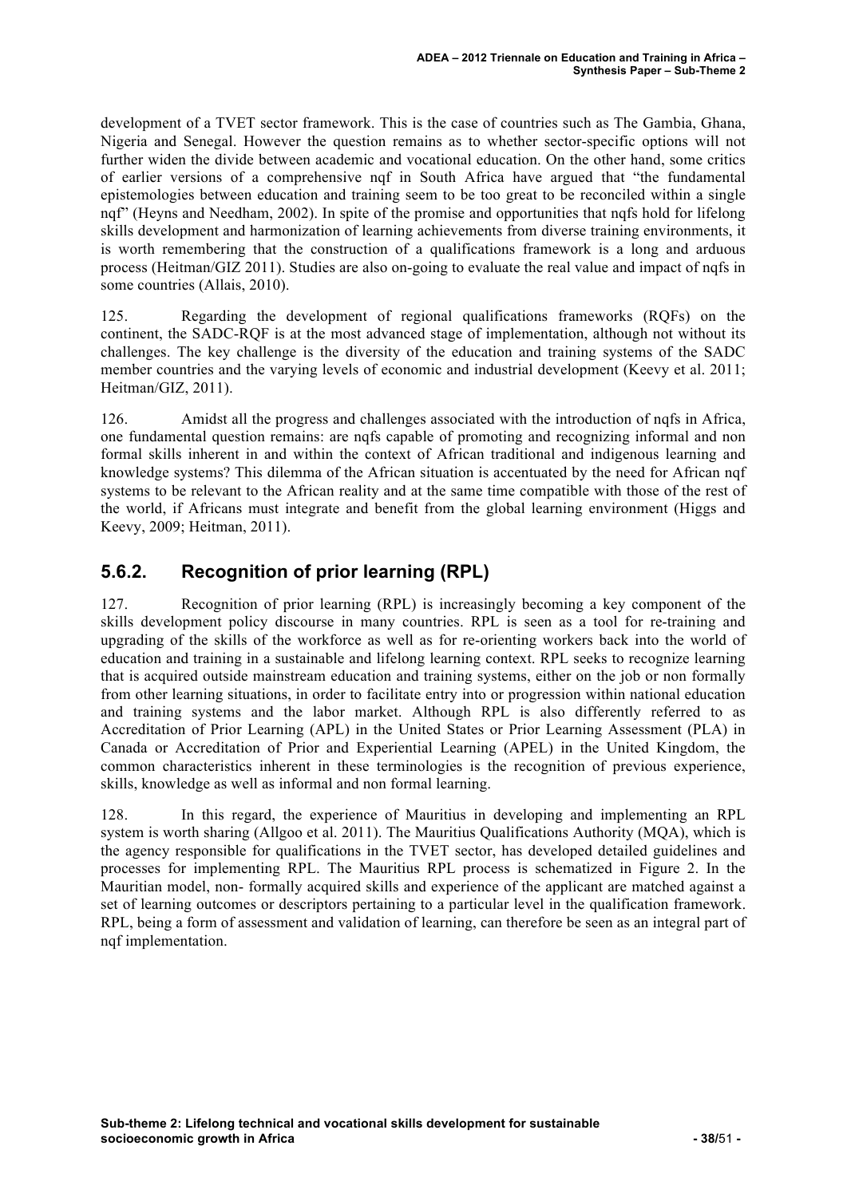development of a TVET sector framework. This is the case of countries such as The Gambia, Ghana, Nigeria and Senegal. However the question remains as to whether sector-specific options will not further widen the divide between academic and vocational education. On the other hand, some critics of earlier versions of a comprehensive nqf in South Africa have argued that "the fundamental epistemologies between education and training seem to be too great to be reconciled within a single nqf" (Heyns and Needham, 2002). In spite of the promise and opportunities that nqfs hold for lifelong skills development and harmonization of learning achievements from diverse training environments, it is worth remembering that the construction of a qualifications framework is a long and arduous process (Heitman/GIZ 2011). Studies are also on-going to evaluate the real value and impact of nqfs in some countries (Allais, 2010).

125. Regarding the development of regional qualifications frameworks (RQFs) on the continent, the SADC-RQF is at the most advanced stage of implementation, although not without its challenges. The key challenge is the diversity of the education and training systems of the SADC member countries and the varying levels of economic and industrial development (Keevy et al. 2011; Heitman/GIZ, 2011).

126. Amidst all the progress and challenges associated with the introduction of nqfs in Africa, one fundamental question remains: are nqfs capable of promoting and recognizing informal and non formal skills inherent in and within the context of African traditional and indigenous learning and knowledge systems? This dilemma of the African situation is accentuated by the need for African nqf systems to be relevant to the African reality and at the same time compatible with those of the rest of the world, if Africans must integrate and benefit from the global learning environment (Higgs and Keevy, 2009; Heitman, 2011).

## 5.6.2. Recognition of prior learning (RPL)

127. Recognition of prior learning (RPL) is increasingly becoming a key component of the skills development policy discourse in many countries. RPL is seen as a tool for re-training and upgrading of the skills of the workforce as well as for re-orienting workers back into the world of education and training in a sustainable and lifelong learning context. RPL seeks to recognize learning that is acquired outside mainstream education and training systems, either on the job or non formally from other learning situations, in order to facilitate entry into or progression within national education and training systems and the labor market. Although RPL is also differently referred to as Accreditation of Prior Learning (APL) in the United States or Prior Learning Assessment (PLA) in Canada or Accreditation of Prior and Experiential Learning (APEL) in the United Kingdom, the common characteristics inherent in these terminologies is the recognition of previous experience, skills, knowledge as well as informal and non formal learning.

128. In this regard, the experience of Mauritius in developing and implementing an RPL system is worth sharing (Allgoo et al. 2011). The Mauritius Qualifications Authority (MQA), which is the agency responsible for qualifications in the TVET sector, has developed detailed guidelines and processes for implementing RPL. The Mauritius RPL process is schematized in Figure 2. In the Mauritian model, non- formally acquired skills and experience of the applicant are matched against a set of learning outcomes or descriptors pertaining to a particular level in the qualification framework. RPL, being a form of assessment and validation of learning, can therefore be seen as an integral part of nqf implementation.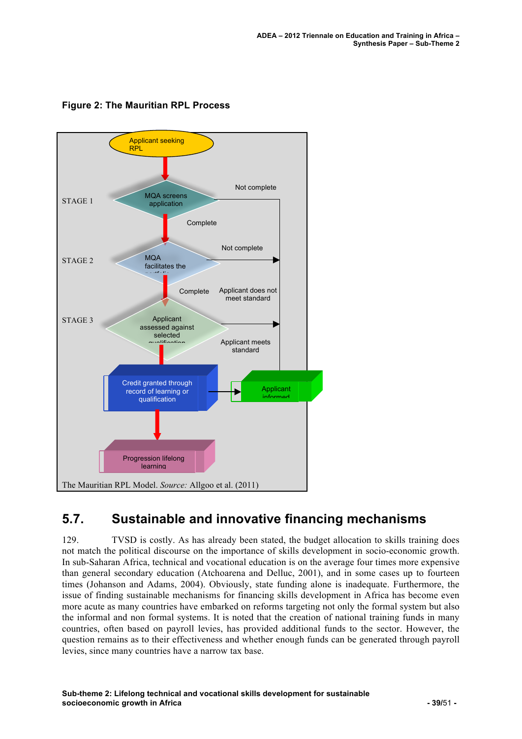**Figure 2: The Mauritian RPL Process**

Applicant seeking RPL

STAGE 1 — MQA screens application — Not complete / Complete

STAGE 2 — MQA facilitates the portfolio — Not complete / Complete

STAGE 3 — Applicant assessed against selected qualification — Applicant does not meet standard / Applicant meets standard

Credit granted through record of learning or qualification → Applicant informed

Progression lifelong learning

The Mauritian RPL Model. *Source:* Allgoo et al. (2011)

## 5.7. Sustainable and innovative financing mechanisms

129. TVSD is costly. As has already been stated, the budget allocation to skills training does not match the political discourse on the importance of skills development in socio-economic growth. In sub-Saharan Africa, technical and vocational education is on the average four times more expensive than general secondary education (Atchoarena and Delluc, 2001), and in some cases up to fourteen times (Johanson and Adams, 2004). Obviously, state funding alone is inadequate. Furthermore, the issue of finding sustainable mechanisms for financing skills development in Africa has become even more acute as many countries have embarked on reforms targeting not only the formal system but also the informal and non formal systems. It is noted that the creation of national training funds in many countries, often based on payroll levies, has provided additional funds to the sector. However, the question remains as to their effectiveness and whether enough funds can be generated through payroll levies, since many countries have a narrow tax base.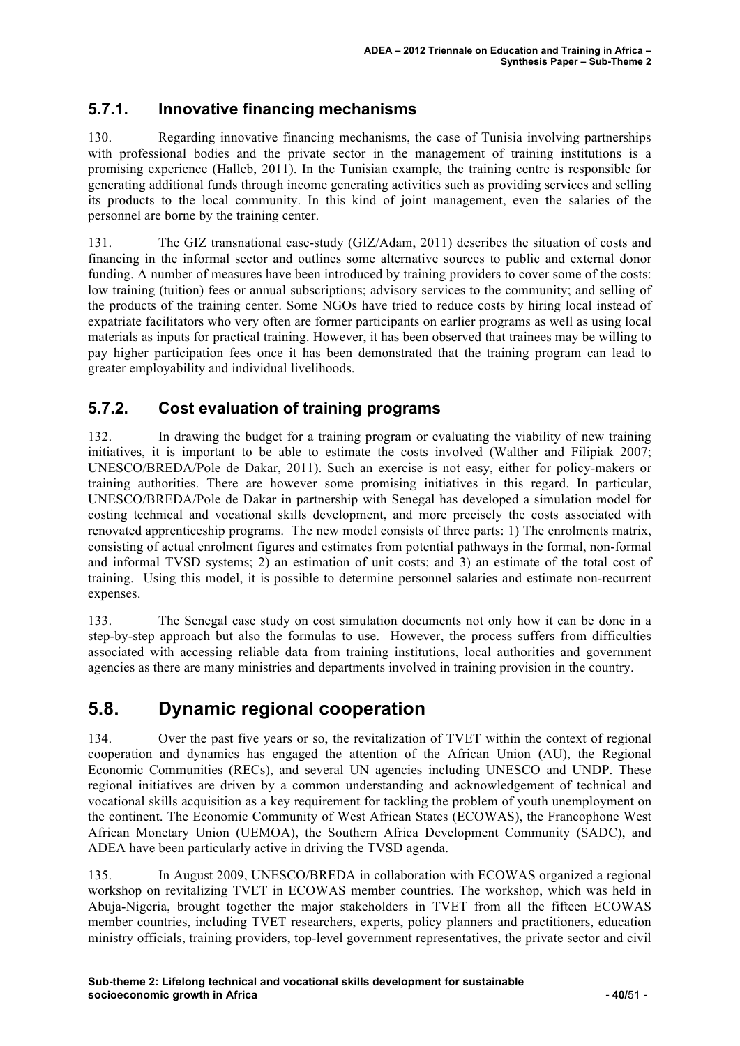### 5.7.1. Innovative financing mechanisms

130. Regarding innovative financing mechanisms, the case of Tunisia involving partnerships with professional bodies and the private sector in the management of training institutions is a promising experience (Halleb, 2011). In the Tunisian example, the training centre is responsible for generating additional funds through income generating activities such as providing services and selling its products to the local community. In this kind of joint management, even the salaries of the personnel are borne by the training center.

131. The GIZ transnational case-study (GIZ/Adam, 2011) describes the situation of costs and financing in the informal sector and outlines some alternative sources to public and external donor funding. A number of measures have been introduced by training providers to cover some of the costs: low training (tuition) fees or annual subscriptions; advisory services to the community; and selling of the products of the training center. Some NGOs have tried to reduce costs by hiring local instead of expatriate facilitators who very often are former participants on earlier programs as well as using local materials as inputs for practical training. However, it has been observed that trainees may be willing to pay higher participation fees once it has been demonstrated that the training program can lead to greater employability and individual livelihoods.

### 5.7.2. Cost evaluation of training programs

132. In drawing the budget for a training program or evaluating the viability of new training initiatives, it is important to be able to estimate the costs involved (Walther and Filipiak 2007; UNESCO/BREDA/Pole de Dakar, 2011). Such an exercise is not easy, either for policy-makers or training authorities. There are however some promising initiatives in this regard. In particular, UNESCO/BREDA/Pole de Dakar in partnership with Senegal has developed a simulation model for costing technical and vocational skills development, and more precisely the costs associated with renovated apprenticeship programs. The new model consists of three parts: 1) The enrolments matrix, consisting of actual enrolment figures and estimates from potential pathways in the formal, non-formal and informal TVSD systems; 2) an estimation of unit costs; and 3) an estimate of the total cost of training. Using this model, it is possible to determine personnel salaries and estimate non-recurrent expenses.

133. The Senegal case study on cost simulation documents not only how it can be done in a step-by-step approach but also the formulas to use. However, the process suffers from difficulties associated with accessing reliable data from training institutions, local authorities and government agencies as there are many ministries and departments involved in training provision in the country.

## 5.8. Dynamic regional cooperation

134. Over the past five years or so, the revitalization of TVET within the context of regional cooperation and dynamics has engaged the attention of the African Union (AU), the Regional Economic Communities (RECs), and several UN agencies including UNESCO and UNDP. These regional initiatives are driven by a common understanding and acknowledgement of technical and vocational skills acquisition as a key requirement for tackling the problem of youth unemployment on the continent. The Economic Community of West African States (ECOWAS), the Francophone West African Monetary Union (UEMOA), the Southern Africa Development Community (SADC), and ADEA have been particularly active in driving the TVSD agenda.

135. In August 2009, UNESCO/BREDA in collaboration with ECOWAS organized a regional workshop on revitalizing TVET in ECOWAS member countries. The workshop, which was held in Abuja-Nigeria, brought together the major stakeholders in TVET from all the fifteen ECOWAS member countries, including TVET researchers, experts, policy planners and practitioners, education ministry officials, training providers, top-level government representatives, the private sector and civil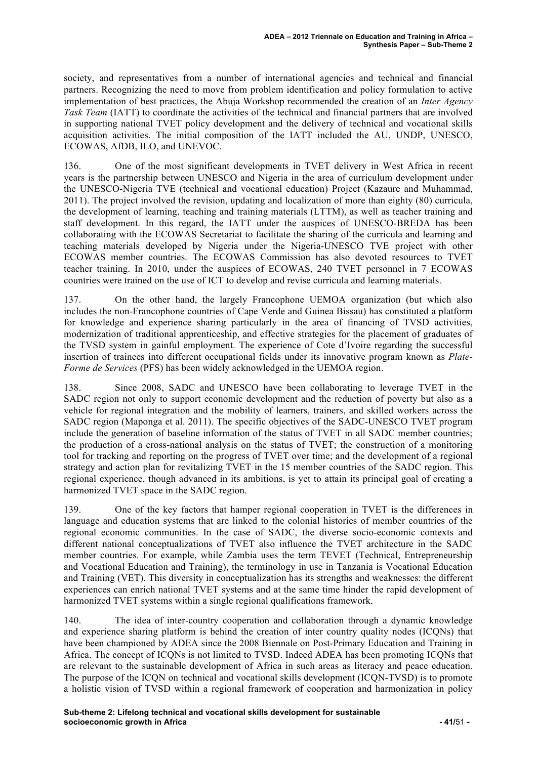society, and representatives from a number of international agencies and technical and financial partners. Recognizing the need to move from problem identification and policy formulation to active implementation of best practices, the Abuja Workshop recommended the creation of an *Inter Agency Task Team* (IATT) to coordinate the activities of the technical and financial partners that are involved in supporting national TVET policy development and the delivery of technical and vocational skills acquisition activities. The initial composition of the IATT included the AU, UNDP, UNESCO, ECOWAS, AfDB, ILO, and UNEVOC.

136. One of the most significant developments in TVET delivery in West Africa in recent years is the partnership between UNESCO and Nigeria in the area of curriculum development under the UNESCO-Nigeria TVE (technical and vocational education) Project (Kazaure and Muhammad, 2011). The project involved the revision, updating and localization of more than eighty (80) curricula, the development of learning, teaching and training materials (LTTM), as well as teacher training and staff development. In this regard, the IATT under the auspices of UNESCO-BREDA has been collaborating with the ECOWAS Secretariat to facilitate the sharing of the curricula and learning and teaching materials developed by Nigeria under the Nigeria-UNESCO TVE project with other ECOWAS member countries. The ECOWAS Commission has also devoted resources to TVET teacher training. In 2010, under the auspices of ECOWAS, 240 TVET personnel in 7 ECOWAS countries were trained on the use of ICT to develop and revise curricula and learning materials.

137. On the other hand, the largely Francophone UEMOA organization (but which also includes the non-Francophone countries of Cape Verde and Guinea Bissau) has constituted a platform for knowledge and experience sharing particularly in the area of financing of TVSD activities, modernization of traditional apprenticeship, and effective strategies for the placement of graduates of the TVSD system in gainful employment. The experience of Cote d'Ivoire regarding the successful insertion of trainees into different occupational fields under its innovative program known as *Plate-Forme de Services* (PFS) has been widely acknowledged in the UEMOA region.

138. Since 2008, SADC and UNESCO have been collaborating to leverage TVET in the SADC region not only to support economic development and the reduction of poverty but also as a vehicle for regional integration and the mobility of learners, trainers, and skilled workers across the SADC region (Maponga et al. 2011). The specific objectives of the SADC-UNESCO TVET program include the generation of baseline information of the status of TVET in all SADC member countries; the production of a cross-national analysis on the status of TVET; the construction of a monitoring tool for tracking and reporting on the progress of TVET over time; and the development of a regional strategy and action plan for revitalizing TVET in the 15 member countries of the SADC region. This regional experience, though advanced in its ambitions, is yet to attain its principal goal of creating a harmonized TVET space in the SADC region.

139. One of the key factors that hamper regional cooperation in TVET is the differences in language and education systems that are linked to the colonial histories of member countries of the regional economic communities. In the case of SADC, the diverse socio-economic contexts and different national conceptualizations of TVET also influence the TVET architecture in the SADC member countries. For example, while Zambia uses the term TEVET (Technical, Entrepreneurship and Vocational Education and Training), the terminology in use in Tanzania is Vocational Education and Training (VET). This diversity in conceptualization has its strengths and weaknesses: the different experiences can enrich national TVET systems and at the same time hinder the rapid development of harmonized TVET systems within a single regional qualifications framework.

140. The idea of inter-country cooperation and collaboration through a dynamic knowledge and experience sharing platform is behind the creation of inter country quality nodes (ICQNs) that have been championed by ADEA since the 2008 Biennale on Post-Primary Education and Training in Africa. The concept of ICQNs is not limited to TVSD. Indeed ADEA has been promoting ICQNs that are relevant to the sustainable development of Africa in such areas as literacy and peace education. The purpose of the ICQN on technical and vocational skills development (ICQN-TVSD) is to promote a holistic vision of TVSD within a regional framework of cooperation and harmonization in policy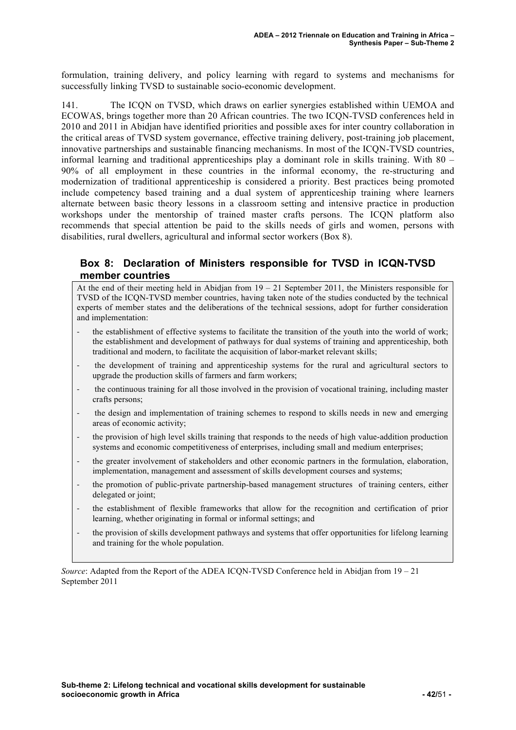formulation, training delivery, and policy learning with regard to systems and mechanisms for successfully linking TVSD to sustainable socio-economic development.

141. The ICQN on TVSD, which draws on earlier synergies established within UEMOA and ECOWAS, brings together more than 20 African countries. The two ICQN-TVSD conferences held in 2010 and 2011 in Abidjan have identified priorities and possible axes for inter country collaboration in the critical areas of TVSD system governance, effective training delivery, post-training job placement, innovative partnerships and sustainable financing mechanisms. In most of the ICQN-TVSD countries, informal learning and traditional apprenticeships play a dominant role in skills training. With 80 – 90% of all employment in these countries in the informal economy, the re-structuring and modernization of traditional apprenticeship is considered a priority. Best practices being promoted include competency based training and a dual system of apprenticeship training where learners alternate between basic theory lessons in a classroom setting and intensive practice in production workshops under the mentorship of trained master crafts persons. The ICQN platform also recommends that special attention be paid to the skills needs of girls and women, persons with disabilities, rural dwellers, agricultural and informal sector workers (Box 8).

### Box 8: Declaration of Ministers responsible for TVSD in ICQN-TVSD member countries

At the end of their meeting held in Abidjan from 19 – 21 September 2011, the Ministers responsible for TVSD of the ICQN-TVSD member countries, having taken note of the studies conducted by the technical experts of member states and the deliberations of the technical sessions, adopt for further consideration and implementation:

- the establishment of effective systems to facilitate the transition of the youth into the world of work; the establishment and development of pathways for dual systems of training and apprenticeship, both traditional and modern, to facilitate the acquisition of labor-market relevant skills;
- the development of training and apprenticeship systems for the rural and agricultural sectors to upgrade the production skills of farmers and farm workers;
- the continuous training for all those involved in the provision of vocational training, including master crafts persons;
- the design and implementation of training schemes to respond to skills needs in new and emerging areas of economic activity;
- the provision of high level skills training that responds to the needs of high value-addition production systems and economic competitiveness of enterprises, including small and medium enterprises;
- the greater involvement of stakeholders and other economic partners in the formulation, elaboration, implementation, management and assessment of skills development courses and systems;
- the promotion of public-private partnership-based management structures of training centers, either delegated or joint;
- the establishment of flexible frameworks that allow for the recognition and certification of prior learning, whether originating in formal or informal settings; and
- the provision of skills development pathways and systems that offer opportunities for lifelong learning and training for the whole population.

*Source*: Adapted from the Report of the ADEA ICQN-TVSD Conference held in Abidjan from 19 – 21 September 2011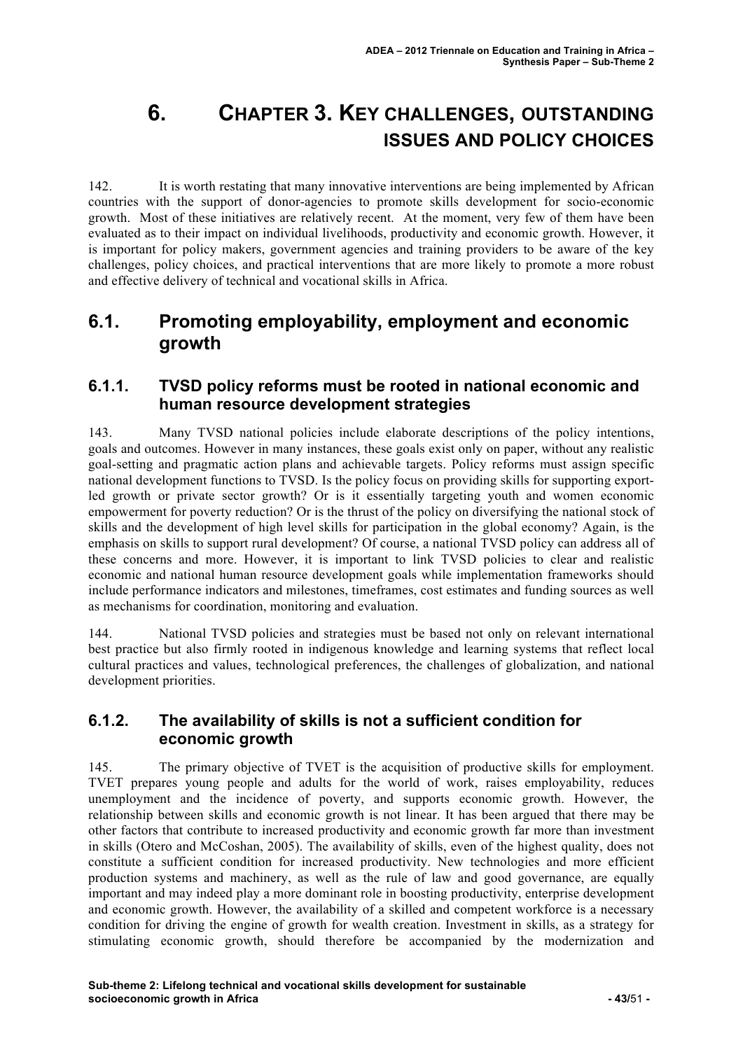# 6. CHAPTER 3. KEY CHALLENGES, OUTSTANDING ISSUES AND POLICY CHOICES

142. It is worth restating that many innovative interventions are being implemented by African countries with the support of donor-agencies to promote skills development for socio-economic growth. Most of these initiatives are relatively recent. At the moment, very few of them have been evaluated as to their impact on individual livelihoods, productivity and economic growth. However, it is important for policy makers, government agencies and training providers to be aware of the key challenges, policy choices, and practical interventions that are more likely to promote a more robust and effective delivery of technical and vocational skills in Africa.

## 6.1. Promoting employability, employment and economic growth

### 6.1.1. TVSD policy reforms must be rooted in national economic and human resource development strategies

143. Many TVSD national policies include elaborate descriptions of the policy intentions, goals and outcomes. However in many instances, these goals exist only on paper, without any realistic goal-setting and pragmatic action plans and achievable targets. Policy reforms must assign specific national development functions to TVSD. Is the policy focus on providing skills for supporting export-led growth or private sector growth? Or is it essentially targeting youth and women economic empowerment for poverty reduction? Or is the thrust of the policy on diversifying the national stock of skills and the development of high level skills for participation in the global economy? Again, is the emphasis on skills to support rural development? Of course, a national TVSD policy can address all of these concerns and more. However, it is important to link TVSD policies to clear and realistic economic and national human resource development goals while implementation frameworks should include performance indicators and milestones, timeframes, cost estimates and funding sources as well as mechanisms for coordination, monitoring and evaluation.

144. National TVSD policies and strategies must be based not only on relevant international best practice but also firmly rooted in indigenous knowledge and learning systems that reflect local cultural practices and values, technological preferences, the challenges of globalization, and national development priorities.

### 6.1.2. The availability of skills is not a sufficient condition for economic growth

145. The primary objective of TVET is the acquisition of productive skills for employment. TVET prepares young people and adults for the world of work, raises employability, reduces unemployment and the incidence of poverty, and supports economic growth. However, the relationship between skills and economic growth is not linear. It has been argued that there may be other factors that contribute to increased productivity and economic growth far more than investment in skills (Otero and McCoshan, 2005). The availability of skills, even of the highest quality, does not constitute a sufficient condition for increased productivity. New technologies and more efficient production systems and machinery, as well as the rule of law and good governance, are equally important and may indeed play a more dominant role in boosting productivity, enterprise development and economic growth. However, the availability of a skilled and competent workforce is a necessary condition for driving the engine of growth for wealth creation. Investment in skills, as a strategy for stimulating economic growth, should therefore be accompanied by the modernization and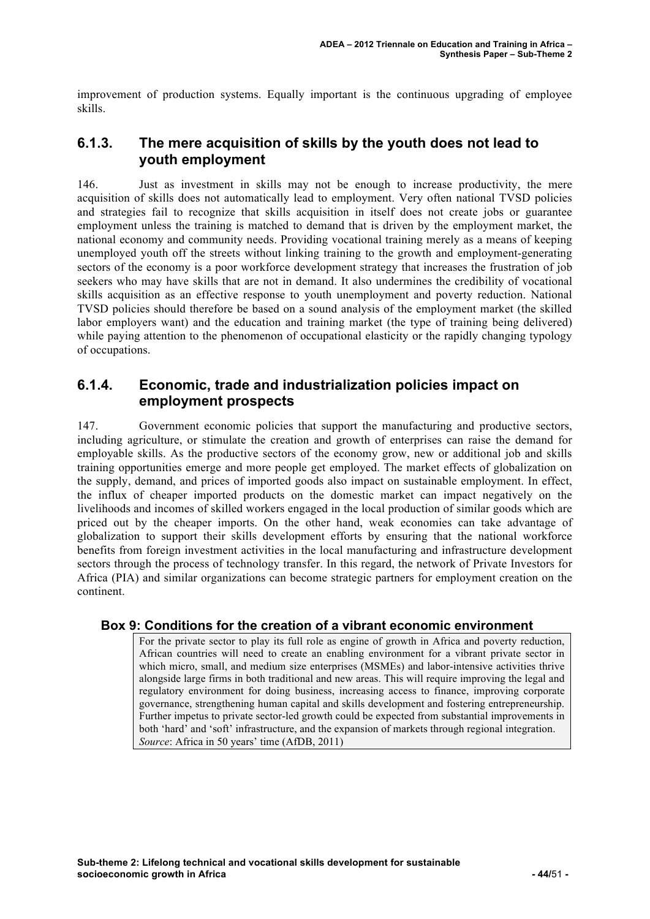improvement of production systems. Equally important is the continuous upgrading of employee skills.

### 6.1.3. The mere acquisition of skills by the youth does not lead to youth employment

146. Just as investment in skills may not be enough to increase productivity, the mere acquisition of skills does not automatically lead to employment. Very often national TVSD policies and strategies fail to recognize that skills acquisition in itself does not create jobs or guarantee employment unless the training is matched to demand that is driven by the employment market, the national economy and community needs. Providing vocational training merely as a means of keeping unemployed youth off the streets without linking training to the growth and employment-generating sectors of the economy is a poor workforce development strategy that increases the frustration of job seekers who may have skills that are not in demand. It also undermines the credibility of vocational skills acquisition as an effective response to youth unemployment and poverty reduction. National TVSD policies should therefore be based on a sound analysis of the employment market (the skilled labor employers want) and the education and training market (the type of training being delivered) while paying attention to the phenomenon of occupational elasticity or the rapidly changing typology of occupations.

### 6.1.4. Economic, trade and industrialization policies impact on employment prospects

147. Government economic policies that support the manufacturing and productive sectors, including agriculture, or stimulate the creation and growth of enterprises can raise the demand for employable skills. As the productive sectors of the economy grow, new or additional job and skills training opportunities emerge and more people get employed. The market effects of globalization on the supply, demand, and prices of imported goods also impact on sustainable employment. In effect, the influx of cheaper imported products on the domestic market can impact negatively on the livelihoods and incomes of skilled workers engaged in the local production of similar goods which are priced out by the cheaper imports. On the other hand, weak economies can take advantage of globalization to support their skills development efforts by ensuring that the national workforce benefits from foreign investment activities in the local manufacturing and infrastructure development sectors through the process of technology transfer. In this regard, the network of Private Investors for Africa (PIA) and similar organizations can become strategic partners for employment creation on the continent.

#### Box 9: Conditions for the creation of a vibrant economic environment

For the private sector to play its full role as engine of growth in Africa and poverty reduction, African countries will need to create an enabling environment for a vibrant private sector in which micro, small, and medium size enterprises (MSMEs) and labor-intensive activities thrive alongside large firms in both traditional and new areas. This will require improving the legal and regulatory environment for doing business, increasing access to finance, improving corporate governance, strengthening human capital and skills development and fostering entrepreneurship. Further impetus to private sector-led growth could be expected from substantial improvements in both 'hard' and 'soft' infrastructure, and the expansion of markets through regional integration.
*Source*: Africa in 50 years' time (AfDB, 2011)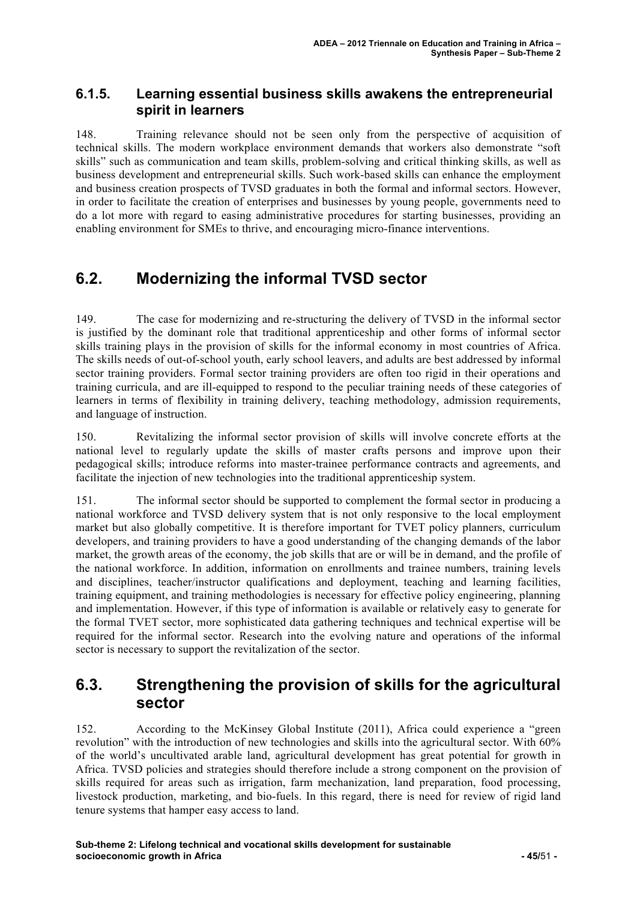### 6.1.5. Learning essential business skills awakens the entrepreneurial spirit in learners

148. Training relevance should not be seen only from the perspective of acquisition of technical skills. The modern workplace environment demands that workers also demonstrate "soft skills" such as communication and team skills, problem-solving and critical thinking skills, as well as business development and entrepreneurial skills. Such work-based skills can enhance the employment and business creation prospects of TVSD graduates in both the formal and informal sectors. However, in order to facilitate the creation of enterprises and businesses by young people, governments need to do a lot more with regard to easing administrative procedures for starting businesses, providing an enabling environment for SMEs to thrive, and encouraging micro-finance interventions.

## 6.2. Modernizing the informal TVSD sector

149. The case for modernizing and re-structuring the delivery of TVSD in the informal sector is justified by the dominant role that traditional apprenticeship and other forms of informal sector skills training plays in the provision of skills for the informal economy in most countries of Africa. The skills needs of out-of-school youth, early school leavers, and adults are best addressed by informal sector training providers. Formal sector training providers are often too rigid in their operations and training curricula, and are ill-equipped to respond to the peculiar training needs of these categories of learners in terms of flexibility in training delivery, teaching methodology, admission requirements, and language of instruction.

150. Revitalizing the informal sector provision of skills will involve concrete efforts at the national level to regularly update the skills of master crafts persons and improve upon their pedagogical skills; introduce reforms into master-trainee performance contracts and agreements, and facilitate the injection of new technologies into the traditional apprenticeship system.

151. The informal sector should be supported to complement the formal sector in producing a national workforce and TVSD delivery system that is not only responsive to the local employment market but also globally competitive. It is therefore important for TVET policy planners, curriculum developers, and training providers to have a good understanding of the changing demands of the labor market, the growth areas of the economy, the job skills that are or will be in demand, and the profile of the national workforce. In addition, information on enrollments and trainee numbers, training levels and disciplines, teacher/instructor qualifications and deployment, teaching and learning facilities, training equipment, and training methodologies is necessary for effective policy engineering, planning and implementation. However, if this type of information is available or relatively easy to generate for the formal TVET sector, more sophisticated data gathering techniques and technical expertise will be required for the informal sector. Research into the evolving nature and operations of the informal sector is necessary to support the revitalization of the sector.

## 6.3. Strengthening the provision of skills for the agricultural sector

152. According to the McKinsey Global Institute (2011), Africa could experience a "green revolution" with the introduction of new technologies and skills into the agricultural sector. With 60% of the world's uncultivated arable land, agricultural development has great potential for growth in Africa. TVSD policies and strategies should therefore include a strong component on the provision of skills required for areas such as irrigation, farm mechanization, land preparation, food processing, livestock production, marketing, and bio-fuels. In this regard, there is need for review of rigid land tenure systems that hamper easy access to land.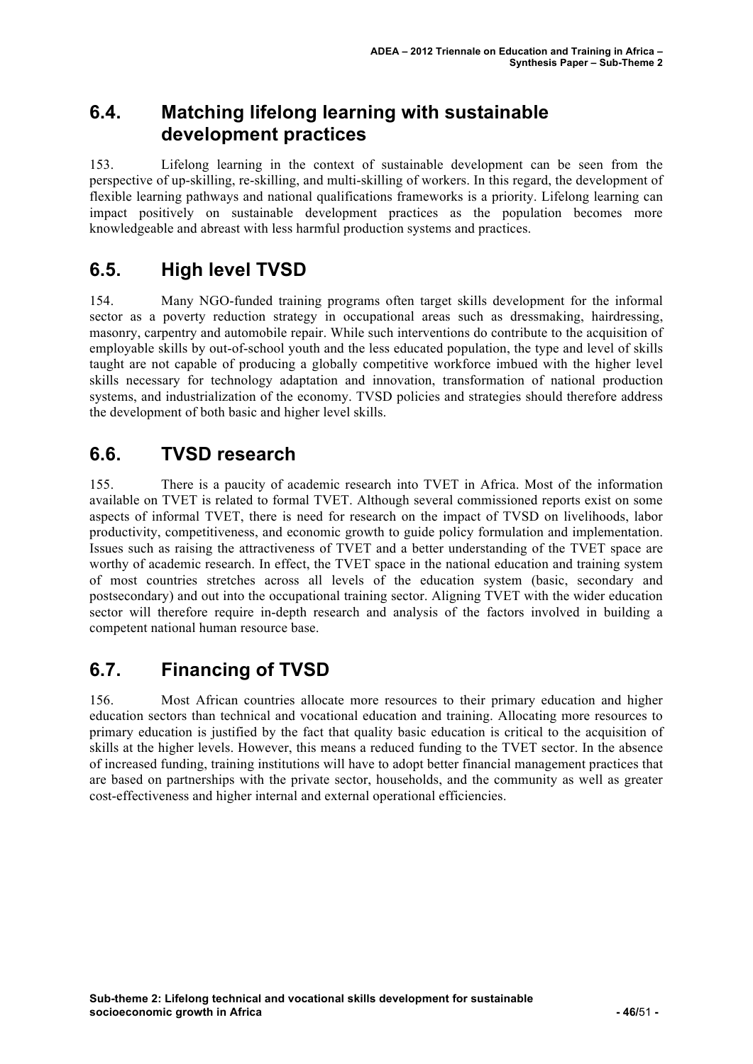## 6.4. Matching lifelong learning with sustainable development practices

153. Lifelong learning in the context of sustainable development can be seen from the perspective of up-skilling, re-skilling, and multi-skilling of workers. In this regard, the development of flexible learning pathways and national qualifications frameworks is a priority. Lifelong learning can impact positively on sustainable development practices as the population becomes more knowledgeable and abreast with less harmful production systems and practices.

## 6.5. High level TVSD

154. Many NGO-funded training programs often target skills development for the informal sector as a poverty reduction strategy in occupational areas such as dressmaking, hairdressing, masonry, carpentry and automobile repair. While such interventions do contribute to the acquisition of employable skills by out-of-school youth and the less educated population, the type and level of skills taught are not capable of producing a globally competitive workforce imbued with the higher level skills necessary for technology adaptation and innovation, transformation of national production systems, and industrialization of the economy. TVSD policies and strategies should therefore address the development of both basic and higher level skills.

## 6.6. TVSD research

155. There is a paucity of academic research into TVET in Africa. Most of the information available on TVET is related to formal TVET. Although several commissioned reports exist on some aspects of informal TVET, there is need for research on the impact of TVSD on livelihoods, labor productivity, competitiveness, and economic growth to guide policy formulation and implementation. Issues such as raising the attractiveness of TVET and a better understanding of the TVET space are worthy of academic research. In effect, the TVET space in the national education and training system of most countries stretches across all levels of the education system (basic, secondary and postsecondary) and out into the occupational training sector. Aligning TVET with the wider education sector will therefore require in-depth research and analysis of the factors involved in building a competent national human resource base.

## 6.7. Financing of TVSD

156. Most African countries allocate more resources to their primary education and higher education sectors than technical and vocational education and training. Allocating more resources to primary education is justified by the fact that quality basic education is critical to the acquisition of skills at the higher levels. However, this means a reduced funding to the TVET sector. In the absence of increased funding, training institutions will have to adopt better financial management practices that are based on partnerships with the private sector, households, and the community as well as greater cost-effectiveness and higher internal and external operational efficiencies.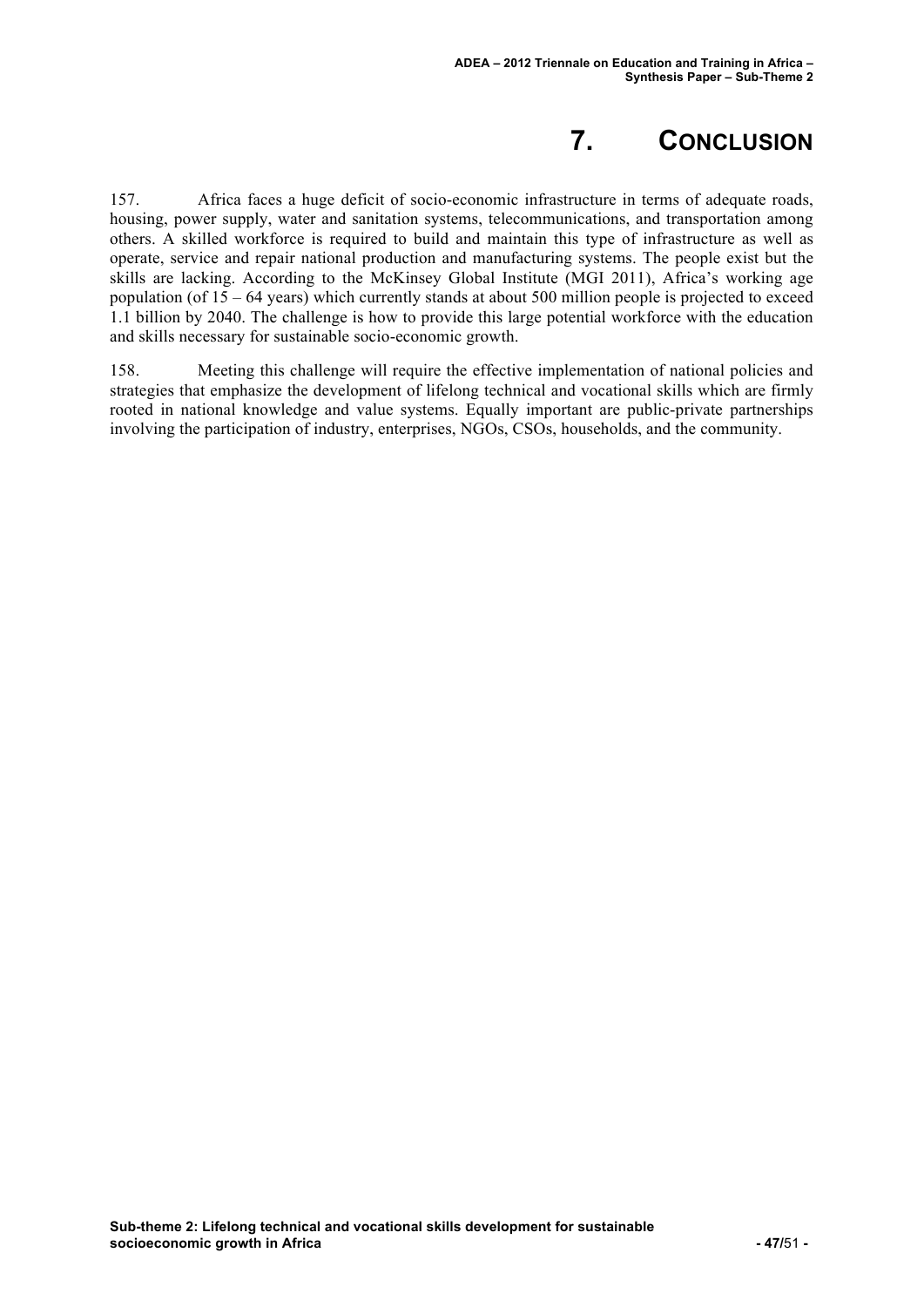# 7. CONCLUSION

157. Africa faces a huge deficit of socio-economic infrastructure in terms of adequate roads, housing, power supply, water and sanitation systems, telecommunications, and transportation among others. A skilled workforce is required to build and maintain this type of infrastructure as well as operate, service and repair national production and manufacturing systems. The people exist but the skills are lacking. According to the McKinsey Global Institute (MGI 2011), Africa's working age population (of 15 – 64 years) which currently stands at about 500 million people is projected to exceed 1.1 billion by 2040. The challenge is how to provide this large potential workforce with the education and skills necessary for sustainable socio-economic growth.

158. Meeting this challenge will require the effective implementation of national policies and strategies that emphasize the development of lifelong technical and vocational skills which are firmly rooted in national knowledge and value systems. Equally important are public-private partnerships involving the participation of industry, enterprises, NGOs, CSOs, households, and the community.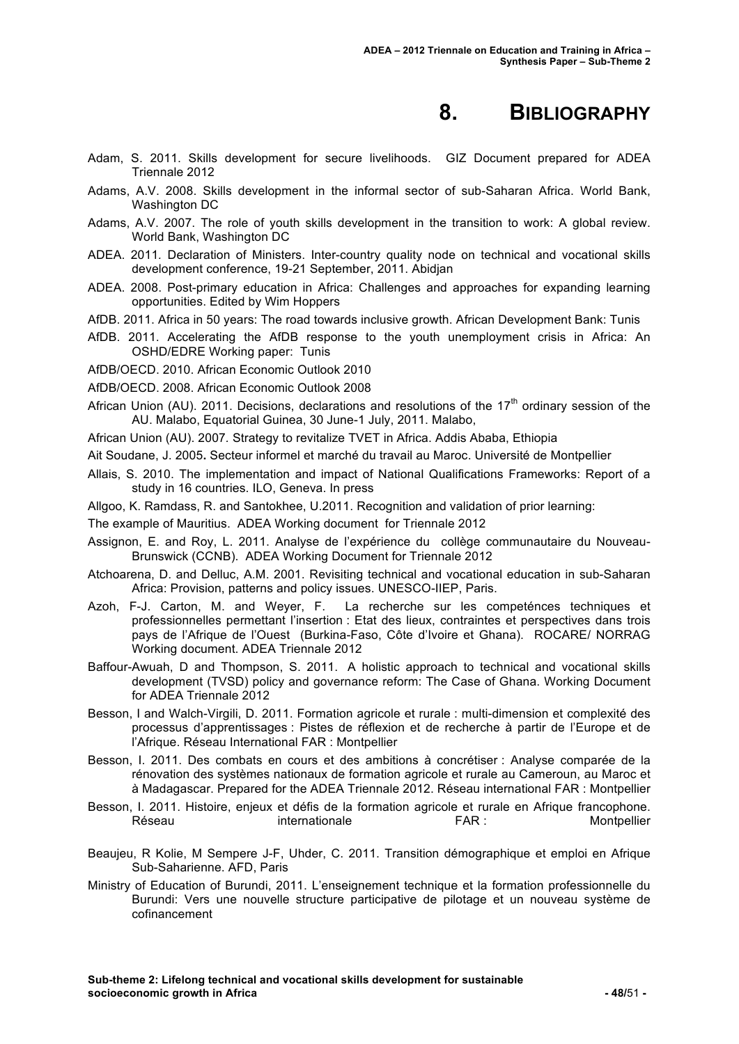# 8. BIBLIOGRAPHY

Adam, S. 2011. Skills development for secure livelihoods. GIZ Document prepared for ADEA Triennale 2012

Adams, A.V. 2008. Skills development in the informal sector of sub-Saharan Africa. World Bank, Washington DC

Adams, A.V. 2007. The role of youth skills development in the transition to work: A global review. World Bank, Washington DC

ADEA. 2011. Declaration of Ministers. Inter-country quality node on technical and vocational skills development conference, 19-21 September, 2011. Abidjan

ADEA. 2008. Post-primary education in Africa: Challenges and approaches for expanding learning opportunities. Edited by Wim Hoppers

AfDB. 2011. Africa in 50 years: The road towards inclusive growth. African Development Bank: Tunis

AfDB. 2011. Accelerating the AfDB response to the youth unemployment crisis in Africa: An OSHD/EDRE Working paper: Tunis

AfDB/OECD. 2010. African Economic Outlook 2010

AfDB/OECD. 2008. African Economic Outlook 2008

African Union (AU). 2011. Decisions, declarations and resolutions of the 17th ordinary session of the AU. Malabo, Equatorial Guinea, 30 June-1 July, 2011. Malabo,

African Union (AU). 2007. Strategy to revitalize TVET in Africa. Addis Ababa, Ethiopia

Ait Soudane, J. 2005. Secteur informel et marché du travail au Maroc. Université de Montpellier

Allais, S. 2010. The implementation and impact of National Qualifications Frameworks: Report of a study in 16 countries. ILO, Geneva. In press

Allgoo, K. Ramdass, R. and Santokhee, U.2011. Recognition and validation of prior learning:

The example of Mauritius. ADEA Working document for Triennale 2012

Assignon, E. and Roy, L. 2011. Analyse de l'expérience du collège communautaire du Nouveau-Brunswick (CCNB). ADEA Working Document for Triennale 2012

Atchoarena, D. and Delluc, A.M. 2001. Revisiting technical and vocational education in sub-Saharan Africa: Provision, patterns and policy issues. UNESCO-IIEP, Paris.

Azoh, F-J. Carton, M. and Weyer, F. La recherche sur les competénces techniques et professionnelles permettant l'insertion : Etat des lieux, contraintes et perspectives dans trois pays de l'Afrique de l'Ouest (Burkina-Faso, Côte d'Ivoire et Ghana). ROCARE/ NORRAG Working document. ADEA Triennale 2012

Baffour-Awuah, D and Thompson, S. 2011. A holistic approach to technical and vocational skills development (TVSD) policy and governance reform: The Case of Ghana. Working Document for ADEA Triennale 2012

Besson, I and Walch-Virgili, D. 2011. Formation agricole et rurale : multi-dimension et complexité des processus d'apprentissages : Pistes de réflexion et de recherche à partir de l'Europe et de l'Afrique. Réseau International FAR : Montpellier

Besson, I. 2011. Des combats en cours et des ambitions à concrétiser : Analyse comparée de la rénovation des systèmes nationaux de formation agricole et rurale au Cameroun, au Maroc et à Madagascar. Prepared for the ADEA Triennale 2012. Réseau international FAR : Montpellier

Besson, I. 2011. Histoire, enjeux et défis de la formation agricole et rurale en Afrique francophone. Réseau internationale FAR : Montpellier

Beaujeu, R Kolie, M Sempere J-F, Uhder, C. 2011. Transition démographique et emploi en Afrique Sub-Saharienne. AFD, Paris

Ministry of Education of Burundi, 2011. L'enseignement technique et la formation professionnelle du Burundi: Vers une nouvelle structure participative de pilotage et un nouveau système de cofinancement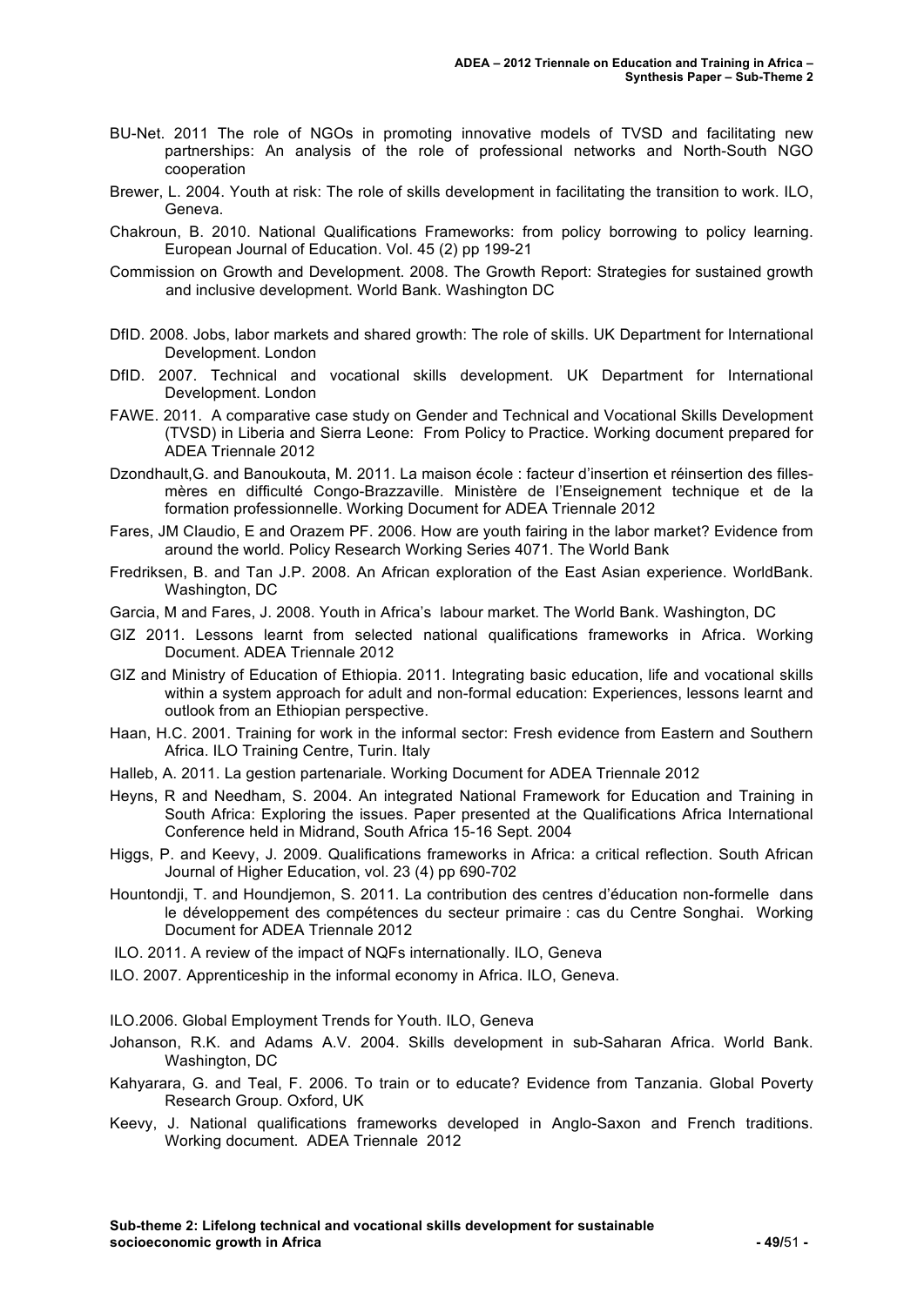BU-Net. 2011 The role of NGOs in promoting innovative models of TVSD and facilitating new partnerships: An analysis of the role of professional networks and North-South NGO cooperation

Brewer, L. 2004. Youth at risk: The role of skills development in facilitating the transition to work. ILO, Geneva.

Chakroun, B. 2010. National Qualifications Frameworks: from policy borrowing to policy learning. European Journal of Education. Vol. 45 (2) pp 199-21

Commission on Growth and Development. 2008. The Growth Report: Strategies for sustained growth and inclusive development. World Bank. Washington DC

DfID. 2008. Jobs, labor markets and shared growth: The role of skills. UK Department for International Development. London

DfID. 2007. Technical and vocational skills development. UK Department for International Development. London

FAWE. 2011. A comparative case study on Gender and Technical and Vocational Skills Development (TVSD) in Liberia and Sierra Leone: From Policy to Practice. Working document prepared for ADEA Triennale 2012

Dzondhault,G. and Banoukouta, M. 2011. La maison école : facteur d'insertion et réinsertion des filles-mères en difficulté Congo-Brazzaville. Ministère de l'Enseignement technique et de la formation professionnelle. Working Document for ADEA Triennale 2012

Fares, JM Claudio, E and Orazem PF. 2006. How are youth fairing in the labor market? Evidence from around the world. Policy Research Working Series 4071. The World Bank

Fredriksen, B. and Tan J.P. 2008. An African exploration of the East Asian experience. WorldBank. Washington, DC

Garcia, M and Fares, J. 2008. Youth in Africa's labour market. The World Bank. Washington, DC

GIZ 2011. Lessons learnt from selected national qualifications frameworks in Africa. Working Document. ADEA Triennale 2012

GIZ and Ministry of Education of Ethiopia. 2011. Integrating basic education, life and vocational skills within a system approach for adult and non-formal education: Experiences, lessons learnt and outlook from an Ethiopian perspective.

Haan, H.C. 2001. Training for work in the informal sector: Fresh evidence from Eastern and Southern Africa. ILO Training Centre, Turin. Italy

Halleb, A. 2011. La gestion partenariale. Working Document for ADEA Triennale 2012

Heyns, R and Needham, S. 2004. An integrated National Framework for Education and Training in South Africa: Exploring the issues. Paper presented at the Qualifications Africa International Conference held in Midrand, South Africa 15-16 Sept. 2004

Higgs, P. and Keevy, J. 2009. Qualifications frameworks in Africa: a critical reflection. South African Journal of Higher Education, vol. 23 (4) pp 690-702

Hountondji, T. and Houndjemon, S. 2011. La contribution des centres d'éducation non-formelle dans le développement des compétences du secteur primaire : cas du Centre Songhai. Working Document for ADEA Triennale 2012

ILO. 2011. A review of the impact of NQFs internationally. ILO, Geneva

ILO. 2007. Apprenticeship in the informal economy in Africa. ILO, Geneva.

ILO.2006. Global Employment Trends for Youth. ILO, Geneva

Johanson, R.K. and Adams A.V. 2004. Skills development in sub-Saharan Africa. World Bank. Washington, DC

Kahyarara, G. and Teal, F. 2006. To train or to educate? Evidence from Tanzania. Global Poverty Research Group. Oxford, UK

Keevy, J. National qualifications frameworks developed in Anglo-Saxon and French traditions. Working document. ADEA Triennale 2012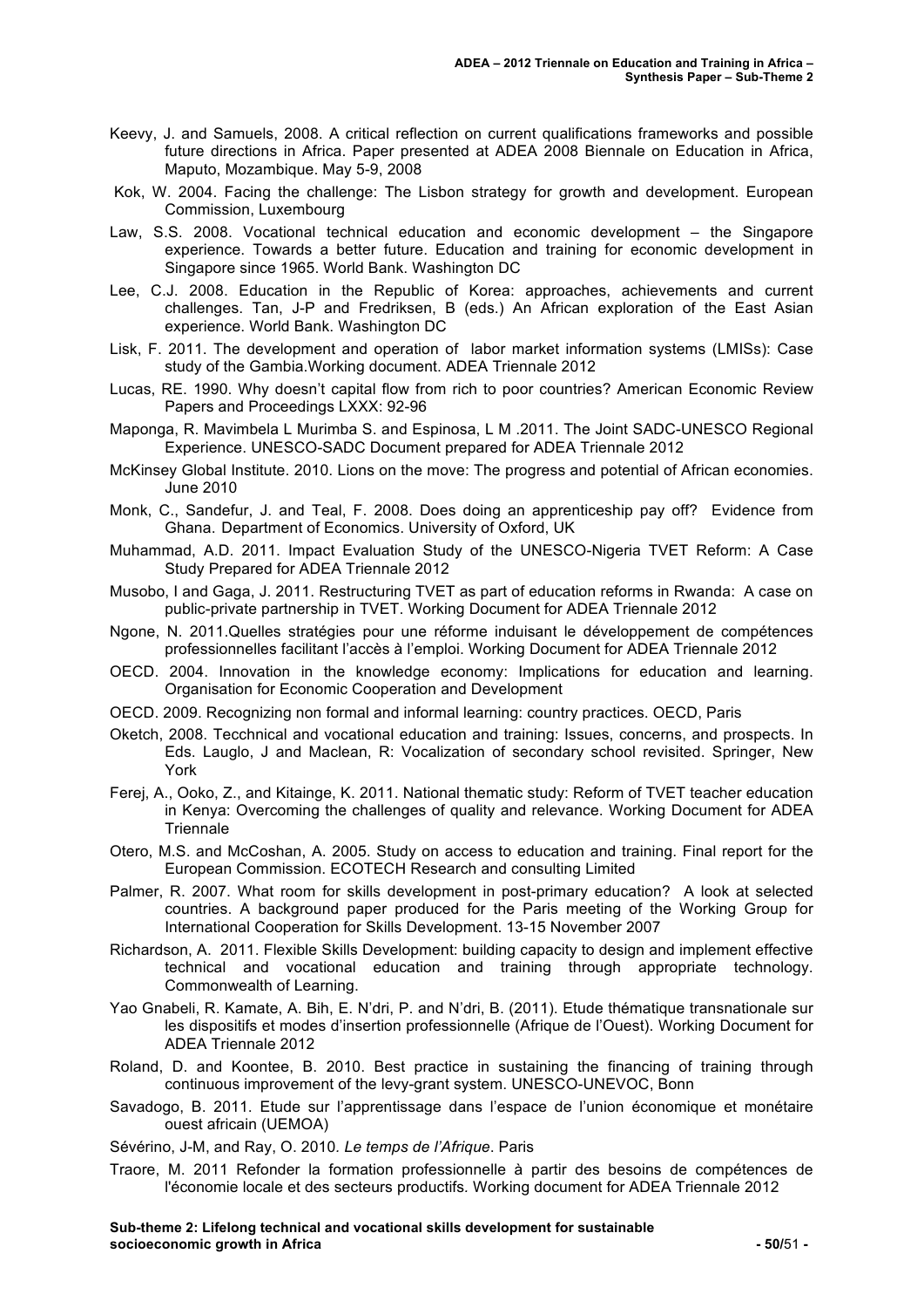Keevy, J. and Samuels, 2008. A critical reflection on current qualifications frameworks and possible future directions in Africa. Paper presented at ADEA 2008 Biennale on Education in Africa, Maputo, Mozambique. May 5-9, 2008

Kok, W. 2004. Facing the challenge: The Lisbon strategy for growth and development. European Commission, Luxembourg

Law, S.S. 2008. Vocational technical education and economic development – the Singapore experience. Towards a better future. Education and training for economic development in Singapore since 1965. World Bank. Washington DC

Lee, C.J. 2008. Education in the Republic of Korea: approaches, achievements and current challenges. Tan, J-P and Fredriksen, B (eds.) An African exploration of the East Asian experience. World Bank. Washington DC

Lisk, F. 2011. The development and operation of labor market information systems (LMISs): Case study of the Gambia.Working document. ADEA Triennale 2012

Lucas, RE. 1990. Why doesn't capital flow from rich to poor countries? American Economic Review Papers and Proceedings LXXX: 92-96

Maponga, R. Mavimbela L Murimba S. and Espinosa, L M .2011. The Joint SADC-UNESCO Regional Experience. UNESCO-SADC Document prepared for ADEA Triennale 2012

McKinsey Global Institute. 2010. Lions on the move: The progress and potential of African economies. June 2010

Monk, C., Sandefur, J. and Teal, F. 2008. Does doing an apprenticeship pay off? Evidence from Ghana. Department of Economics. University of Oxford, UK

Muhammad, A.D. 2011. Impact Evaluation Study of the UNESCO-Nigeria TVET Reform: A Case Study Prepared for ADEA Triennale 2012

Musobo, I and Gaga, J. 2011. Restructuring TVET as part of education reforms in Rwanda: A case on public-private partnership in TVET. Working Document for ADEA Triennale 2012

Ngone, N. 2011.Quelles stratégies pour une réforme induisant le développement de compétences professionnelles facilitant l'accès à l'emploi. Working Document for ADEA Triennale 2012

OECD. 2004. Innovation in the knowledge economy: Implications for education and learning. Organisation for Economic Cooperation and Development

OECD. 2009. Recognizing non formal and informal learning: country practices. OECD, Paris

Oketch, 2008. Tecchnical and vocational education and training: Issues, concerns, and prospects. In Eds. Lauglo, J and Maclean, R: Vocalization of secondary school revisited. Springer, New York

Ferej, A., Ooko, Z., and Kitainge, K. 2011. National thematic study: Reform of TVET teacher education in Kenya: Overcoming the challenges of quality and relevance. Working Document for ADEA Triennale

Otero, M.S. and McCoshan, A. 2005. Study on access to education and training. Final report for the European Commission. ECOTECH Research and consulting Limited

Palmer, R. 2007. What room for skills development in post-primary education? A look at selected countries. A background paper produced for the Paris meeting of the Working Group for International Cooperation for Skills Development. 13-15 November 2007

Richardson, A. 2011. Flexible Skills Development: building capacity to design and implement effective technical and vocational education and training through appropriate technology. Commonwealth of Learning.

Yao Gnabeli, R. Kamate, A. Bih, E. N'dri, P. and N'dri, B. (2011). Etude thématique transnationale sur les dispositifs et modes d'insertion professionnelle (Afrique de l'Ouest). Working Document for ADEA Triennale 2012

Roland, D. and Koontee, B. 2010. Best practice in sustaining the financing of training through continuous improvement of the levy-grant system. UNESCO-UNEVOC, Bonn

Savadogo, B. 2011. Etude sur l'apprentissage dans l'espace de l'union économique et monétaire ouest africain (UEMOA)

Sévérino, J-M, and Ray, O. 2010. *Le temps de l'Afrique*. Paris

Traore, M. 2011 Refonder la formation professionnelle à partir des besoins de compétences de l'économie locale et des secteurs productifs*.* Working document for ADEA Triennale 2012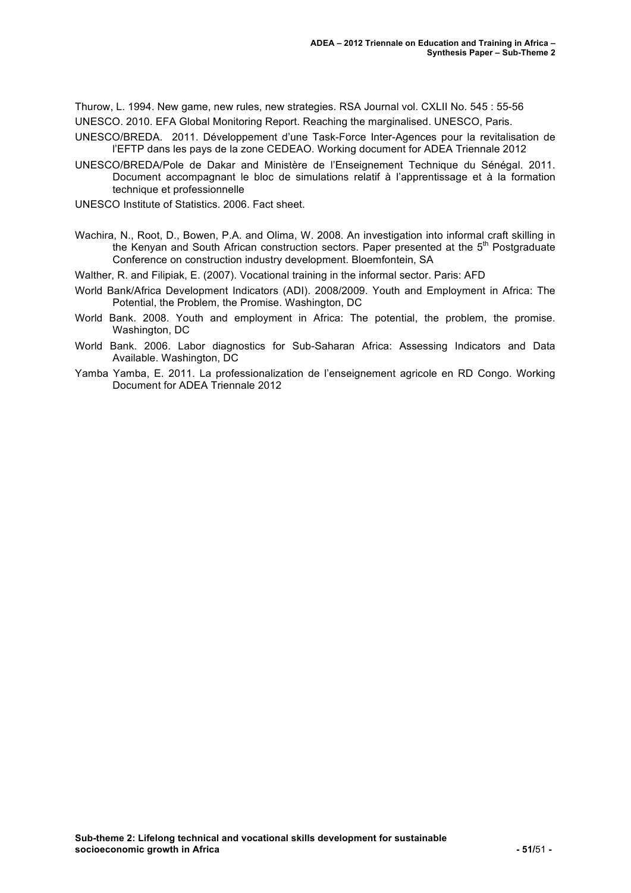Thurow, L. 1994. New game, new rules, new strategies. RSA Journal vol. CXLII No. 545 : 55-56

UNESCO. 2010. EFA Global Monitoring Report. Reaching the marginalised. UNESCO, Paris.

UNESCO/BREDA. 2011. Développement d'une Task-Force Inter-Agences pour la revitalisation de l'EFTP dans les pays de la zone CEDEAO. Working document for ADEA Triennale 2012

UNESCO/BREDA/Pole de Dakar and Ministère de l'Enseignement Technique du Sénégal. 2011. Document accompagnant le bloc de simulations relatif à l'apprentissage et à la formation technique et professionnelle

UNESCO Institute of Statistics. 2006. Fact sheet.

Wachira, N., Root, D., Bowen, P.A. and Olima, W. 2008. An investigation into informal craft skilling in the Kenyan and South African construction sectors. Paper presented at the 5th Postgraduate Conference on construction industry development. Bloemfontein, SA

Walther, R. and Filipiak, E. (2007). Vocational training in the informal sector. Paris: AFD

World Bank/Africa Development Indicators (ADI). 2008/2009. Youth and Employment in Africa: The Potential, the Problem, the Promise. Washington, DC

World Bank. 2008. Youth and employment in Africa: The potential, the problem, the promise. Washington, DC

World Bank. 2006. Labor diagnostics for Sub-Saharan Africa: Assessing Indicators and Data Available. Washington, DC

Yamba Yamba, E. 2011. La professionalization de l'enseignement agricole en RD Congo. Working Document for ADEA Triennale 2012